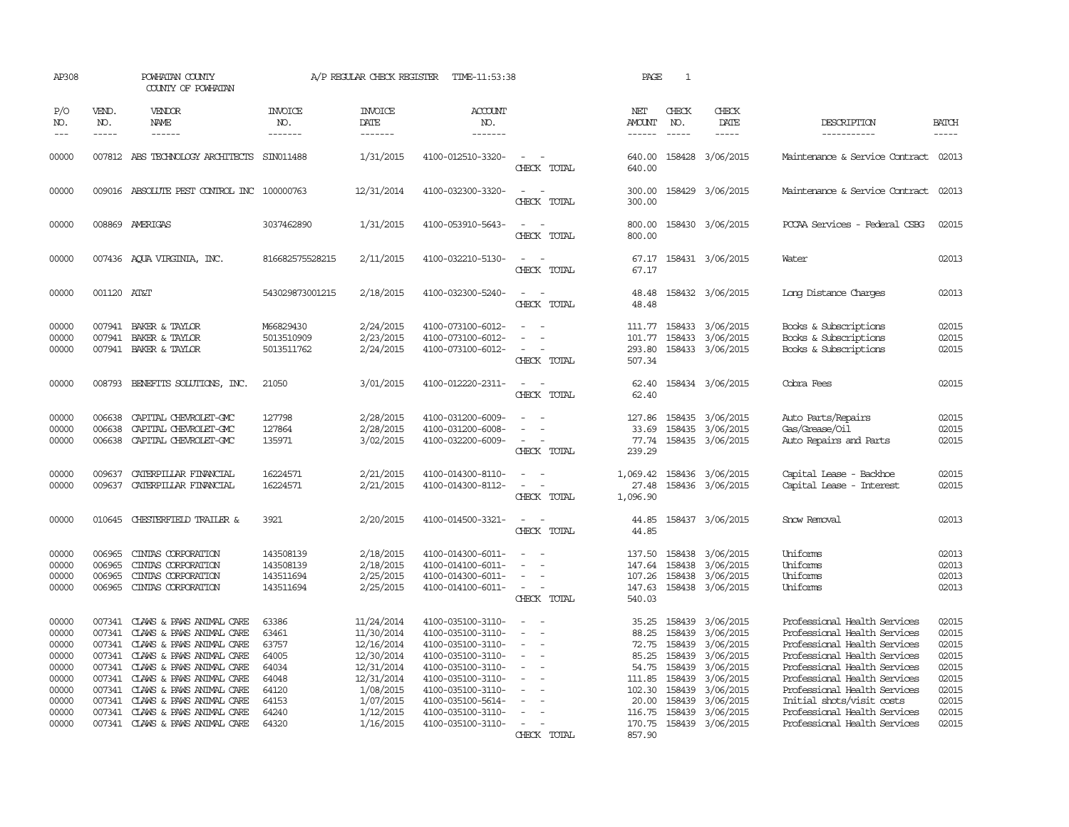AP308 POWHATAN COUNTY A/P REGULAR CHECK REGISTER TIME-11:53:38

COUNTY OF POWHATAN

| P/O NO. | VEND. NO. | VENDOR NAME | INVOICE NO. | INVOICE DATE | ACCOUNT NO. | | NET AMOUNT | CHECK NO. | CHECK DATE | DESCRIPTION | BATCH |
|---|---|---|---|---|---|---|---|---|---|---|---|
| 00000 | 007812 | ABS TECHNOLOGY ARCHITECTS | SIN011488 | 1/31/2015 | 4100-012510-3320- | - - | 640.00 | 158428 | 3/06/2015 | Maintenance & Service Contract | 02013 |
| | | | | | | CHECK TOTAL | 640.00 | | | | |
| 00000 | 009016 | ABSOLUTE PEST CONTROL INC | 100000763 | 12/31/2014 | 4100-032300-3320- | - - | 300.00 | 158429 | 3/06/2015 | Maintenance & Service Contract | 02013 |
| | | | | | | CHECK TOTAL | 300.00 | | | | |
| 00000 | 008869 | AMERIGAS | 3037462890 | 1/31/2015 | 4100-053910-5643- | - - | 800.00 | 158430 | 3/06/2015 | PCCAA Services - Federal CSBG | 02015 |
| | | | | | | CHECK TOTAL | 800.00 | | | | |
| 00000 | 007436 | AQUA VIRGINIA, INC. | 816682575528215 | 2/11/2015 | 4100-032210-5130- | - - | 67.17 | 158431 | 3/06/2015 | Water | 02013 |
| | | | | | | CHECK TOTAL | 67.17 | | | | |
| 00000 | 001120 | AT&T | 543029873001215 | 2/18/2015 | 4100-032300-5240- | - - | 48.48 | 158432 | 3/06/2015 | Long Distance Charges | 02013 |
| | | | | | | CHECK TOTAL | 48.48 | | | | |
| 00000 | 007941 | BAKER & TAYLOR | M66829430 | 2/24/2015 | 4100-073100-6012- | - - | 111.77 | 158433 | 3/06/2015 | Books & Subscriptions | 02015 |
| 00000 | 007941 | BAKER & TAYLOR | 5013510909 | 2/23/2015 | 4100-073100-6012- | - - | 101.77 | 158433 | 3/06/2015 | Books & Subscriptions | 02015 |
| 00000 | 007941 | BAKER & TAYLOR | 5013511762 | 2/24/2015 | 4100-073100-6012- | - - | 293.80 | 158433 | 3/06/2015 | Books & Subscriptions | 02015 |
| | | | | | | CHECK TOTAL | 507.34 | | | | |
| 00000 | 008793 | BENEFITS SOLUTIONS, INC. | 21050 | 3/01/2015 | 4100-012220-2311- | - - | 62.40 | 158434 | 3/06/2015 | Cobra Fees | 02015 |
| | | | | | | CHECK TOTAL | 62.40 | | | | |
| 00000 | 006638 | CAPITAL CHEVROLET-GMC | 127798 | 2/28/2015 | 4100-031200-6009- | - - | 127.86 | 158435 | 3/06/2015 | Auto Parts/Repairs | 02015 |
| 00000 | 006638 | CAPITAL CHEVROLET-GMC | 127864 | 2/28/2015 | 4100-031200-6008- | - - | 33.69 | 158435 | 3/06/2015 | Gas/Grease/Oil | 02015 |
| 00000 | 006638 | CAPITAL CHEVROLET-GMC | 135971 | 3/02/2015 | 4100-032200-6009- | - - | 77.74 | 158435 | 3/06/2015 | Auto Repairs and Parts | 02015 |
| | | | | | | CHECK TOTAL | 239.29 | | | | |
| 00000 | 009637 | CATERPILLAR FINANCIAL | 16224571 | 2/21/2015 | 4100-014300-8110- | - - | 1,069.42 | 158436 | 3/06/2015 | Capital Lease - Backhoe | 02015 |
| 00000 | 009637 | CATERPILLAR FINANCIAL | 16224571 | 2/21/2015 | 4100-014300-8112- | - - | 27.48 | 158436 | 3/06/2015 | Capital Lease - Interest | 02015 |
| | | | | | | CHECK TOTAL | 1,096.90 | | | | |
| 00000 | 010645 | CHESTERFIELD TRAILER & | 3921 | 2/20/2015 | 4100-014500-3321- | - - | 44.85 | 158437 | 3/06/2015 | Snow Removal | 02013 |
| | | | | | | CHECK TOTAL | 44.85 | | | | |
| 00000 | 006965 | CINTAS CORPORATION | 143508139 | 2/18/2015 | 4100-014300-6011- | - - | 137.50 | 158438 | 3/06/2015 | Uniforms | 02013 |
| 00000 | 006965 | CINTAS CORPORATION | 143508139 | 2/18/2015 | 4100-014100-6011- | - - | 147.64 | 158438 | 3/06/2015 | Uniforms | 02013 |
| 00000 | 006965 | CINTAS CORPORATION | 143511694 | 2/25/2015 | 4100-014300-6011- | - - | 107.26 | 158438 | 3/06/2015 | Uniforms | 02013 |
| 00000 | 006965 | CINTAS CORPORATION | 143511694 | 2/25/2015 | 4100-014100-6011- | - - | 147.63 | 158438 | 3/06/2015 | Uniforms | 02013 |
| | | | | | | CHECK TOTAL | 540.03 | | | | |
| 00000 | 007341 | CLAWS & PAWS ANIMAL CARE | 63386 | 11/24/2014 | 4100-035100-3110- | - - | 35.25 | 158439 | 3/06/2015 | Professional Health Services | 02015 |
| 00000 | 007341 | CLAWS & PAWS ANIMAL CARE | 63461 | 11/30/2014 | 4100-035100-3110- | - - | 88.25 | 158439 | 3/06/2015 | Professional Health Services | 02015 |
| 00000 | 007341 | CLAWS & PAWS ANIMAL CARE | 63757 | 12/16/2014 | 4100-035100-3110- | - - | 72.75 | 158439 | 3/06/2015 | Professional Health Services | 02015 |
| 00000 | 007341 | CLAWS & PAWS ANIMAL CARE | 64005 | 12/30/2014 | 4100-035100-3110- | - - | 85.25 | 158439 | 3/06/2015 | Professional Health Services | 02015 |
| 00000 | 007341 | CLAWS & PAWS ANIMAL CARE | 64034 | 12/31/2014 | 4100-035100-3110- | - - | 54.75 | 158439 | 3/06/2015 | Professional Health Services | 02015 |
| 00000 | 007341 | CLAWS & PAWS ANIMAL CARE | 64048 | 12/31/2014 | 4100-035100-3110- | - - | 111.85 | 158439 | 3/06/2015 | Professional Health Services | 02015 |
| 00000 | 007341 | CLAWS & PAWS ANIMAL CARE | 64120 | 1/08/2015 | 4100-035100-3110- | - - | 102.30 | 158439 | 3/06/2015 | Professional Health Services | 02015 |
| 00000 | 007341 | CLAWS & PAWS ANIMAL CARE | 64153 | 1/07/2015 | 4100-035100-5614- | - - | 20.00 | 158439 | 3/06/2015 | Initial shots/visit costs | 02015 |
| 00000 | 007341 | CLAWS & PAWS ANIMAL CARE | 64240 | 1/12/2015 | 4100-035100-3110- | - - | 116.75 | 158439 | 3/06/2015 | Professional Health Services | 02015 |
| 00000 | 007341 | CLAWS & PAWS ANIMAL CARE | 64320 | 1/16/2015 | 4100-035100-3110- | - - | 170.75 | 158439 | 3/06/2015 | Professional Health Services | 02015 |
| | | | | | | CHECK TOTAL | 857.90 | | | | |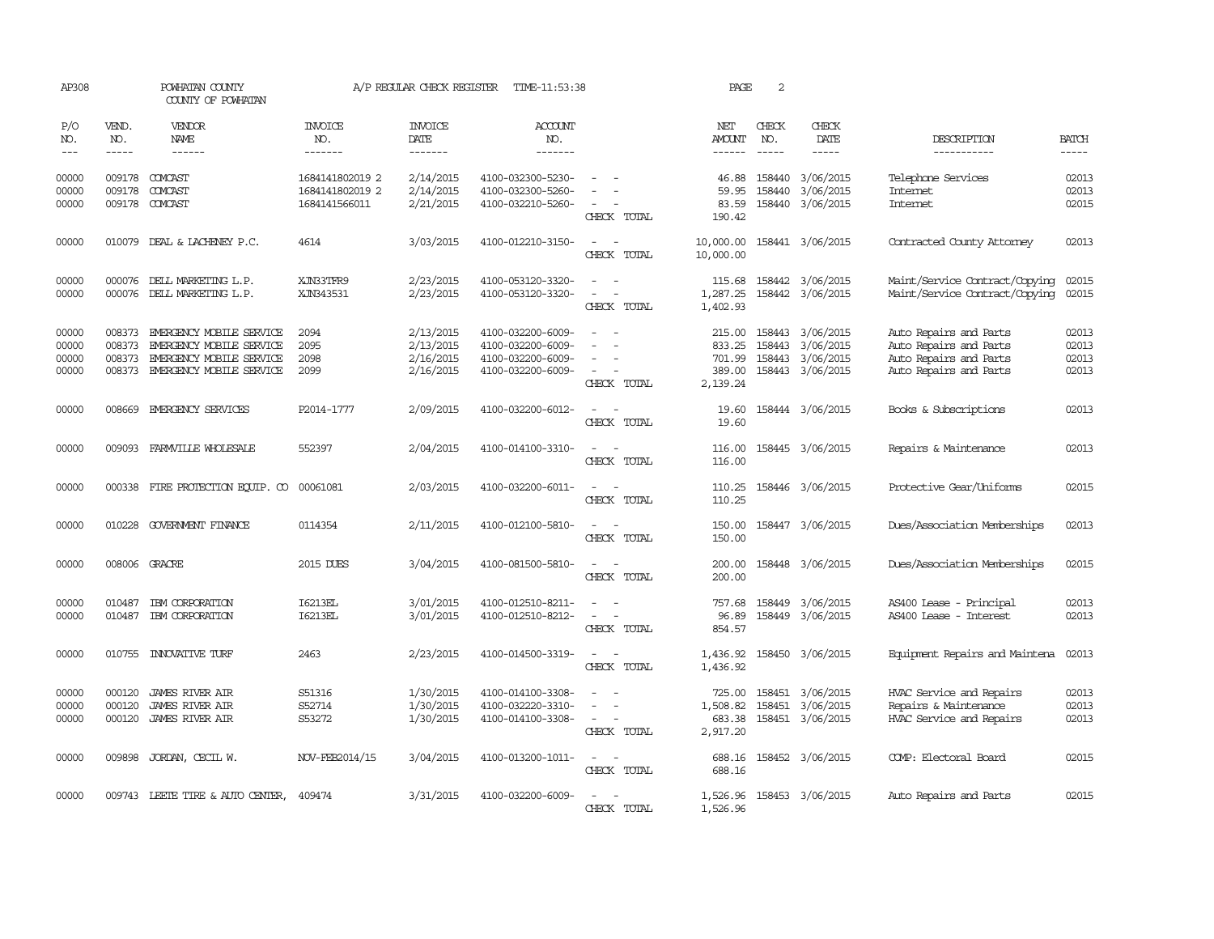AP308 POWHATAN COUNTY A/P REGULAR CHECK REGISTER TIME-11:53:38 PAGE 2

COUNTY OF POWHATAN

| P/O NO. | VEND. NO. | VENDOR NAME | INVOICE NO. | INVOICE DATE | ACCOUNT NO. | | NET AMOUNT | CHECK NO. | CHECK DATE | DESCRIPTION | BATCH |
|---|---|---|---|---|---|---|---|---|---|---|---|
| 00000 | 009178 | COMCAST | 1684141802019 2 | 2/14/2015 | 4100-032300-5230- | - - | 46.88 | 158440 | 3/06/2015 | Telephone Services | 02013 |
| 00000 | 009178 | COMCAST | 1684141802019 2 | 2/14/2015 | 4100-032300-5260- | - - | 59.95 | 158440 | 3/06/2015 | Internet | 02013 |
| 00000 | 009178 | COMCAST | 1684141566011 | 2/21/2015 | 4100-032210-5260- | - - | 83.59 | 158440 | 3/06/2015 | Internet | 02015 |
| | | | | | | CHECK TOTAL | 190.42 | | | | |
| 00000 | 010079 | DEAL & LACHENEY P.C. | 4614 | 3/03/2015 | 4100-012210-3150- | - - | 10,000.00 | 158441 | 3/06/2015 | Contracted County Attorney | 02013 |
| | | | | | | CHECK TOTAL | 10,000.00 | | | | |
| 00000 | 000076 | DELL MARKETING L.P. | XJN33TFR9 | 2/23/2015 | 4100-053120-3320- | - - | 115.68 | 158442 | 3/06/2015 | Maint/Service Contract/Copying | 02015 |
| 00000 | 000076 | DELL MARKETING L.P. | XJN343531 | 2/23/2015 | 4100-053120-3320- | - - | 1,287.25 | 158442 | 3/06/2015 | Maint/Service Contract/Copying | 02015 |
| | | | | | | CHECK TOTAL | 1,402.93 | | | | |
| 00000 | 008373 | EMERGENCY MOBILE SERVICE | 2094 | 2/13/2015 | 4100-032200-6009- | - - | 215.00 | 158443 | 3/06/2015 | Auto Repairs and Parts | 02013 |
| 00000 | 008373 | EMERGENCY MOBILE SERVICE | 2095 | 2/13/2015 | 4100-032200-6009- | - - | 833.25 | 158443 | 3/06/2015 | Auto Repairs and Parts | 02013 |
| 00000 | 008373 | EMERGENCY MOBILE SERVICE | 2098 | 2/16/2015 | 4100-032200-6009- | - - | 701.99 | 158443 | 3/06/2015 | Auto Repairs and Parts | 02013 |
| 00000 | 008373 | EMERGENCY MOBILE SERVICE | 2099 | 2/16/2015 | 4100-032200-6009- | - - | 389.00 | 158443 | 3/06/2015 | Auto Repairs and Parts | 02013 |
| | | | | | | CHECK TOTAL | 2,139.24 | | | | |
| 00000 | 008669 | EMERGENCY SERVICES | P2014-1777 | 2/09/2015 | 4100-032200-6012- | - - | 19.60 | 158444 | 3/06/2015 | Books & Subscriptions | 02013 |
| | | | | | | CHECK TOTAL | 19.60 | | | | |
| 00000 | 009093 | FARMVILLE WHOLESALE | 552397 | 2/04/2015 | 4100-014100-3310- | - - | 116.00 | 158445 | 3/06/2015 | Repairs & Maintenance | 02013 |
| | | | | | | CHECK TOTAL | 116.00 | | | | |
| 00000 | 000338 | FIRE PROTECTION EQUIP. CO | 00061081 | 2/03/2015 | 4100-032200-6011- | - - | 110.25 | 158446 | 3/06/2015 | Protective Gear/Uniforms | 02015 |
| | | | | | | CHECK TOTAL | 110.25 | | | | |
| 00000 | 010228 | GOVERNMENT FINANCE | 0114354 | 2/11/2015 | 4100-012100-5810- | - - | 150.00 | 158447 | 3/06/2015 | Dues/Association Memberships | 02013 |
| | | | | | | CHECK TOTAL | 150.00 | | | | |
| 00000 | 008006 | GRACRE | 2015 DUES | 3/04/2015 | 4100-081500-5810- | - - | 200.00 | 158448 | 3/06/2015 | Dues/Association Memberships | 02015 |
| | | | | | | CHECK TOTAL | 200.00 | | | | |
| 00000 | 010487 | IBM CORPORATION | I6213EL | 3/01/2015 | 4100-012510-8211- | - - | 757.68 | 158449 | 3/06/2015 | AS400 Lease - Principal | 02013 |
| 00000 | 010487 | IBM CORPORATION | I6213EL | 3/01/2015 | 4100-012510-8212- | - - | 96.89 | 158449 | 3/06/2015 | AS400 Lease - Interest | 02013 |
| | | | | | | CHECK TOTAL | 854.57 | | | | |
| 00000 | 010755 | INNOVATIVE TURF | 2463 | 2/23/2015 | 4100-014500-3319- | - - | 1,436.92 | 158450 | 3/06/2015 | Equipment Repairs and Maintena | 02013 |
| | | | | | | CHECK TOTAL | 1,436.92 | | | | |
| 00000 | 000120 | JAMES RIVER AIR | S51316 | 1/30/2015 | 4100-014100-3308- | - - | 725.00 | 158451 | 3/06/2015 | HVAC Service and Repairs | 02013 |
| 00000 | 000120 | JAMES RIVER AIR | S52714 | 1/30/2015 | 4100-032220-3310- | - - | 1,508.82 | 158451 | 3/06/2015 | Repairs & Maintenance | 02013 |
| 00000 | 000120 | JAMES RIVER AIR | S53272 | 1/30/2015 | 4100-014100-3308- | - - | 683.38 | 158451 | 3/06/2015 | HVAC Service and Repairs | 02013 |
| | | | | | | CHECK TOTAL | 2,917.20 | | | | |
| 00000 | 009898 | JORDAN, CECIL W. | NOV-FEB2014/15 | 3/04/2015 | 4100-013200-1011- | - - | 688.16 | 158452 | 3/06/2015 | COMP: Electoral Board | 02015 |
| | | | | | | CHECK TOTAL | 688.16 | | | | |
| 00000 | 009743 | LEETE TIRE & AUTO CENTER, | 409474 | 3/31/2015 | 4100-032200-6009- | - - | 1,526.96 | 158453 | 3/06/2015 | Auto Repairs and Parts | 02015 |
| | | | | | | CHECK TOTAL | 1,526.96 | | | | |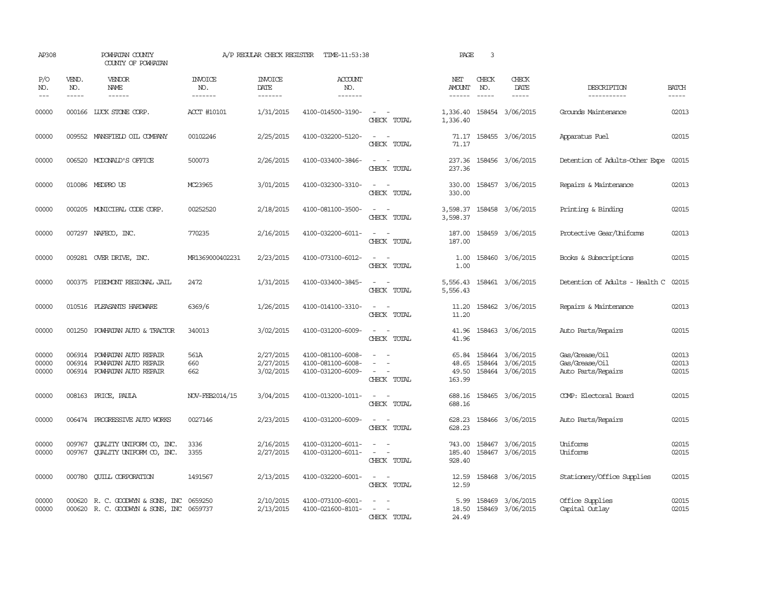AP308 POWHATAN COUNTY A/P REGULAR CHECK REGISTER TIME-11:53:38 PAGE 3

COUNTY OF POWHATAN

| P/O NO. | VEND. NO. | VENDOR NAME | INVOICE NO. | INVOICE DATE | ACCOUNT NO. | | NET AMOUNT | CHECK NO. | CHECK DATE | DESCRIPTION | BATCH |
|---|---|---|---|---|---|---|---|---|---|---|---|
| 00000 | 000166 | LUCK STONE CORP. | ACCT #10101 | 1/31/2015 | 4100-014500-3190- | - - | 1,336.40 | 158454 | 3/06/2015 | Grounds Maintenance | 02013 |
| | | | | | | CHECK TOTAL | 1,336.40 | | | | |
| 00000 | 009552 | MANSFIELD OIL COMPANY | 00102246 | 2/25/2015 | 4100-032200-5120- | - - | 71.17 | 158455 | 3/06/2015 | Apparatus Fuel | 02015 |
| | | | | | | CHECK TOTAL | 71.17 | | | | |
| 00000 | 006520 | MCDONALD'S OFFICE | 500073 | 2/26/2015 | 4100-033400-3846- | - - | 237.36 | 158456 | 3/06/2015 | Detention of Adults-Other Expe | 02015 |
| | | | | | | CHECK TOTAL | 237.36 | | | | |
| 00000 | 010086 | MEDPRO US | MC23965 | 3/01/2015 | 4100-032300-3310- | - - | 330.00 | 158457 | 3/06/2015 | Repairs & Maintenance | 02013 |
| | | | | | | CHECK TOTAL | 330.00 | | | | |
| 00000 | 000205 | MUNICIPAL CODE CORP. | 00252520 | 2/18/2015 | 4100-081100-3500- | - - | 3,598.37 | 158458 | 3/06/2015 | Printing & Binding | 02015 |
| | | | | | | CHECK TOTAL | 3,598.37 | | | | |
| 00000 | 007297 | NAFECO, INC. | 770235 | 2/16/2015 | 4100-032200-6011- | - - | 187.00 | 158459 | 3/06/2015 | Protective Gear/Uniforms | 02013 |
| | | | | | | CHECK TOTAL | 187.00 | | | | |
| 00000 | 009281 | OVER DRIVE, INC. | MR1369000402231 | 2/23/2015 | 4100-073100-6012- | - - | 1.00 | 158460 | 3/06/2015 | Books & Subscriptions | 02015 |
| | | | | | | CHECK TOTAL | 1.00 | | | | |
| 00000 | 000375 | PIEDMONT REGIONAL JAIL | 2472 | 1/31/2015 | 4100-033400-3845- | - - | 5,556.43 | 158461 | 3/06/2015 | Detention of Adults - Health C | 02015 |
| | | | | | | CHECK TOTAL | 5,556.43 | | | | |
| 00000 | 010516 | PLEASANTS HARDWARE | 6369/6 | 1/26/2015 | 4100-014100-3310- | - - | 11.20 | 158462 | 3/06/2015 | Repairs & Maintenance | 02013 |
| | | | | | | CHECK TOTAL | 11.20 | | | | |
| 00000 | 001250 | POWHATAN AUTO & TRACTOR | 340013 | 3/02/2015 | 4100-031200-6009- | - - | 41.96 | 158463 | 3/06/2015 | Auto Parts/Repairs | 02015 |
| | | | | | | CHECK TOTAL | 41.96 | | | | |
| 00000 | 006914 | POWHATAN AUTO REPAIR | 561A | 2/27/2015 | 4100-081100-6008- | - - | 65.84 | 158464 | 3/06/2015 | Gas/Grease/Oil | 02013 |
| 00000 | 006914 | POWHATAN AUTO REPAIR | 660 | 2/27/2015 | 4100-081100-6008- | - - | 48.65 | 158464 | 3/06/2015 | Gas/Grease/Oil | 02013 |
| 00000 | 006914 | POWHATAN AUTO REPAIR | 662 | 3/02/2015 | 4100-031200-6009- | - - | 49.50 | 158464 | 3/06/2015 | Auto Parts/Repairs | 02015 |
| | | | | | | CHECK TOTAL | 163.99 | | | | |
| 00000 | 008163 | PRICE, PAULA | NOV-FEB2014/15 | 3/04/2015 | 4100-013200-1011- | - - | 688.16 | 158465 | 3/06/2015 | COMP: Electoral Board | 02015 |
| | | | | | | CHECK TOTAL | 688.16 | | | | |
| 00000 | 006474 | PROGRESSIVE AUTO WORKS | 0027146 | 2/23/2015 | 4100-031200-6009- | - - | 628.23 | 158466 | 3/06/2015 | Auto Parts/Repairs | 02015 |
| | | | | | | CHECK TOTAL | 628.23 | | | | |
| 00000 | 009767 | QUALITY UNIFORM CO, INC. | 3336 | 2/16/2015 | 4100-031200-6011- | - - | 743.00 | 158467 | 3/06/2015 | Uniforms | 02015 |
| 00000 | 009767 | QUALITY UNIFORM CO, INC. | 3355 | 2/27/2015 | 4100-031200-6011- | - - | 185.40 | 158467 | 3/06/2015 | Uniforms | 02015 |
| | | | | | | CHECK TOTAL | 928.40 | | | | |
| 00000 | 000780 | QUILL CORPORATION | 1491567 | 2/13/2015 | 4100-032200-6001- | - - | 12.59 | 158468 | 3/06/2015 | Stationery/Office Supplies | 02015 |
| | | | | | | CHECK TOTAL | 12.59 | | | | |
| 00000 | 000620 | R. C. GOODWYN & SONS, INC | 0659250 | 2/10/2015 | 4100-073100-6001- | - - | 5.99 | 158469 | 3/06/2015 | Office Supplies | 02015 |
| 00000 | 000620 | R. C. GOODWYN & SONS, INC | 0659737 | 2/13/2015 | 4100-021600-8101- | - - | 18.50 | 158469 | 3/06/2015 | Capital Outlay | 02015 |
| | | | | | | CHECK TOTAL | 24.49 | | | | |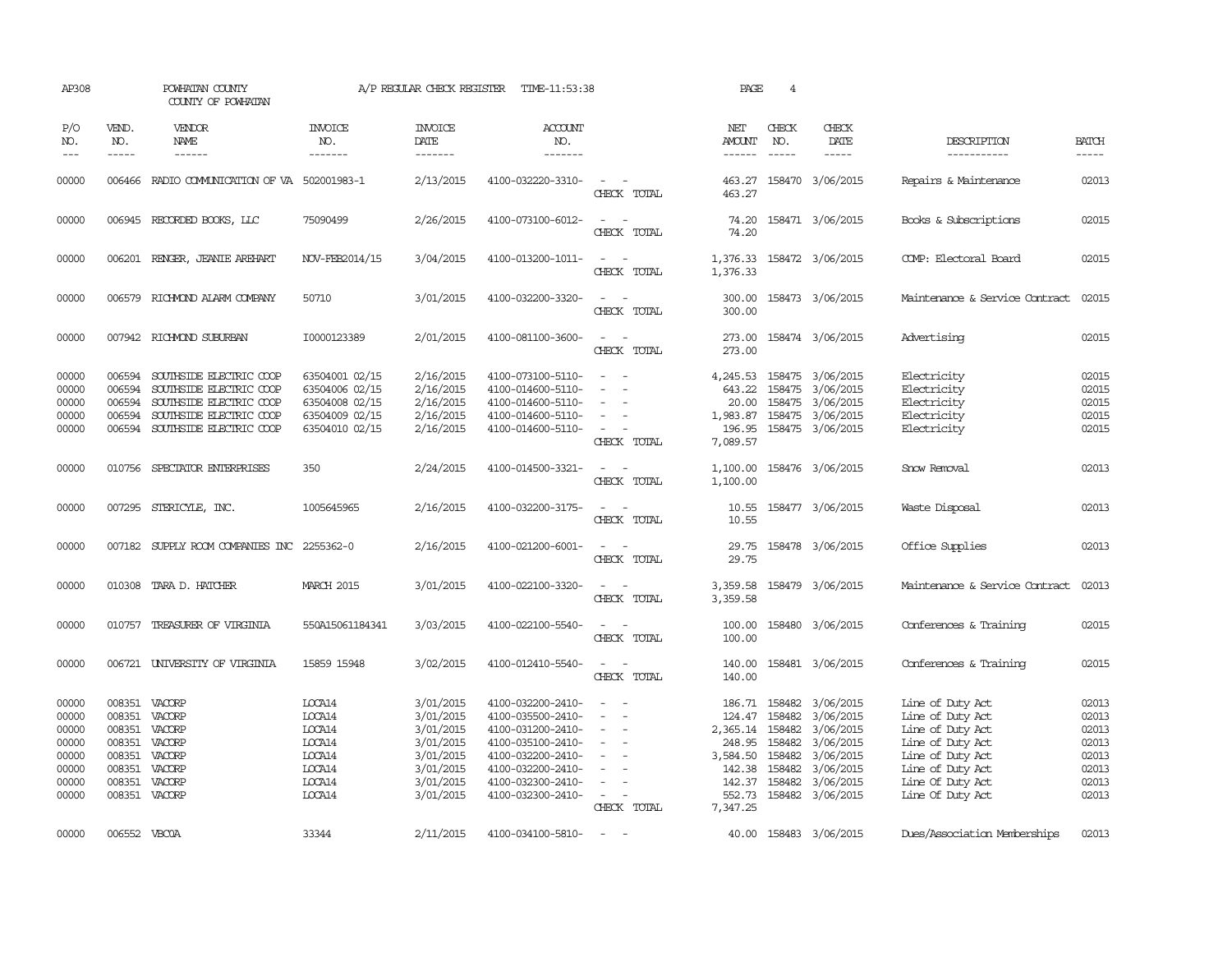AP308 POWHATAN COUNTY A/P REGULAR CHECK REGISTER TIME-11:53:38 PAGE 4

COUNTY OF POWHATAN

| P/O NO. | VEND. NO. | VENDOR NAME | INVOICE NO. | INVOICE DATE | ACCOUNT NO. | | NET AMOUNT | CHECK NO. | CHECK DATE | DESCRIPTION | BATCH |
|---|---|---|---|---|---|---|---|---|---|---|---|
| 00000 | 006466 | RADIO COMMUNICATION OF VA | 502001983-1 | 2/13/2015 | 4100-032220-3310- | - - | 463.27 | 158470 | 3/06/2015 | Repairs & Maintenance | 02013 |
| | | | | | | CHECK TOTAL | 463.27 | | | | |
| 00000 | 006945 | RECORDED BOOKS, LLC | 75090499 | 2/26/2015 | 4100-073100-6012- | - - | 74.20 | 158471 | 3/06/2015 | Books & Subscriptions | 02015 |
| | | | | | | CHECK TOTAL | 74.20 | | | | |
| 00000 | 006201 | RENGER, JEANIE AREHART | NOV-FEB2014/15 | 3/04/2015 | 4100-013200-1011- | - - | 1,376.33 | 158472 | 3/06/2015 | COMP: Electoral Board | 02015 |
| | | | | | | CHECK TOTAL | 1,376.33 | | | | |
| 00000 | 006579 | RICHMOND ALARM COMPANY | 50710 | 3/01/2015 | 4100-032200-3320- | - - | 300.00 | 158473 | 3/06/2015 | Maintenance & Service Contract | 02015 |
| | | | | | | CHECK TOTAL | 300.00 | | | | |
| 00000 | 007942 | RICHMOND SUBURBAN | I0000123389 | 2/01/2015 | 4100-081100-3600- | - - | 273.00 | 158474 | 3/06/2015 | Advertising | 02015 |
| | | | | | | CHECK TOTAL | 273.00 | | | | |
| 00000 | 006594 | SOUTHSIDE ELECTRIC COOP | 63504001 02/15 | 2/16/2015 | 4100-073100-5110- | - - | 4,245.53 | 158475 | 3/06/2015 | Electricity | 02015 |
| 00000 | 006594 | SOUTHSIDE ELECTRIC COOP | 63504006 02/15 | 2/16/2015 | 4100-014600-5110- | - - | 643.22 | 158475 | 3/06/2015 | Electricity | 02015 |
| 00000 | 006594 | SOUTHSIDE ELECTRIC COOP | 63504008 02/15 | 2/16/2015 | 4100-014600-5110- | - - | 20.00 | 158475 | 3/06/2015 | Electricity | 02015 |
| 00000 | 006594 | SOUTHSIDE ELECTRIC COOP | 63504009 02/15 | 2/16/2015 | 4100-014600-5110- | - - | 1,983.87 | 158475 | 3/06/2015 | Electricity | 02015 |
| 00000 | 006594 | SOUTHSIDE ELECTRIC COOP | 63504010 02/15 | 2/16/2015 | 4100-014600-5110- | - - | 196.95 | 158475 | 3/06/2015 | Electricity | 02015 |
| | | | | | | CHECK TOTAL | 7,089.57 | | | | |
| 00000 | 010756 | SPECTATOR ENTERPRISES | 350 | 2/24/2015 | 4100-014500-3321- | - - | 1,100.00 | 158476 | 3/06/2015 | Snow Removal | 02013 |
| | | | | | | CHECK TOTAL | 1,100.00 | | | | |
| 00000 | 007295 | STERICYLE, INC. | 1005645965 | 2/16/2015 | 4100-032200-3175- | - - | 10.55 | 158477 | 3/06/2015 | Waste Disposal | 02013 |
| | | | | | | CHECK TOTAL | 10.55 | | | | |
| 00000 | 007182 | SUPPLY ROOM COMPANIES INC | 2255362-0 | 2/16/2015 | 4100-021200-6001- | - - | 29.75 | 158478 | 3/06/2015 | Office Supplies | 02013 |
| | | | | | | CHECK TOTAL | 29.75 | | | | |
| 00000 | 010308 | TARA D. HATCHER | MARCH 2015 | 3/01/2015 | 4100-022100-3320- | - - | 3,359.58 | 158479 | 3/06/2015 | Maintenance & Service Contract | 02013 |
| | | | | | | CHECK TOTAL | 3,359.58 | | | | |
| 00000 | 010757 | TREASURER OF VIRGINIA | 550A15061184341 | 3/03/2015 | 4100-022100-5540- | - - | 100.00 | 158480 | 3/06/2015 | Conferences & Training | 02015 |
| | | | | | | CHECK TOTAL | 100.00 | | | | |
| 00000 | 006721 | UNIVERSITY OF VIRGINIA | 15859 15948 | 3/02/2015 | 4100-012410-5540- | - - | 140.00 | 158481 | 3/06/2015 | Conferences & Training | 02015 |
| | | | | | | CHECK TOTAL | 140.00 | | | | |
| 00000 | 008351 | VACORP | LODA14 | 3/01/2015 | 4100-032200-2410- | - - | 186.71 | 158482 | 3/06/2015 | Line of Duty Act | 02013 |
| 00000 | 008351 | VACORP | LODA14 | 3/01/2015 | 4100-035500-2410- | - - | 124.47 | 158482 | 3/06/2015 | Line of Duty Act | 02013 |
| 00000 | 008351 | VACORP | LODA14 | 3/01/2015 | 4100-031200-2410- | - - | 2,365.14 | 158482 | 3/06/2015 | Line of Duty Act | 02013 |
| 00000 | 008351 | VACORP | LODA14 | 3/01/2015 | 4100-035100-2410- | - - | 248.95 | 158482 | 3/06/2015 | Line of Duty Act | 02013 |
| 00000 | 008351 | VACORP | LODA14 | 3/01/2015 | 4100-032200-2410- | - - | 3,584.50 | 158482 | 3/06/2015 | Line of Duty Act | 02013 |
| 00000 | 008351 | VACORP | LODA14 | 3/01/2015 | 4100-032200-2410- | - - | 142.38 | 158482 | 3/06/2015 | Line of Duty Act | 02013 |
| 00000 | 008351 | VACORP | LODA14 | 3/01/2015 | 4100-032300-2410- | - - | 142.37 | 158482 | 3/06/2015 | Line Of Duty Act | 02013 |
| 00000 | 008351 | VACORP | LODA14 | 3/01/2015 | 4100-032300-2410- | - - | 552.73 | 158482 | 3/06/2015 | Line Of Duty Act | 02013 |
| | | | | | | CHECK TOTAL | 7,347.25 | | | | |
| 00000 | 006552 | VBCOA | 33344 | 2/11/2015 | 4100-034100-5810- | - - | 40.00 | 158483 | 3/06/2015 | Dues/Association Memberships | 02013 |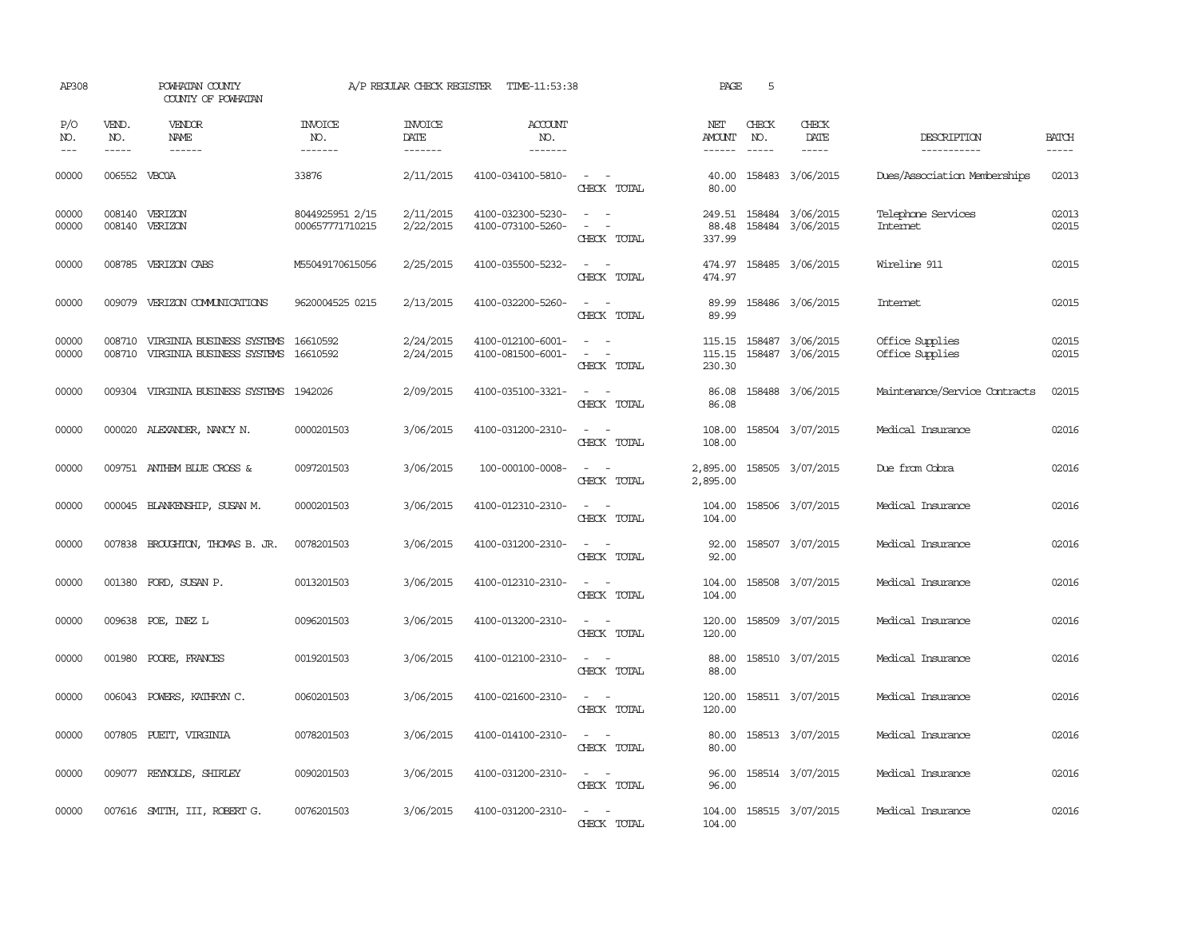AP308 POWHATAN COUNTY A/P REGULAR CHECK REGISTER TIME-11:53:38 PAGE 5

COUNTY OF POWHATAN

| P/O NO. | VEND. NO. | VENDOR NAME | INVOICE NO. | INVOICE DATE | ACCOUNT NO. | | NET AMOUNT | CHECK NO. | CHECK DATE | DESCRIPTION | BATCH |
|---|---|---|---|---|---|---|---|---|---|---|---|
| 00000 | 006552 | VBCOA | 33876 | 2/11/2015 | 4100-034100-5810- | - - | 40.00 | 158483 | 3/06/2015 | Dues/Association Memberships | 02013 |
| | | | | | | CHECK TOTAL | 80.00 | | | | |
| 00000 | 008140 | VERIZON | 8044925951 2/15 | 2/11/2015 | 4100-032300-5230- | - - | 249.51 | 158484 | 3/06/2015 | Telephone Services | 02013 |
| 00000 | 008140 | VERIZON | 000657771710215 | 2/22/2015 | 4100-073100-5260- | - - | 88.48 | 158484 | 3/06/2015 | Internet | 02015 |
| | | | | | | CHECK TOTAL | 337.99 | | | | |
| 00000 | 008785 | VERIZON CABS | M55049170615056 | 2/25/2015 | 4100-035500-5232- | - - | 474.97 | 158485 | 3/06/2015 | Wireline 911 | 02015 |
| | | | | | | CHECK TOTAL | 474.97 | | | | |
| 00000 | 009079 | VERIZON COMMUNICATIONS | 9620004525 0215 | 2/13/2015 | 4100-032200-5260- | - - | 89.99 | 158486 | 3/06/2015 | Internet | 02015 |
| | | | | | | CHECK TOTAL | 89.99 | | | | |
| 00000 | 008710 | VIRGINIA BUSINESS SYSTEMS | 16610592 | 2/24/2015 | 4100-012100-6001- | - - | 115.15 | 158487 | 3/06/2015 | Office Supplies | 02015 |
| 00000 | 008710 | VIRGINIA BUSINESS SYSTEMS | 16610592 | 2/24/2015 | 4100-081500-6001- | - - | 115.15 | 158487 | 3/06/2015 | Office Supplies | 02015 |
| | | | | | | CHECK TOTAL | 230.30 | | | | |
| 00000 | 009304 | VIRGINIA BUSINESS SYSTEMS | 1942026 | 2/09/2015 | 4100-035100-3321- | - - | 86.08 | 158488 | 3/06/2015 | Maintenance/Service Contracts | 02015 |
| | | | | | | CHECK TOTAL | 86.08 | | | | |
| 00000 | 000020 | ALEXANDER, NANCY N. | 0000201503 | 3/06/2015 | 4100-031200-2310- | - - | 108.00 | 158504 | 3/07/2015 | Medical Insurance | 02016 |
| | | | | | | CHECK TOTAL | 108.00 | | | | |
| 00000 | 009751 | ANTHEM BLUE CROSS & | 0097201503 | 3/06/2015 | 100-000100-0008- | - - | 2,895.00 | 158505 | 3/07/2015 | Due from Cobra | 02016 |
| | | | | | | CHECK TOTAL | 2,895.00 | | | | |
| 00000 | 000045 | BLANKENSHIP, SUSAN M. | 0000201503 | 3/06/2015 | 4100-012310-2310- | - - | 104.00 | 158506 | 3/07/2015 | Medical Insurance | 02016 |
| | | | | | | CHECK TOTAL | 104.00 | | | | |
| 00000 | 007838 | BROUGHTON, THOMAS B. JR. | 0078201503 | 3/06/2015 | 4100-031200-2310- | - - | 92.00 | 158507 | 3/07/2015 | Medical Insurance | 02016 |
| | | | | | | CHECK TOTAL | 92.00 | | | | |
| 00000 | 001380 | FORD, SUSAN P. | 0013201503 | 3/06/2015 | 4100-012310-2310- | - - | 104.00 | 158508 | 3/07/2015 | Medical Insurance | 02016 |
| | | | | | | CHECK TOTAL | 104.00 | | | | |
| 00000 | 009638 | POE, INEZ L | 0096201503 | 3/06/2015 | 4100-013200-2310- | - - | 120.00 | 158509 | 3/07/2015 | Medical Insurance | 02016 |
| | | | | | | CHECK TOTAL | 120.00 | | | | |
| 00000 | 001980 | POORE, FRANCES | 0019201503 | 3/06/2015 | 4100-012100-2310- | - - | 88.00 | 158510 | 3/07/2015 | Medical Insurance | 02016 |
| | | | | | | CHECK TOTAL | 88.00 | | | | |
| 00000 | 006043 | POWERS, KATHRYN C. | 0060201503 | 3/06/2015 | 4100-021600-2310- | - - | 120.00 | 158511 | 3/07/2015 | Medical Insurance | 02016 |
| | | | | | | CHECK TOTAL | 120.00 | | | | |
| 00000 | 007805 | PUETT, VIRGINIA | 0078201503 | 3/06/2015 | 4100-014100-2310- | - - | 80.00 | 158513 | 3/07/2015 | Medical Insurance | 02016 |
| | | | | | | CHECK TOTAL | 80.00 | | | | |
| 00000 | 009077 | REYNOLDS, SHIRLEY | 0090201503 | 3/06/2015 | 4100-031200-2310- | - - | 96.00 | 158514 | 3/07/2015 | Medical Insurance | 02016 |
| | | | | | | CHECK TOTAL | 96.00 | | | | |
| 00000 | 007616 | SMITH, III, ROBERT G. | 0076201503 | 3/06/2015 | 4100-031200-2310- | - - | 104.00 | 158515 | 3/07/2015 | Medical Insurance | 02016 |
| | | | | | | CHECK TOTAL | 104.00 | | | | |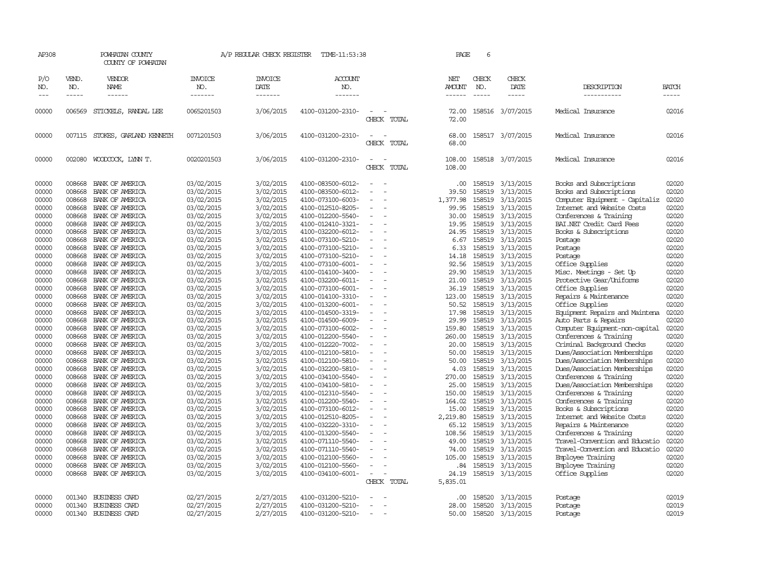AP308 POWHATAN COUNTY COUNTY OF POWHATAN A/P REGULAR CHECK REGISTER TIME-11:53:38 PAGE 6

| P/O NO. | VEND. NO. | VENDOR NAME | INVOICE NO. | INVOICE DATE | ACCOUNT NO. | | NET AMOUNT | CHECK NO. | CHECK DATE | DESCRIPTION | BATCH |
|---|---|---|---|---|---|---|---|---|---|---|---|
| 00000 | 006569 | STICKELS, RANDAL LEE | 0065201503 | 3/06/2015 | 4100-031200-2310- | - - | 72.00 | 158516 | 3/07/2015 | Medical Insurance | 02016 |
| | | | | | | CHECK TOTAL | 72.00 | | | | |
| 00000 | 007115 | STOKES, GARLAND KENNETH | 0071201503 | 3/06/2015 | 4100-031200-2310- | - - | 68.00 | 158517 | 3/07/2015 | Medical Insurance | 02016 |
| | | | | | | CHECK TOTAL | 68.00 | | | | |
| 00000 | 002080 | WOODCOCK, LYNN T. | 0020201503 | 3/06/2015 | 4100-031200-2310- | - - | 108.00 | 158518 | 3/07/2015 | Medical Insurance | 02016 |
| | | | | | | CHECK TOTAL | 108.00 | | | | |
| 00000 | 008668 | BANK OF AMERICA | 03/02/2015 | 3/02/2015 | 4100-083500-6012- | - - | .00 | 158519 | 3/13/2015 | Books and Subscriptions | 02020 |
| 00000 | 008668 | BANK OF AMERICA | 03/02/2015 | 3/02/2015 | 4100-083500-6012- | - - | 39.50 | 158519 | 3/13/2015 | Books and Subscriptions | 02020 |
| 00000 | 008668 | BANK OF AMERICA | 03/02/2015 | 3/02/2015 | 4100-073100-6003- | - - | 1,377.98 | 158519 | 3/13/2015 | Computer Equipment - Capitaliz | 02020 |
| 00000 | 008668 | BANK OF AMERICA | 03/02/2015 | 3/02/2015 | 4100-012510-8205- | - - | 99.95 | 158519 | 3/13/2015 | Internet and Website Costs | 02020 |
| 00000 | 008668 | BANK OF AMERICA | 03/02/2015 | 3/02/2015 | 4100-012200-5540- | - - | 30.00 | 158519 | 3/13/2015 | Conferences & Training | 02020 |
| 00000 | 008668 | BANK OF AMERICA | 03/02/2015 | 3/02/2015 | 4100-012410-3321- | - - | 19.95 | 158519 | 3/13/2015 | BAI.NET Credit Card Fees | 02020 |
| 00000 | 008668 | BANK OF AMERICA | 03/02/2015 | 3/02/2015 | 4100-032200-6012- | - - | 24.95 | 158519 | 3/13/2015 | Books & Subscriptions | 02020 |
| 00000 | 008668 | BANK OF AMERICA | 03/02/2015 | 3/02/2015 | 4100-073100-5210- | - - | 6.67 | 158519 | 3/13/2015 | Postage | 02020 |
| 00000 | 008668 | BANK OF AMERICA | 03/02/2015 | 3/02/2015 | 4100-073100-5210- | - - | 6.33 | 158519 | 3/13/2015 | Postage | 02020 |
| 00000 | 008668 | BANK OF AMERICA | 03/02/2015 | 3/02/2015 | 4100-073100-5210- | - - | 14.18 | 158519 | 3/13/2015 | Postage | 02020 |
| 00000 | 008668 | BANK OF AMERICA | 03/02/2015 | 3/02/2015 | 4100-073100-6001- | - - | 92.56 | 158519 | 3/13/2015 | Office Supplies | 02020 |
| 00000 | 008668 | BANK OF AMERICA | 03/02/2015 | 3/02/2015 | 4100-014100-3400- | - - | 29.90 | 158519 | 3/13/2015 | Misc. Meetings - Set Up | 02020 |
| 00000 | 008668 | BANK OF AMERICA | 03/02/2015 | 3/02/2015 | 4100-032200-6011- | - - | 21.00 | 158519 | 3/13/2015 | Protective Gear/Uniforms | 02020 |
| 00000 | 008668 | BANK OF AMERICA | 03/02/2015 | 3/02/2015 | 4100-073100-6001- | - - | 36.19 | 158519 | 3/13/2015 | Office Supplies | 02020 |
| 00000 | 008668 | BANK OF AMERICA | 03/02/2015 | 3/02/2015 | 4100-014100-3310- | - - | 123.00 | 158519 | 3/13/2015 | Repairs & Maintenance | 02020 |
| 00000 | 008668 | BANK OF AMERICA | 03/02/2015 | 3/02/2015 | 4100-013200-6001- | - - | 50.52 | 158519 | 3/13/2015 | Office Supplies | 02020 |
| 00000 | 008668 | BANK OF AMERICA | 03/02/2015 | 3/02/2015 | 4100-014500-3319- | - - | 17.98 | 158519 | 3/13/2015 | Equipment Repairs and Maintena | 02020 |
| 00000 | 008668 | BANK OF AMERICA | 03/02/2015 | 3/02/2015 | 4100-014500-6009- | - - | 29.99 | 158519 | 3/13/2015 | Auto Parts & Repairs | 02020 |
| 00000 | 008668 | BANK OF AMERICA | 03/02/2015 | 3/02/2015 | 4100-073100-6002- | - - | 159.80 | 158519 | 3/13/2015 | Computer Equipment-non-capital | 02020 |
| 00000 | 008668 | BANK OF AMERICA | 03/02/2015 | 3/02/2015 | 4100-012200-5540- | - - | 260.00 | 158519 | 3/13/2015 | Conferences & Training | 02020 |
| 00000 | 008668 | BANK OF AMERICA | 03/02/2015 | 3/02/2015 | 4100-012220-7002- | - - | 20.00 | 158519 | 3/13/2015 | Criminal Background Checks | 02020 |
| 00000 | 008668 | BANK OF AMERICA | 03/02/2015 | 3/02/2015 | 4100-012100-5810- | - - | 50.00 | 158519 | 3/13/2015 | Dues/Association Memberships | 02020 |
| 00000 | 008668 | BANK OF AMERICA | 03/02/2015 | 3/02/2015 | 4100-012100-5810- | - - | 50.00 | 158519 | 3/13/2015 | Dues/Association Memberships | 02020 |
| 00000 | 008668 | BANK OF AMERICA | 03/02/2015 | 3/02/2015 | 4100-032200-5810- | - - | 4.03 | 158519 | 3/13/2015 | Dues/Association Memberships | 02020 |
| 00000 | 008668 | BANK OF AMERICA | 03/02/2015 | 3/02/2015 | 4100-034100-5540- | - - | 270.00 | 158519 | 3/13/2015 | Conferences & Training | 02020 |
| 00000 | 008668 | BANK OF AMERICA | 03/02/2015 | 3/02/2015 | 4100-034100-5810- | - - | 25.00 | 158519 | 3/13/2015 | Dues/Association Memberships | 02020 |
| 00000 | 008668 | BANK OF AMERICA | 03/02/2015 | 3/02/2015 | 4100-012310-5540- | - - | 150.00 | 158519 | 3/13/2015 | Conferences & Training | 02020 |
| 00000 | 008668 | BANK OF AMERICA | 03/02/2015 | 3/02/2015 | 4100-012200-5540- | - - | 164.02 | 158519 | 3/13/2015 | Conferences & Training | 02020 |
| 00000 | 008668 | BANK OF AMERICA | 03/02/2015 | 3/02/2015 | 4100-073100-6012- | - - | 15.00 | 158519 | 3/13/2015 | Books & Subscriptions | 02020 |
| 00000 | 008668 | BANK OF AMERICA | 03/02/2015 | 3/02/2015 | 4100-012510-8205- | - - | 2,219.80 | 158519 | 3/13/2015 | Internet and Website Costs | 02020 |
| 00000 | 008668 | BANK OF AMERICA | 03/02/2015 | 3/02/2015 | 4100-032220-3310- | - - | 65.12 | 158519 | 3/13/2015 | Repairs & Maintenance | 02020 |
| 00000 | 008668 | BANK OF AMERICA | 03/02/2015 | 3/02/2015 | 4100-013200-5540- | - - | 108.56 | 158519 | 3/13/2015 | Conferences & Training | 02020 |
| 00000 | 008668 | BANK OF AMERICA | 03/02/2015 | 3/02/2015 | 4100-071110-5540- | - - | 49.00 | 158519 | 3/13/2015 | Travel-Convention and Educatio | 02020 |
| 00000 | 008668 | BANK OF AMERICA | 03/02/2015 | 3/02/2015 | 4100-071110-5540- | - - | 74.00 | 158519 | 3/13/2015 | Travel-Convention and Educatio | 02020 |
| 00000 | 008668 | BANK OF AMERICA | 03/02/2015 | 3/02/2015 | 4100-012100-5560- | - - | 105.00 | 158519 | 3/13/2015 | Employee Training | 02020 |
| 00000 | 008668 | BANK OF AMERICA | 03/02/2015 | 3/02/2015 | 4100-012100-5560- | - - | .84 | 158519 | 3/13/2015 | Employee Training | 02020 |
| 00000 | 008668 | BANK OF AMERICA | 03/02/2015 | 3/02/2015 | 4100-034100-6001- | - - | 24.19 | 158519 | 3/13/2015 | Office Supplies | 02020 |
| | | | | | | CHECK TOTAL | 5,835.01 | | | | |
| 00000 | 001340 | BUSINESS CARD | 02/27/2015 | 2/27/2015 | 4100-031200-5210- | - - | .00 | 158520 | 3/13/2015 | Postage | 02019 |
| 00000 | 001340 | BUSINESS CARD | 02/27/2015 | 2/27/2015 | 4100-031200-5210- | - - | 28.00 | 158520 | 3/13/2015 | Postage | 02019 |
| 00000 | 001340 | BUSINESS CARD | 02/27/2015 | 2/27/2015 | 4100-031200-5210- | - - | 50.00 | 158520 | 3/13/2015 | Postage | 02019 |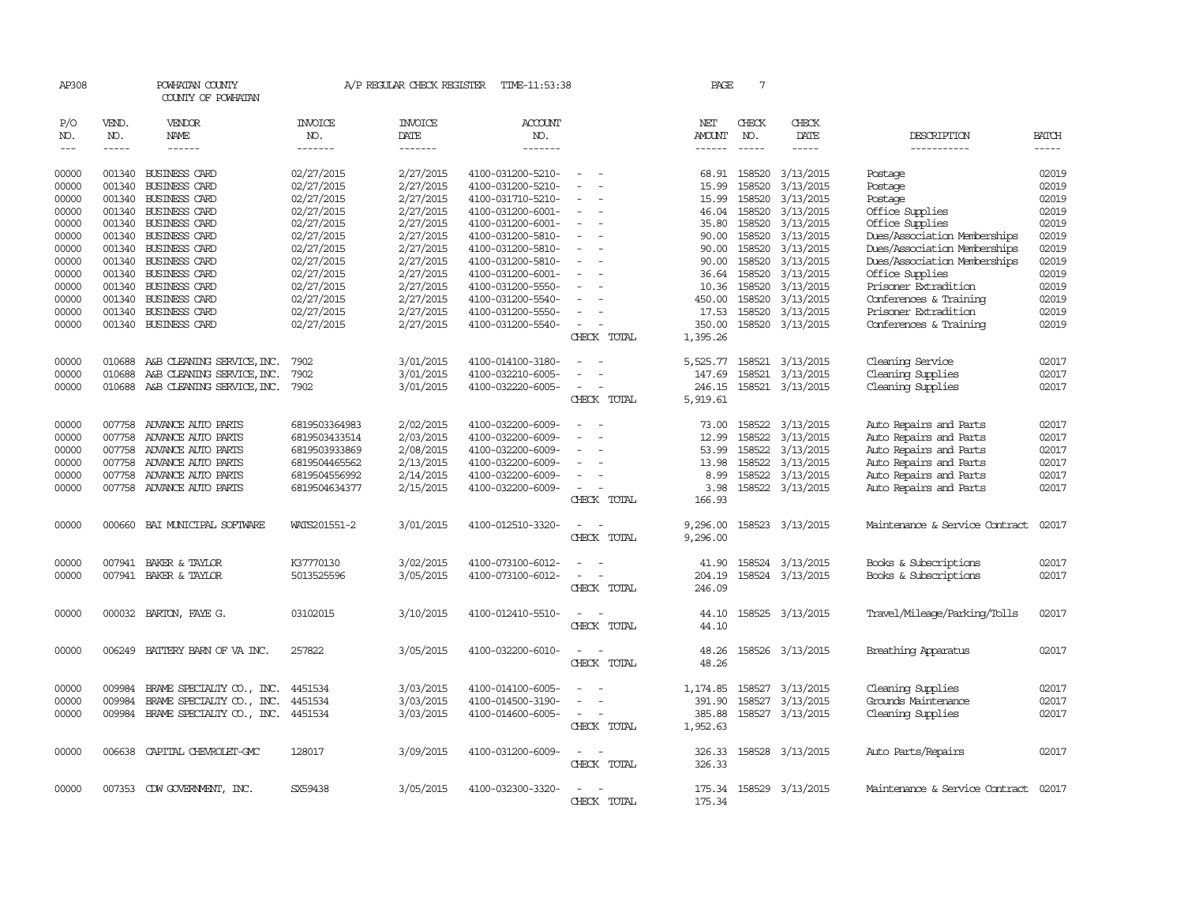AP308 POWHATAN COUNTY A/P REGULAR CHECK REGISTER TIME-11:53:38 PAGE 7

COUNTY OF POWHATAN

| P/O NO. | VEND. NO. | VENDOR NAME | INVOICE NO. | INVOICE DATE | ACCOUNT NO. | | NET AMOUNT | CHECK NO. | CHECK DATE | DESCRIPTION | BATCH |
|---|---|---|---|---|---|---|---|---|---|---|---|
| 00000 | 001340 | BUSINESS CARD | 02/27/2015 | 2/27/2015 | 4100-031200-5210- | - - | 68.91 | 158520 | 3/13/2015 | Postage | 02019 |
| 00000 | 001340 | BUSINESS CARD | 02/27/2015 | 2/27/2015 | 4100-031200-5210- | - - | 15.99 | 158520 | 3/13/2015 | Postage | 02019 |
| 00000 | 001340 | BUSINESS CARD | 02/27/2015 | 2/27/2015 | 4100-031710-5210- | - - | 15.99 | 158520 | 3/13/2015 | Postage | 02019 |
| 00000 | 001340 | BUSINESS CARD | 02/27/2015 | 2/27/2015 | 4100-031200-6001- | - - | 46.04 | 158520 | 3/13/2015 | Office Supplies | 02019 |
| 00000 | 001340 | BUSINESS CARD | 02/27/2015 | 2/27/2015 | 4100-031200-6001- | - - | 35.80 | 158520 | 3/13/2015 | Office Supplies | 02019 |
| 00000 | 001340 | BUSINESS CARD | 02/27/2015 | 2/27/2015 | 4100-031200-5810- | - - | 90.00 | 158520 | 3/13/2015 | Dues/Association Memberships | 02019 |
| 00000 | 001340 | BUSINESS CARD | 02/27/2015 | 2/27/2015 | 4100-031200-5810- | - - | 90.00 | 158520 | 3/13/2015 | Dues/Association Memberships | 02019 |
| 00000 | 001340 | BUSINESS CARD | 02/27/2015 | 2/27/2015 | 4100-031200-5810- | - - | 90.00 | 158520 | 3/13/2015 | Dues/Association Memberships | 02019 |
| 00000 | 001340 | BUSINESS CARD | 02/27/2015 | 2/27/2015 | 4100-031200-6001- | - - | 36.64 | 158520 | 3/13/2015 | Office Supplies | 02019 |
| 00000 | 001340 | BUSINESS CARD | 02/27/2015 | 2/27/2015 | 4100-031200-5550- | - - | 10.36 | 158520 | 3/13/2015 | Prisoner Extradition | 02019 |
| 00000 | 001340 | BUSINESS CARD | 02/27/2015 | 2/27/2015 | 4100-031200-5540- | - - | 450.00 | 158520 | 3/13/2015 | Conferences & Training | 02019 |
| 00000 | 001340 | BUSINESS CARD | 02/27/2015 | 2/27/2015 | 4100-031200-5550- | - - | 17.53 | 158520 | 3/13/2015 | Prisoner Extradition | 02019 |
| 00000 | 001340 | BUSINESS CARD | 02/27/2015 | 2/27/2015 | 4100-031200-5540- | - - | 350.00 | 158520 | 3/13/2015 | Conferences & Training | 02019 |
| | | | | | | CHECK TOTAL | 1,395.26 | | | | |
| 00000 | 010688 | A&B CLEANING SERVICE, INC. | 7902 | 3/01/2015 | 4100-014100-3180- | - - | 5,525.77 | 158521 | 3/13/2015 | Cleaning Service | 02017 |
| 00000 | 010688 | A&B CLEANING SERVICE, INC. | 7902 | 3/01/2015 | 4100-032210-6005- | - - | 147.69 | 158521 | 3/13/2015 | Cleaning Supplies | 02017 |
| 00000 | 010688 | A&B CLEANING SERVICE, INC. | 7902 | 3/01/2015 | 4100-032220-6005- | - - | 246.15 | 158521 | 3/13/2015 | Cleaning Supplies | 02017 |
| | | | | | | CHECK TOTAL | 5,919.61 | | | | |
| 00000 | 007758 | ADVANCE AUTO PARTS | 6819503364983 | 2/02/2015 | 4100-032200-6009- | - - | 73.00 | 158522 | 3/13/2015 | Auto Repairs and Parts | 02017 |
| 00000 | 007758 | ADVANCE AUTO PARTS | 6819503433514 | 2/03/2015 | 4100-032200-6009- | - - | 12.99 | 158522 | 3/13/2015 | Auto Repairs and Parts | 02017 |
| 00000 | 007758 | ADVANCE AUTO PARTS | 6819503933869 | 2/08/2015 | 4100-032200-6009- | - - | 53.99 | 158522 | 3/13/2015 | Auto Repairs and Parts | 02017 |
| 00000 | 007758 | ADVANCE AUTO PARTS | 6819504465562 | 2/13/2015 | 4100-032200-6009- | - - | 13.98 | 158522 | 3/13/2015 | Auto Repairs and Parts | 02017 |
| 00000 | 007758 | ADVANCE AUTO PARTS | 6819504556992 | 2/14/2015 | 4100-032200-6009- | - - | 8.99 | 158522 | 3/13/2015 | Auto Repairs and Parts | 02017 |
| 00000 | 007758 | ADVANCE AUTO PARTS | 6819504634377 | 2/15/2015 | 4100-032200-6009- | - - | 3.98 | 158522 | 3/13/2015 | Auto Repairs and Parts | 02017 |
| | | | | | | CHECK TOTAL | 166.93 | | | | |
| 00000 | 000660 | BAI MUNICIPAL SOFTWARE | WATS201551-2 | 3/01/2015 | 4100-012510-3320- | - - | 9,296.00 | 158523 | 3/13/2015 | Maintenance & Service Contract | 02017 |
| | | | | | | CHECK TOTAL | 9,296.00 | | | | |
| 00000 | 007941 | BAKER & TAYLOR | K37770130 | 3/02/2015 | 4100-073100-6012- | - - | 41.90 | 158524 | 3/13/2015 | Books & Subscriptions | 02017 |
| 00000 | 007941 | BAKER & TAYLOR | 5013525596 | 3/05/2015 | 4100-073100-6012- | - - | 204.19 | 158524 | 3/13/2015 | Books & Subscriptions | 02017 |
| | | | | | | CHECK TOTAL | 246.09 | | | | |
| 00000 | 000032 | BARTON, FAYE G. | 03102015 | 3/10/2015 | 4100-012410-5510- | - - | 44.10 | 158525 | 3/13/2015 | Travel/Mileage/Parking/Tolls | 02017 |
| | | | | | | CHECK TOTAL | 44.10 | | | | |
| 00000 | 006249 | BATTERY BARN OF VA INC. | 257822 | 3/05/2015 | 4100-032200-6010- | - - | 48.26 | 158526 | 3/13/2015 | Breathing Apparatus | 02017 |
| | | | | | | CHECK TOTAL | 48.26 | | | | |
| 00000 | 009984 | BRAME SPECIALTY CO., INC. | 4451534 | 3/03/2015 | 4100-014100-6005- | - - | 1,174.85 | 158527 | 3/13/2015 | Cleaning Supplies | 02017 |
| 00000 | 009984 | BRAME SPECIALTY CO., INC. | 4451534 | 3/03/2015 | 4100-014500-3190- | - - | 391.90 | 158527 | 3/13/2015 | Grounds Maintenance | 02017 |
| 00000 | 009984 | BRAME SPECIALTY CO., INC. | 4451534 | 3/03/2015 | 4100-014600-6005- | - - | 385.88 | 158527 | 3/13/2015 | Cleaning Supplies | 02017 |
| | | | | | | CHECK TOTAL | 1,952.63 | | | | |
| 00000 | 006638 | CAPITAL CHEVROLET-GMC | 128017 | 3/09/2015 | 4100-031200-6009- | - - | 326.33 | 158528 | 3/13/2015 | Auto Parts/Repairs | 02017 |
| | | | | | | CHECK TOTAL | 326.33 | | | | |
| 00000 | 007353 | CDW GOVERNMENT, INC. | SX59438 | 3/05/2015 | 4100-032300-3320- | - - | 175.34 | 158529 | 3/13/2015 | Maintenance & Service Contract | 02017 |
| | | | | | | CHECK TOTAL | 175.34 | | | | |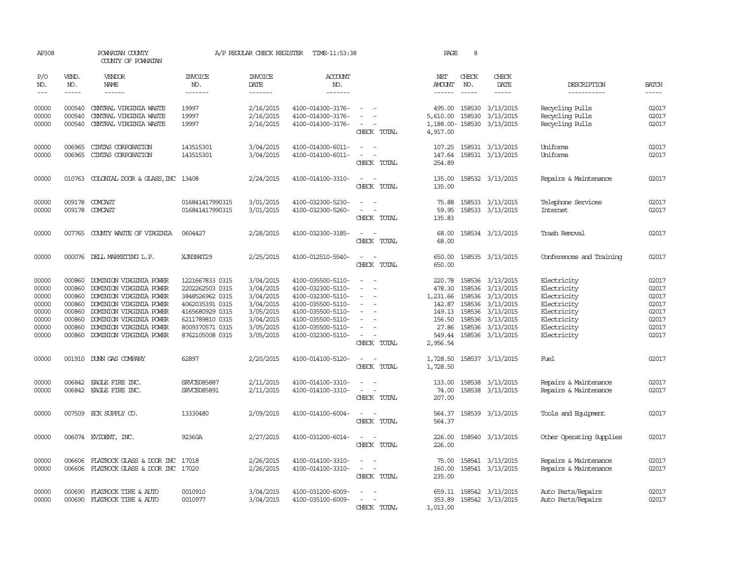AP308 POWHATAN COUNTY A/P REGULAR CHECK REGISTER TIME-11:53:38 PAGE 8
COUNTY OF POWHATAN

| P/O NO. | VEND. NO. | VENDOR NAME | INVOICE NO. | INVOICE DATE | ACCOUNT NO. | | NET AMOUNT | CHECK NO. | CHECK DATE | DESCRIPTION | BATCH |
|---|---|---|---|---|---|---|---|---|---|---|---|
| 00000 | 000540 | CENTRAL VIRGINIA WASTE | 19997 | 2/16/2015 | 4100-014300-3176- | - - | 495.00 | 158530 | 3/13/2015 | Recycling Pulls | 02017 |
| 00000 | 000540 | CENTRAL VIRGINIA WASTE | 19997 | 2/16/2015 | 4100-014300-3176- | - - | 5,610.00 | 158530 | 3/13/2015 | Recycling Pulls | 02017 |
| 00000 | 000540 | CENTRAL VIRGINIA WASTE | 19997 | 2/16/2015 | 4100-014300-3176- | - - | 1,188.00- | 158530 | 3/13/2015 | Recycling Pulls | 02017 |
| | | | | | | CHECK TOTAL | 4,917.00 | | | | |
| 00000 | 006965 | CINTAS CORPORATION | 143515301 | 3/04/2015 | 4100-014300-6011- | - - | 107.25 | 158531 | 3/13/2015 | Uniforms | 02017 |
| 00000 | 006965 | CINTAS CORPORATION | 143515301 | 3/04/2015 | 4100-014100-6011- | - - | 147.64 | 158531 | 3/13/2015 | Uniforms | 02017 |
| | | | | | | CHECK TOTAL | 254.89 | | | | |
| 00000 | 010763 | COLONIAL DOOR & GLASS,INC | 13408 | 2/24/2015 | 4100-014100-3310- | - - | 135.00 | 158532 | 3/13/2015 | Repairs & Maintenance | 02017 |
| | | | | | | CHECK TOTAL | 135.00 | | | | |
| 00000 | 009178 | COMCAST | 016841417990315 | 3/01/2015 | 4100-032300-5230- | - - | 75.88 | 158533 | 3/13/2015 | Telephone Services | 02017 |
| 00000 | 009178 | COMCAST | 016841417990315 | 3/01/2015 | 4100-032300-5260- | - - | 59.95 | 158533 | 3/13/2015 | Internet | 02017 |
| | | | | | | CHECK TOTAL | 135.83 | | | | |
| 00000 | 007765 | COUNTY WASTE OF VIRGINIA | 0604427 | 2/28/2015 | 4100-032300-3185- | - - | 68.00 | 158534 | 3/13/2015 | Trash Removal | 02017 |
| | | | | | | CHECK TOTAL | 68.00 | | | | |
| 00000 | 000076 | DELL MARKETING L.P. | XJN3N4T29 | 2/25/2015 | 4100-012510-5540- | - - | 650.00 | 158535 | 3/13/2015 | Conferences and Training | 02017 |
| | | | | | | CHECK TOTAL | 650.00 | | | | |
| 00000 | 000860 | DOMINION VIRGINIA POWER | 1221667833 0315 | 3/04/2015 | 4100-035500-5110- | - - | 220.78 | 158536 | 3/13/2015 | Electricity | 02017 |
| 00000 | 000860 | DOMINION VIRGINIA POWER | 2202262503 0315 | 3/04/2015 | 4100-032300-5110- | - - | 478.30 | 158536 | 3/13/2015 | Electricity | 02017 |
| 00000 | 000860 | DOMINION VIRGINIA POWER | 3848526962 0315 | 3/04/2015 | 4100-032300-5110- | - - | 1,231.66 | 158536 | 3/13/2015 | Electricity | 02017 |
| 00000 | 000860 | DOMINION VIRGINIA POWER | 4062035391 0315 | 3/04/2015 | 4100-035500-5110- | - - | 142.87 | 158536 | 3/13/2015 | Electricity | 02017 |
| 00000 | 000860 | DOMINION VIRGINIA POWER | 4165680929 0315 | 3/05/2015 | 4100-035500-5110- | - - | 149.13 | 158536 | 3/13/2015 | Electricity | 02017 |
| 00000 | 000860 | DOMINION VIRGINIA POWER | 6211789810 0315 | 3/04/2015 | 4100-035500-5110- | - - | 156.50 | 158536 | 3/13/2015 | Electricity | 02017 |
| 00000 | 000860 | DOMINION VIRGINIA POWER | 8009370571 0315 | 3/05/2015 | 4100-035500-5110- | - - | 27.86 | 158536 | 3/13/2015 | Electricity | 02017 |
| 00000 | 000860 | DOMINION VIRGINIA POWER | 8762105008 0315 | 3/05/2015 | 4100-032300-5110- | - - | 549.44 | 158536 | 3/13/2015 | Electricity | 02017 |
| | | | | | | CHECK TOTAL | 2,956.54 | | | | |
| 00000 | 001910 | DUNN GAS COMPANY | 62897 | 2/20/2015 | 4100-014100-5120- | - - | 1,728.50 | 158537 | 3/13/2015 | Fuel | 02017 |
| | | | | | | CHECK TOTAL | 1,728.50 | | | | |
| 00000 | 006842 | EAGLE FIRE INC. | SRVCE085887 | 2/11/2015 | 4100-014100-3310- | - - | 133.00 | 158538 | 3/13/2015 | Repairs & Maintenance | 02017 |
| 00000 | 006842 | EAGLE FIRE INC. | SRVCE085891 | 2/11/2015 | 4100-014100-3310- | - - | 74.00 | 158538 | 3/13/2015 | Repairs & Maintenance | 02017 |
| | | | | | | CHECK TOTAL | 207.00 | | | | |
| 00000 | 007509 | ECK SUPPLY CO. | 13330480 | 2/09/2015 | 4100-014100-6004- | - - | 564.37 | 158539 | 3/13/2015 | Tools and Equipment | 02017 |
| | | | | | | CHECK TOTAL | 564.37 | | | | |
| 00000 | 006074 | EVIDENT, INC. | 92360A | 2/27/2015 | 4100-031200-6014- | - - | 226.00 | 158540 | 3/13/2015 | Other Operating Supplies | 02017 |
| | | | | | | CHECK TOTAL | 226.00 | | | | |
| 00000 | 006606 | FLATROCK GLASS & DOOR INC | 17018 | 2/26/2015 | 4100-014100-3310- | - - | 75.00 | 158541 | 3/13/2015 | Repairs & Maintenance | 02017 |
| 00000 | 006606 | FLATROCK GLASS & DOOR INC | 17020 | 2/26/2015 | 4100-014100-3310- | - - | 160.00 | 158541 | 3/13/2015 | Repairs & Maintenance | 02017 |
| | | | | | | CHECK TOTAL | 235.00 | | | | |
| 00000 | 000690 | FLATROCK TIRE & AUTO | 0010910 | 3/04/2015 | 4100-031200-6009- | - - | 659.11 | 158542 | 3/13/2015 | Auto Parts/Repairs | 02017 |
| 00000 | 000690 | FLATROCK TIRE & AUTO | 0010977 | 3/04/2015 | 4100-035100-6009- | - - | 353.89 | 158542 | 3/13/2015 | Auto Parts/Repairs | 02017 |
| | | | | | | CHECK TOTAL | 1,013.00 | | | | |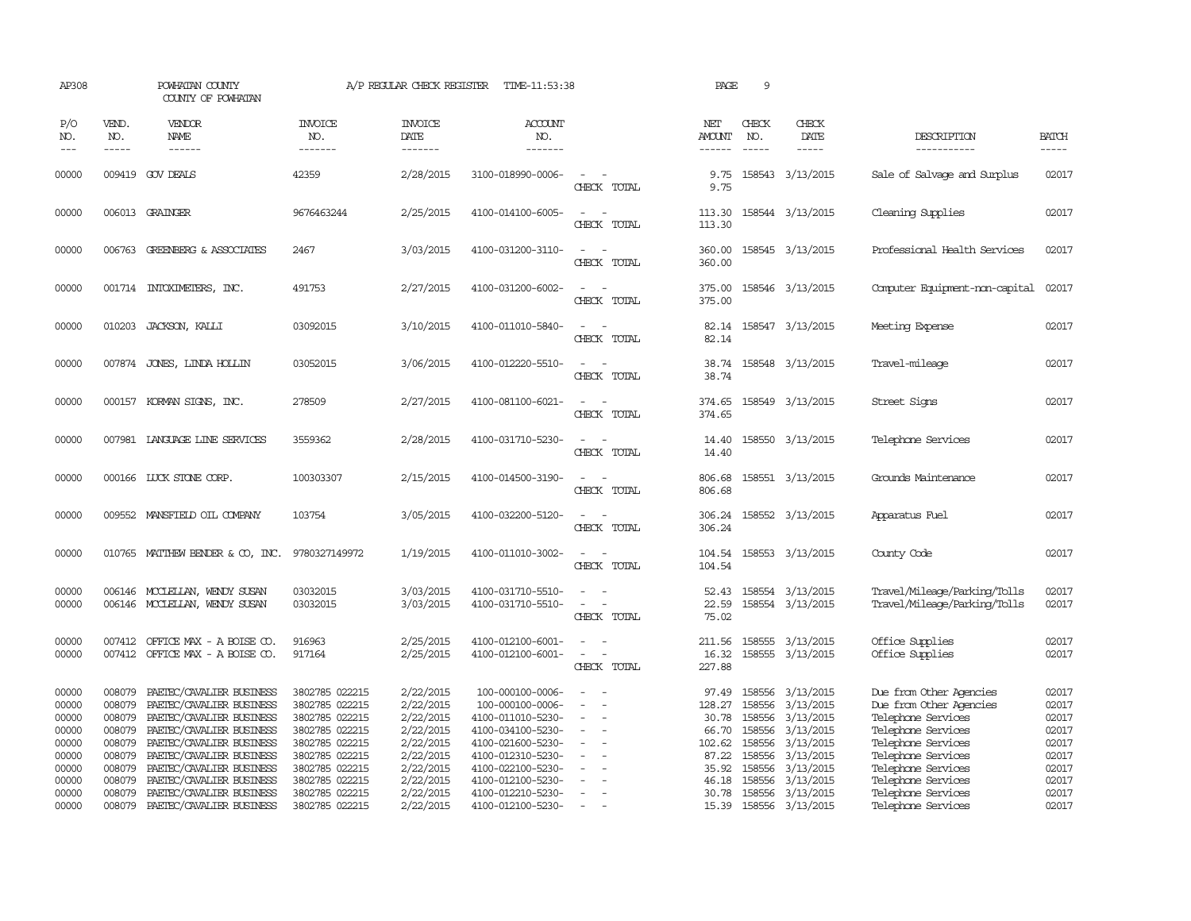AP308 POWHATAN COUNTY A/P REGULAR CHECK REGISTER TIME-11:53:38 PAGE 9
COUNTY OF POWHATAN

| P/O NO. | VEND. NO. | VENDOR NAME | INVOICE NO. | INVOICE DATE | ACCOUNT NO. | | NET AMOUNT | CHECK NO. | CHECK DATE | DESCRIPTION | BATCH |
|---|---|---|---|---|---|---|---|---|---|---|---|
| 00000 | 009419 | GOV DEALS | 42359 | 2/28/2015 | 3100-018990-0006- | - - | 9.75 | 158543 | 3/13/2015 | Sale of Salvage and Surplus | 02017 |
| | | | | | | CHECK TOTAL | 9.75 | | | | |
| 00000 | 006013 | GRAINGER | 9676463244 | 2/25/2015 | 4100-014100-6005- | - - | 113.30 | 158544 | 3/13/2015 | Cleaning Supplies | 02017 |
| | | | | | | CHECK TOTAL | 113.30 | | | | |
| 00000 | 006763 | GREENBERG & ASSOCIATES | 2467 | 3/03/2015 | 4100-031200-3110- | - - | 360.00 | 158545 | 3/13/2015 | Professional Health Services | 02017 |
| | | | | | | CHECK TOTAL | 360.00 | | | | |
| 00000 | 001714 | INTOXIMETERS, INC. | 491753 | 2/27/2015 | 4100-031200-6002- | - - | 375.00 | 158546 | 3/13/2015 | Computer Equipment-non-capital | 02017 |
| | | | | | | CHECK TOTAL | 375.00 | | | | |
| 00000 | 010203 | JACKSON, KALLI | 03092015 | 3/10/2015 | 4100-011010-5840- | - - | 82.14 | 158547 | 3/13/2015 | Meeting Expense | 02017 |
| | | | | | | CHECK TOTAL | 82.14 | | | | |
| 00000 | 007874 | JONES, LINDA HOLLIN | 03052015 | 3/06/2015 | 4100-012220-5510- | - - | 38.74 | 158548 | 3/13/2015 | Travel-mileage | 02017 |
| | | | | | | CHECK TOTAL | 38.74 | | | | |
| 00000 | 000157 | KORMAN SIGNS, INC. | 278509 | 2/27/2015 | 4100-081100-6021- | - - | 374.65 | 158549 | 3/13/2015 | Street Signs | 02017 |
| | | | | | | CHECK TOTAL | 374.65 | | | | |
| 00000 | 007981 | LANGUAGE LINE SERVICES | 3559362 | 2/28/2015 | 4100-031710-5230- | - - | 14.40 | 158550 | 3/13/2015 | Telephone Services | 02017 |
| | | | | | | CHECK TOTAL | 14.40 | | | | |
| 00000 | 000166 | LUCK STONE CORP. | 100303307 | 2/15/2015 | 4100-014500-3190- | - - | 806.68 | 158551 | 3/13/2015 | Grounds Maintenance | 02017 |
| | | | | | | CHECK TOTAL | 806.68 | | | | |
| 00000 | 009552 | MANSFIELD OIL COMPANY | 103754 | 3/05/2015 | 4100-032200-5120- | - - | 306.24 | 158552 | 3/13/2015 | Apparatus Fuel | 02017 |
| | | | | | | CHECK TOTAL | 306.24 | | | | |
| 00000 | 010765 | MATTHEW BENDER & CO, INC. | 9780327149972 | 1/19/2015 | 4100-011010-3002- | - - | 104.54 | 158553 | 3/13/2015 | County Code | 02017 |
| | | | | | | CHECK TOTAL | 104.54 | | | | |
| 00000 | 006146 | MCCLELLAN, WENDY SUSAN | 03032015 | 3/03/2015 | 4100-031710-5510- | - - | 52.43 | 158554 | 3/13/2015 | Travel/Mileage/Parking/Tolls | 02017 |
| 00000 | 006146 | MCCLELLAN, WENDY SUSAN | 03032015 | 3/03/2015 | 4100-031710-5510- | - - | 22.59 | 158554 | 3/13/2015 | Travel/Mileage/Parking/Tolls | 02017 |
| | | | | | | CHECK TOTAL | 75.02 | | | | |
| 00000 | 007412 | OFFICE MAX - A BOISE CO. | 916963 | 2/25/2015 | 4100-012100-6001- | - - | 211.56 | 158555 | 3/13/2015 | Office Supplies | 02017 |
| 00000 | 007412 | OFFICE MAX - A BOISE CO. | 917164 | 2/25/2015 | 4100-012100-6001- | - - | 16.32 | 158555 | 3/13/2015 | Office Supplies | 02017 |
| | | | | | | CHECK TOTAL | 227.88 | | | | |
| 00000 | 008079 | PAETEC/CAVALIER BUSINESS | 3802785 022215 | 2/22/2015 | 100-000100-0006- | - - | 97.49 | 158556 | 3/13/2015 | Due from Other Agencies | 02017 |
| 00000 | 008079 | PAETEC/CAVALIER BUSINESS | 3802785 022215 | 2/22/2015 | 100-000100-0006- | - - | 128.27 | 158556 | 3/13/2015 | Due from Other Agencies | 02017 |
| 00000 | 008079 | PAETEC/CAVALIER BUSINESS | 3802785 022215 | 2/22/2015 | 4100-011010-5230- | - - | 30.78 | 158556 | 3/13/2015 | Telephone Services | 02017 |
| 00000 | 008079 | PAETEC/CAVALIER BUSINESS | 3802785 022215 | 2/22/2015 | 4100-034100-5230- | - - | 66.70 | 158556 | 3/13/2015 | Telephone Services | 02017 |
| 00000 | 008079 | PAETEC/CAVALIER BUSINESS | 3802785 022215 | 2/22/2015 | 4100-021600-5230- | - - | 102.62 | 158556 | 3/13/2015 | Telephone Services | 02017 |
| 00000 | 008079 | PAETEC/CAVALIER BUSINESS | 3802785 022215 | 2/22/2015 | 4100-012310-5230- | - - | 87.22 | 158556 | 3/13/2015 | Telephone Services | 02017 |
| 00000 | 008079 | PAETEC/CAVALIER BUSINESS | 3802785 022215 | 2/22/2015 | 4100-022100-5230- | - - | 35.92 | 158556 | 3/13/2015 | Telephone Services | 02017 |
| 00000 | 008079 | PAETEC/CAVALIER BUSINESS | 3802785 022215 | 2/22/2015 | 4100-012100-5230- | - - | 46.18 | 158556 | 3/13/2015 | Telephone Services | 02017 |
| 00000 | 008079 | PAETEC/CAVALIER BUSINESS | 3802785 022215 | 2/22/2015 | 4100-012210-5230- | - - | 30.78 | 158556 | 3/13/2015 | Telephone Services | 02017 |
| 00000 | 008079 | PAETEC/CAVALIER BUSINESS | 3802785 022215 | 2/22/2015 | 4100-012100-5230- | - - | 15.39 | 158556 | 3/13/2015 | Telephone Services | 02017 |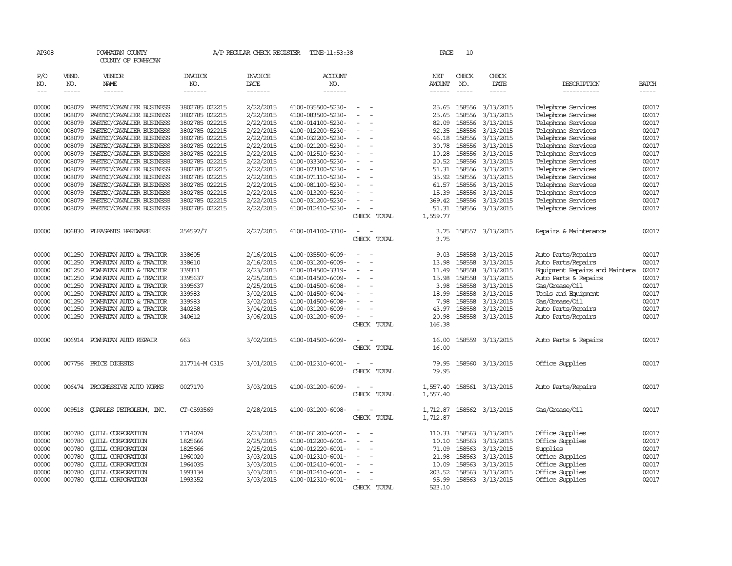AP308 POWHATAN COUNTY A/P REGULAR CHECK REGISTER TIME-11:53:38 PAGE 10
COUNTY OF POWHATAN

| P/O NO. | VEND. NO. | VENDOR NAME | INVOICE NO. | INVOICE DATE | ACCOUNT NO. | | NET AMOUNT | CHECK NO. | CHECK DATE | DESCRIPTION | BATCH |
|---|---|---|---|---|---|---|---|---|---|---|---|
| 00000 | 008079 | PAETEC/CAVALIER BUSINESS | 3802785 022215 | 2/22/2015 | 4100-035500-5230- | - - | 25.65 | 158556 | 3/13/2015 | Telephone Services | 02017 |
| 00000 | 008079 | PAETEC/CAVALIER BUSINESS | 3802785 022215 | 2/22/2015 | 4100-083500-5230- | - - | 25.65 | 158556 | 3/13/2015 | Telephone Services | 02017 |
| 00000 | 008079 | PAETEC/CAVALIER BUSINESS | 3802785 022215 | 2/22/2015 | 4100-014100-5230- | - - | 82.09 | 158556 | 3/13/2015 | Telephone Services | 02017 |
| 00000 | 008079 | PAETEC/CAVALIER BUSINESS | 3802785 022215 | 2/22/2015 | 4100-012200-5230- | - - | 92.35 | 158556 | 3/13/2015 | Telephone Services | 02017 |
| 00000 | 008079 | PAETEC/CAVALIER BUSINESS | 3802785 022215 | 2/22/2015 | 4100-032200-5230- | - - | 46.18 | 158556 | 3/13/2015 | Telephone Services | 02017 |
| 00000 | 008079 | PAETEC/CAVALIER BUSINESS | 3802785 022215 | 2/22/2015 | 4100-021200-5230- | - - | 30.78 | 158556 | 3/13/2015 | Telephone Services | 02017 |
| 00000 | 008079 | PAETEC/CAVALIER BUSINESS | 3802785 022215 | 2/22/2015 | 4100-012510-5230- | - - | 10.28 | 158556 | 3/13/2015 | Telephone Services | 02017 |
| 00000 | 008079 | PAETEC/CAVALIER BUSINESS | 3802785 022215 | 2/22/2015 | 4100-033300-5230- | - - | 20.52 | 158556 | 3/13/2015 | Telephone Services | 02017 |
| 00000 | 008079 | PAETEC/CAVALIER BUSINESS | 3802785 022215 | 2/22/2015 | 4100-073100-5230- | - - | 51.31 | 158556 | 3/13/2015 | Telephone Services | 02017 |
| 00000 | 008079 | PAETEC/CAVALIER BUSINESS | 3802785 022215 | 2/22/2015 | 4100-071110-5230- | - - | 35.92 | 158556 | 3/13/2015 | Telephone Services | 02017 |
| 00000 | 008079 | PAETEC/CAVALIER BUSINESS | 3802785 022215 | 2/22/2015 | 4100-081100-5230- | - - | 61.57 | 158556 | 3/13/2015 | Telephone Services | 02017 |
| 00000 | 008079 | PAETEC/CAVALIER BUSINESS | 3802785 022215 | 2/22/2015 | 4100-013200-5230- | - - | 15.39 | 158556 | 3/13/2015 | Telephone Services | 02017 |
| 00000 | 008079 | PAETEC/CAVALIER BUSINESS | 3802785 022215 | 2/22/2015 | 4100-031200-5230- | - - | 369.42 | 158556 | 3/13/2015 | Telephone Services | 02017 |
| 00000 | 008079 | PAETEC/CAVALIER BUSINESS | 3802785 022215 | 2/22/2015 | 4100-012410-5230- | - - | 51.31 | 158556 | 3/13/2015 | Telephone Services | 02017 |
| | | | | | | CHECK TOTAL | 1,559.77 | | | | |
| 00000 | 006830 | PLEASANTS HARDWARE | 254597/7 | 2/27/2015 | 4100-014100-3310- | - - | 3.75 | 158557 | 3/13/2015 | Repairs & Maintenance | 02017 |
| | | | | | | CHECK TOTAL | 3.75 | | | | |
| 00000 | 001250 | POWHATAN AUTO & TRACTOR | 338605 | 2/16/2015 | 4100-035500-6009- | - - | 9.03 | 158558 | 3/13/2015 | Auto Parts/Repairs | 02017 |
| 00000 | 001250 | POWHATAN AUTO & TRACTOR | 338610 | 2/16/2015 | 4100-031200-6009- | - - | 13.98 | 158558 | 3/13/2015 | Auto Parts/Repairs | 02017 |
| 00000 | 001250 | POWHATAN AUTO & TRACTOR | 339311 | 2/23/2015 | 4100-014500-3319- | - - | 11.49 | 158558 | 3/13/2015 | Equipment Repairs and Maintena | 02017 |
| 00000 | 001250 | POWHATAN AUTO & TRACTOR | 3395637 | 2/25/2015 | 4100-014500-6009- | - - | 15.98 | 158558 | 3/13/2015 | Auto Parts & Repairs | 02017 |
| 00000 | 001250 | POWHATAN AUTO & TRACTOR | 3395637 | 2/25/2015 | 4100-014500-6008- | - - | 3.98 | 158558 | 3/13/2015 | Gas/Grease/Oil | 02017 |
| 00000 | 001250 | POWHATAN AUTO & TRACTOR | 339983 | 3/02/2015 | 4100-014500-6004- | - - | 18.99 | 158558 | 3/13/2015 | Tools and Equipment | 02017 |
| 00000 | 001250 | POWHATAN AUTO & TRACTOR | 339983 | 3/02/2015 | 4100-014500-6008- | - - | 7.98 | 158558 | 3/13/2015 | Gas/Grease/Oil | 02017 |
| 00000 | 001250 | POWHATAN AUTO & TRACTOR | 340258 | 3/04/2015 | 4100-031200-6009- | - - | 43.97 | 158558 | 3/13/2015 | Auto Parts/Repairs | 02017 |
| 00000 | 001250 | POWHATAN AUTO & TRACTOR | 340612 | 3/06/2015 | 4100-031200-6009- | - - | 20.98 | 158558 | 3/13/2015 | Auto Parts/Repairs | 02017 |
| | | | | | | CHECK TOTAL | 146.38 | | | | |
| 00000 | 006914 | POWHATAN AUTO REPAIR | 663 | 3/02/2015 | 4100-014500-6009- | - - | 16.00 | 158559 | 3/13/2015 | Auto Parts & Repairs | 02017 |
| | | | | | | CHECK TOTAL | 16.00 | | | | |
| 00000 | 007756 | PRICE DIGESTS | 217714-M 0315 | 3/01/2015 | 4100-012310-6001- | - - | 79.95 | 158560 | 3/13/2015 | Office Supplies | 02017 |
| | | | | | | CHECK TOTAL | 79.95 | | | | |
| 00000 | 006474 | PROGRESSIVE AUTO WORKS | 0027170 | 3/03/2015 | 4100-031200-6009- | - - | 1,557.40 | 158561 | 3/13/2015 | Auto Parts/Repairs | 02017 |
| | | | | | | CHECK TOTAL | 1,557.40 | | | | |
| 00000 | 009518 | QUARLES PETROLEUM, INC. | CT-0593569 | 2/28/2015 | 4100-031200-6008- | - - | 1,712.87 | 158562 | 3/13/2015 | Gas/Grease/Oil | 02017 |
| | | | | | | CHECK TOTAL | 1,712.87 | | | | |
| 00000 | 000780 | QUILL CORPORATION | 1714074 | 2/23/2015 | 4100-031200-6001- | - - | 110.33 | 158563 | 3/13/2015 | Office Supplies | 02017 |
| 00000 | 000780 | QUILL CORPORATION | 1825666 | 2/25/2015 | 4100-012200-6001- | - - | 10.10 | 158563 | 3/13/2015 | Office Supplies | 02017 |
| 00000 | 000780 | QUILL CORPORATION | 1825666 | 2/25/2015 | 4100-012220-6001- | - - | 71.09 | 158563 | 3/13/2015 | Supplies | 02017 |
| 00000 | 000780 | QUILL CORPORATION | 1960020 | 3/03/2015 | 4100-012310-6001- | - - | 21.98 | 158563 | 3/13/2015 | Office Supplies | 02017 |
| 00000 | 000780 | QUILL CORPORATION | 1964035 | 3/03/2015 | 4100-012410-6001- | - - | 10.09 | 158563 | 3/13/2015 | Office Supplies | 02017 |
| 00000 | 000780 | QUILL CORPORATION | 1993134 | 3/03/2015 | 4100-012410-6001- | - - | 203.52 | 158563 | 3/13/2015 | Office Supplies | 02017 |
| 00000 | 000780 | QUILL CORPORATION | 1993352 | 3/03/2015 | 4100-012310-6001- | - - | 95.99 | 158563 | 3/13/2015 | Office Supplies | 02017 |
| | | | | | | CHECK TOTAL | 523.10 | | | | |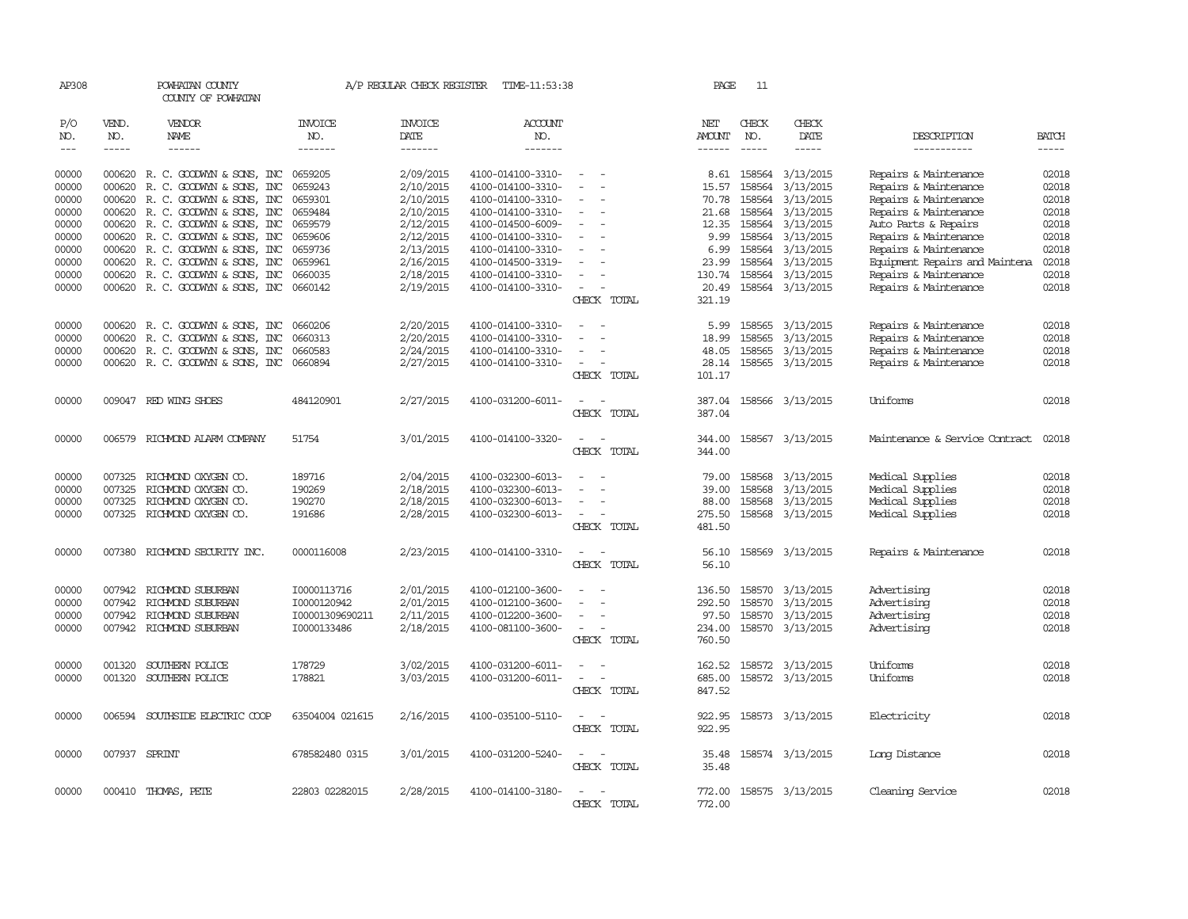AP308 POWHATAN COUNTY A/P REGULAR CHECK REGISTER TIME-11:53:38 PAGE 11

COUNTY OF POWHATAN

| P/O NO. | VEND. NO. | VENDOR NAME | INVOICE NO. | INVOICE DATE | ACCOUNT NO. | | NET AMOUNT | CHECK NO. | CHECK DATE | DESCRIPTION | BATCH |
|---|---|---|---|---|---|---|---|---|---|---|---|
| 00000 | 000620 | R. C. GOODWYN & SONS, INC | 0659205 | 2/09/2015 | 4100-014100-3310- | - - | 8.61 | 158564 | 3/13/2015 | Repairs & Maintenance | 02018 |
| 00000 | 000620 | R. C. GOODWYN & SONS, INC | 0659243 | 2/10/2015 | 4100-014100-3310- | - - | 15.57 | 158564 | 3/13/2015 | Repairs & Maintenance | 02018 |
| 00000 | 000620 | R. C. GOODWYN & SONS, INC | 0659301 | 2/10/2015 | 4100-014100-3310- | - - | 70.78 | 158564 | 3/13/2015 | Repairs & Maintenance | 02018 |
| 00000 | 000620 | R. C. GOODWYN & SONS, INC | 0659484 | 2/10/2015 | 4100-014100-3310- | - - | 21.68 | 158564 | 3/13/2015 | Repairs & Maintenance | 02018 |
| 00000 | 000620 | R. C. GOODWYN & SONS, INC | 0659579 | 2/12/2015 | 4100-014500-6009- | - - | 12.35 | 158564 | 3/13/2015 | Auto Parts & Repairs | 02018 |
| 00000 | 000620 | R. C. GOODWYN & SONS, INC | 0659606 | 2/12/2015 | 4100-014100-3310- | - - | 9.99 | 158564 | 3/13/2015 | Repairs & Maintenance | 02018 |
| 00000 | 000620 | R. C. GOODWYN & SONS, INC | 0659736 | 2/13/2015 | 4100-014100-3310- | - - | 6.99 | 158564 | 3/13/2015 | Repairs & Maintenance | 02018 |
| 00000 | 000620 | R. C. GOODWYN & SONS, INC | 0659961 | 2/16/2015 | 4100-014500-3319- | - - | 23.99 | 158564 | 3/13/2015 | Equipment Repairs and Maintena | 02018 |
| 00000 | 000620 | R. C. GOODWYN & SONS, INC | 0660035 | 2/18/2015 | 4100-014100-3310- | - - | 130.74 | 158564 | 3/13/2015 | Repairs & Maintenance | 02018 |
| 00000 | 000620 | R. C. GOODWYN & SONS, INC | 0660142 | 2/19/2015 | 4100-014100-3310- | - - | 20.49 | 158564 | 3/13/2015 | Repairs & Maintenance | 02018 |
| | | | | | | CHECK TOTAL | 321.19 | | | | |
| 00000 | 000620 | R. C. GOODWYN & SONS, INC | 0660206 | 2/20/2015 | 4100-014100-3310- | - - | 5.99 | 158565 | 3/13/2015 | Repairs & Maintenance | 02018 |
| 00000 | 000620 | R. C. GOODWYN & SONS, INC | 0660313 | 2/20/2015 | 4100-014100-3310- | - - | 18.99 | 158565 | 3/13/2015 | Repairs & Maintenance | 02018 |
| 00000 | 000620 | R. C. GOODWYN & SONS, INC | 0660583 | 2/24/2015 | 4100-014100-3310- | - - | 48.05 | 158565 | 3/13/2015 | Repairs & Maintenance | 02018 |
| 00000 | 000620 | R. C. GOODWYN & SONS, INC | 0660894 | 2/27/2015 | 4100-014100-3310- | - - | 28.14 | 158565 | 3/13/2015 | Repairs & Maintenance | 02018 |
| | | | | | | CHECK TOTAL | 101.17 | | | | |
| 00000 | 009047 | RED WING SHOES | 484120901 | 2/27/2015 | 4100-031200-6011- | - - | 387.04 | 158566 | 3/13/2015 | Uniforms | 02018 |
| | | | | | | CHECK TOTAL | 387.04 | | | | |
| 00000 | 006579 | RICHMOND ALARM COMPANY | 51754 | 3/01/2015 | 4100-014100-3320- | - - | 344.00 | 158567 | 3/13/2015 | Maintenance & Service Contract | 02018 |
| | | | | | | CHECK TOTAL | 344.00 | | | | |
| 00000 | 007325 | RICHMOND OXYGEN CO. | 189716 | 2/04/2015 | 4100-032300-6013- | - - | 79.00 | 158568 | 3/13/2015 | Medical Supplies | 02018 |
| 00000 | 007325 | RICHMOND OXYGEN CO. | 190269 | 2/18/2015 | 4100-032300-6013- | - - | 39.00 | 158568 | 3/13/2015 | Medical Supplies | 02018 |
| 00000 | 007325 | RICHMOND OXYGEN CO. | 190270 | 2/18/2015 | 4100-032300-6013- | - - | 88.00 | 158568 | 3/13/2015 | Medical Supplies | 02018 |
| 00000 | 007325 | RICHMOND OXYGEN CO. | 191686 | 2/28/2015 | 4100-032300-6013- | - - | 275.50 | 158568 | 3/13/2015 | Medical Supplies | 02018 |
| | | | | | | CHECK TOTAL | 481.50 | | | | |
| 00000 | 007380 | RICHMOND SECURITY INC. | 0000116008 | 2/23/2015 | 4100-014100-3310- | - - | 56.10 | 158569 | 3/13/2015 | Repairs & Maintenance | 02018 |
| | | | | | | CHECK TOTAL | 56.10 | | | | |
| 00000 | 007942 | RICHMOND SUBURBAN | I0000113716 | 2/01/2015 | 4100-012100-3600- | - - | 136.50 | 158570 | 3/13/2015 | Advertising | 02018 |
| 00000 | 007942 | RICHMOND SUBURBAN | I0000120942 | 2/01/2015 | 4100-012100-3600- | - - | 292.50 | 158570 | 3/13/2015 | Advertising | 02018 |
| 00000 | 007942 | RICHMOND SUBURBAN | I00001309690211 | 2/11/2015 | 4100-012200-3600- | - - | 97.50 | 158570 | 3/13/2015 | Advertising | 02018 |
| 00000 | 007942 | RICHMOND SUBURBAN | I0000133486 | 2/18/2015 | 4100-081100-3600- | - - | 234.00 | 158570 | 3/13/2015 | Advertising | 02018 |
| | | | | | | CHECK TOTAL | 760.50 | | | | |
| 00000 | 001320 | SOUTHERN POLICE | 178729 | 3/02/2015 | 4100-031200-6011- | - - | 162.52 | 158572 | 3/13/2015 | Uniforms | 02018 |
| 00000 | 001320 | SOUTHERN POLICE | 178821 | 3/03/2015 | 4100-031200-6011- | - - | 685.00 | 158572 | 3/13/2015 | Uniforms | 02018 |
| | | | | | | CHECK TOTAL | 847.52 | | | | |
| 00000 | 006594 | SOUTHSIDE ELECTRIC COOP | 63504004 021615 | 2/16/2015 | 4100-035100-5110- | - - | 922.95 | 158573 | 3/13/2015 | Electricity | 02018 |
| | | | | | | CHECK TOTAL | 922.95 | | | | |
| 00000 | 007937 | SPRINT | 678582480 0315 | 3/01/2015 | 4100-031200-5240- | - - | 35.48 | 158574 | 3/13/2015 | Long Distance | 02018 |
| | | | | | | CHECK TOTAL | 35.48 | | | | |
| 00000 | 000410 | THOMAS, PETE | 22803 02282015 | 2/28/2015 | 4100-014100-3180- | - - | 772.00 | 158575 | 3/13/2015 | Cleaning Service | 02018 |
| | | | | | | CHECK TOTAL | 772.00 | | | | |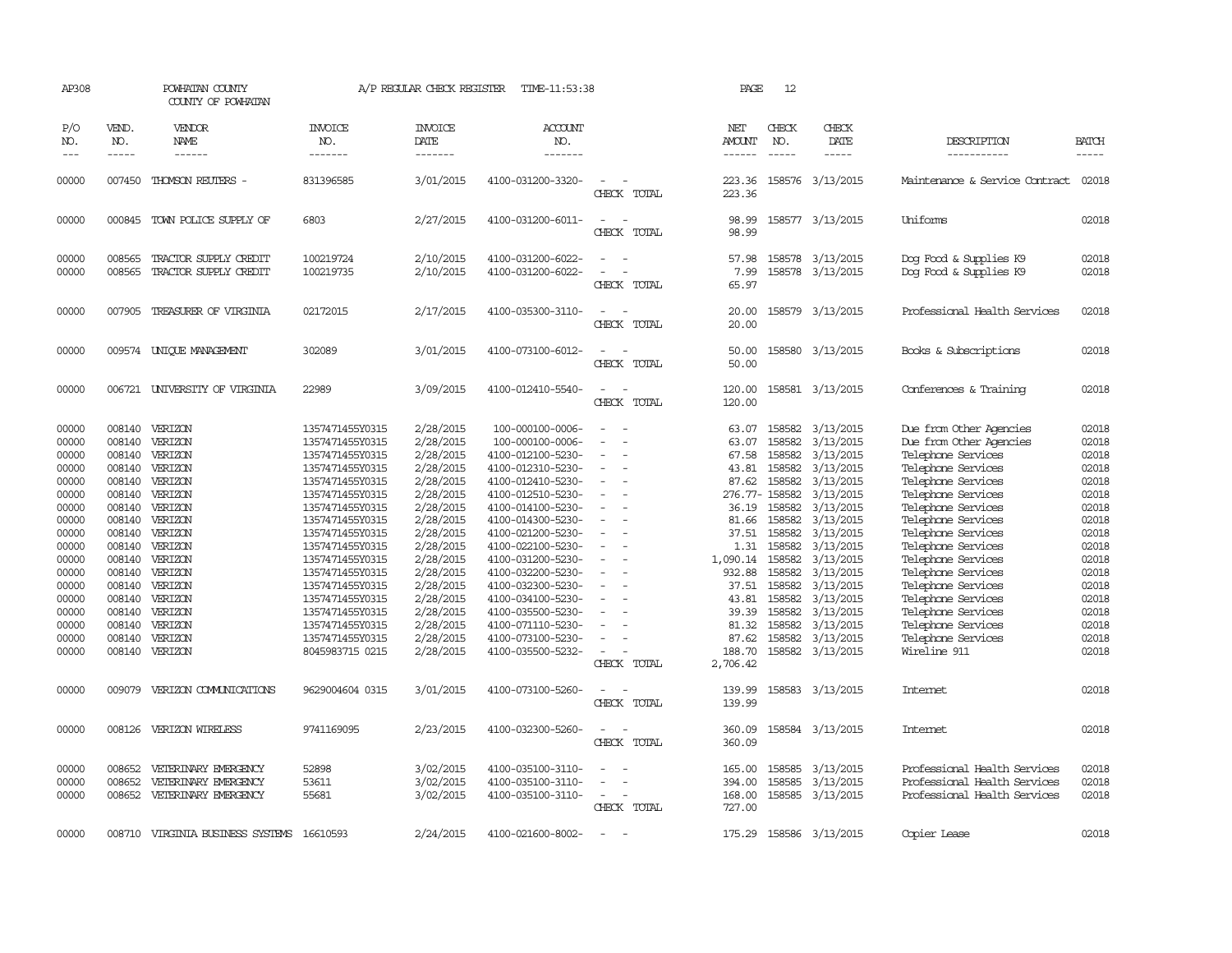AP308 POWHATAN COUNTY COUNTY OF POWHATAN A/P REGULAR CHECK REGISTER TIME-11:53:38 PAGE 12

| P/O NO. | VEND. NO. | VENDOR NAME | INVOICE NO. | INVOICE DATE | ACCOUNT NO. | | NET AMOUNT | CHECK NO. | CHECK DATE | DESCRIPTION | BATCH |
|---|---|---|---|---|---|---|---|---|---|---|---|
| 00000 | 007450 | THOMSON REUTERS - | 831396585 | 3/01/2015 | 4100-031200-3320- | - - | 223.36 | 158576 | 3/13/2015 | Maintenance & Service Contract | 02018 |
| | | | | | | CHECK TOTAL | 223.36 | | | | |
| 00000 | 000845 | TOWN POLICE SUPPLY OF | 6803 | 2/27/2015 | 4100-031200-6011- | - - | 98.99 | 158577 | 3/13/2015 | Uniforms | 02018 |
| | | | | | | CHECK TOTAL | 98.99 | | | | |
| 00000 | 008565 | TRACTOR SUPPLY CREDIT | 100219724 | 2/10/2015 | 4100-031200-6022- | - - | 57.98 | 158578 | 3/13/2015 | Dog Food & Supplies K9 | 02018 |
| 00000 | 008565 | TRACTOR SUPPLY CREDIT | 100219735 | 2/10/2015 | 4100-031200-6022- | - - | 7.99 | 158578 | 3/13/2015 | Dog Food & Supplies K9 | 02018 |
| | | | | | | CHECK TOTAL | 65.97 | | | | |
| 00000 | 007905 | TREASURER OF VIRGINIA | 02172015 | 2/17/2015 | 4100-035300-3110- | - - | 20.00 | 158579 | 3/13/2015 | Professional Health Services | 02018 |
| | | | | | | CHECK TOTAL | 20.00 | | | | |
| 00000 | 009574 | UNIQUE MANAGEMENT | 302089 | 3/01/2015 | 4100-073100-6012- | - - | 50.00 | 158580 | 3/13/2015 | Books & Subscriptions | 02018 |
| | | | | | | CHECK TOTAL | 50.00 | | | | |
| 00000 | 006721 | UNIVERSITY OF VIRGINIA | 22989 | 3/09/2015 | 4100-012410-5540- | - - | 120.00 | 158581 | 3/13/2015 | Conferences & Training | 02018 |
| | | | | | | CHECK TOTAL | 120.00 | | | | |
| 00000 | 008140 | VERIZON | 1357471455Y0315 | 2/28/2015 | 100-000100-0006- | - - | 63.07 | 158582 | 3/13/2015 | Due from Other Agencies | 02018 |
| 00000 | 008140 | VERIZON | 1357471455Y0315 | 2/28/2015 | 100-000100-0006- | - - | 63.07 | 158582 | 3/13/2015 | Due from Other Agencies | 02018 |
| 00000 | 008140 | VERIZON | 1357471455Y0315 | 2/28/2015 | 4100-012100-5230- | - - | 67.58 | 158582 | 3/13/2015 | Telephone Services | 02018 |
| 00000 | 008140 | VERIZON | 1357471455Y0315 | 2/28/2015 | 4100-012310-5230- | - - | 43.81 | 158582 | 3/13/2015 | Telephone Services | 02018 |
| 00000 | 008140 | VERIZON | 1357471455Y0315 | 2/28/2015 | 4100-012410-5230- | - - | 87.62 | 158582 | 3/13/2015 | Telephone Services | 02018 |
| 00000 | 008140 | VERIZON | 1357471455Y0315 | 2/28/2015 | 4100-012510-5230- | - - | 276.77- | 158582 | 3/13/2015 | Telephone Services | 02018 |
| 00000 | 008140 | VERIZON | 1357471455Y0315 | 2/28/2015 | 4100-014100-5230- | - - | 36.19 | 158582 | 3/13/2015 | Telephone Services | 02018 |
| 00000 | 008140 | VERIZON | 1357471455Y0315 | 2/28/2015 | 4100-014300-5230- | - - | 81.66 | 158582 | 3/13/2015 | Telephone Services | 02018 |
| 00000 | 008140 | VERIZON | 1357471455Y0315 | 2/28/2015 | 4100-021200-5230- | - - | 37.51 | 158582 | 3/13/2015 | Telephone Services | 02018 |
| 00000 | 008140 | VERIZON | 1357471455Y0315 | 2/28/2015 | 4100-022100-5230- | - - | 1.31 | 158582 | 3/13/2015 | Telephone Services | 02018 |
| 00000 | 008140 | VERIZON | 1357471455Y0315 | 2/28/2015 | 4100-031200-5230- | - - | 1,090.14 | 158582 | 3/13/2015 | Telephone Services | 02018 |
| 00000 | 008140 | VERIZON | 1357471455Y0315 | 2/28/2015 | 4100-032200-5230- | - - | 932.88 | 158582 | 3/13/2015 | Telephone Services | 02018 |
| 00000 | 008140 | VERIZON | 1357471455Y0315 | 2/28/2015 | 4100-032300-5230- | - - | 37.51 | 158582 | 3/13/2015 | Telephone Services | 02018 |
| 00000 | 008140 | VERIZON | 1357471455Y0315 | 2/28/2015 | 4100-034100-5230- | - - | 43.81 | 158582 | 3/13/2015 | Telephone Services | 02018 |
| 00000 | 008140 | VERIZON | 1357471455Y0315 | 2/28/2015 | 4100-035500-5230- | - - | 39.39 | 158582 | 3/13/2015 | Telephone Services | 02018 |
| 00000 | 008140 | VERIZON | 1357471455Y0315 | 2/28/2015 | 4100-071110-5230- | - - | 81.32 | 158582 | 3/13/2015 | Telephone Services | 02018 |
| 00000 | 008140 | VERIZON | 1357471455Y0315 | 2/28/2015 | 4100-073100-5230- | - - | 87.62 | 158582 | 3/13/2015 | Telephone Services | 02018 |
| 00000 | 008140 | VERIZON | 8045983715 0215 | 2/28/2015 | 4100-035500-5232- | - - | 188.70 | 158582 | 3/13/2015 | Wireline 911 | 02018 |
| | | | | | | CHECK TOTAL | 2,706.42 | | | | |
| 00000 | 009079 | VERIZON COMMUNICATIONS | 9629004604 0315 | 3/01/2015 | 4100-073100-5260- | - - | 139.99 | 158583 | 3/13/2015 | Internet | 02018 |
| | | | | | | CHECK TOTAL | 139.99 | | | | |
| 00000 | 008126 | VERIZON WIRELESS | 9741169095 | 2/23/2015 | 4100-032300-5260- | - - | 360.09 | 158584 | 3/13/2015 | Internet | 02018 |
| | | | | | | CHECK TOTAL | 360.09 | | | | |
| 00000 | 008652 | VETERINARY EMERGENCY | 52898 | 3/02/2015 | 4100-035100-3110- | - - | 165.00 | 158585 | 3/13/2015 | Professional Health Services | 02018 |
| 00000 | 008652 | VETERINARY EMERGENCY | 53611 | 3/02/2015 | 4100-035100-3110- | - - | 394.00 | 158585 | 3/13/2015 | Professional Health Services | 02018 |
| 00000 | 008652 | VETERINARY EMERGENCY | 55681 | 3/02/2015 | 4100-035100-3110- | - - | 168.00 | 158585 | 3/13/2015 | Professional Health Services | 02018 |
| | | | | | | CHECK TOTAL | 727.00 | | | | |
| 00000 | 008710 | VIRGINIA BUSINESS SYSTEMS | 16610593 | 2/24/2015 | 4100-021600-8002- | - - | 175.29 | 158586 | 3/13/2015 | Copier Lease | 02018 |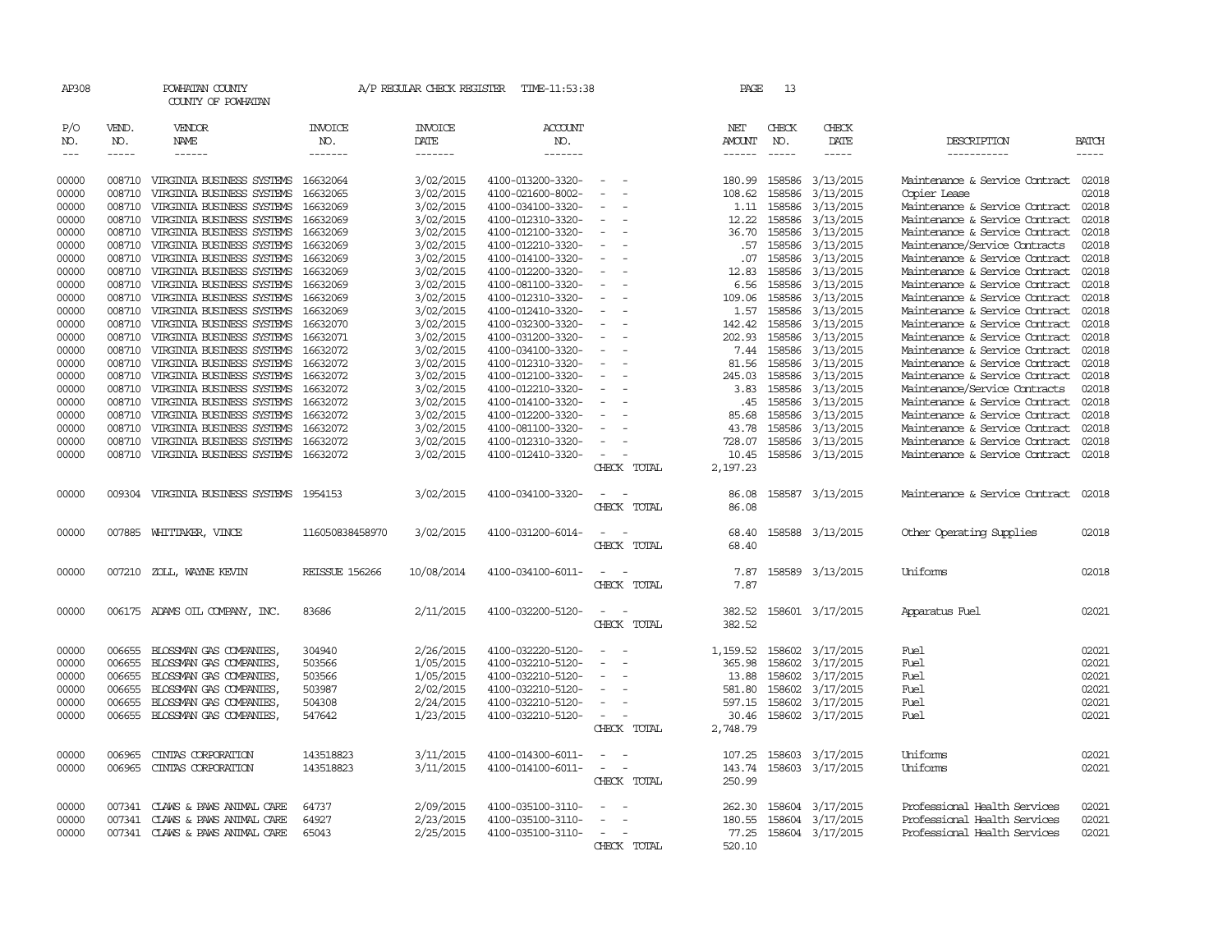AP308 POWHATAN COUNTY A/P REGULAR CHECK REGISTER TIME-11:53:38 PAGE 13
COUNTY OF POWHATAN

| P/O NO. | VEND. NO. | VENDOR NAME | INVOICE NO. | INVOICE DATE | ACCOUNT NO. | | NET AMOUNT | CHECK NO. | CHECK DATE | DESCRIPTION | BATCH |
|---|---|---|---|---|---|---|---|---|---|---|---|
| --- | ----- | ------ | ------- | ------- | ------- | | ------ | ----- | ----- | ----------- | ----- |
| 00000 | 008710 | VIRGINIA BUSINESS SYSTEMS | 16632064 | 3/02/2015 | 4100-013200-3320- | - - | 180.99 | 158586 | 3/13/2015 | Maintenance & Service Contract | 02018 |
| 00000 | 008710 | VIRGINIA BUSINESS SYSTEMS | 16632065 | 3/02/2015 | 4100-021600-8002- | - - | 108.62 | 158586 | 3/13/2015 | Copier Lease | 02018 |
| 00000 | 008710 | VIRGINIA BUSINESS SYSTEMS | 16632069 | 3/02/2015 | 4100-034100-3320- | - - | 1.11 | 158586 | 3/13/2015 | Maintenance & Service Contract | 02018 |
| 00000 | 008710 | VIRGINIA BUSINESS SYSTEMS | 16632069 | 3/02/2015 | 4100-012310-3320- | - - | 12.22 | 158586 | 3/13/2015 | Maintenance & Service Contract | 02018 |
| 00000 | 008710 | VIRGINIA BUSINESS SYSTEMS | 16632069 | 3/02/2015 | 4100-012100-3320- | - - | 36.70 | 158586 | 3/13/2015 | Maintenance & Service Contract | 02018 |
| 00000 | 008710 | VIRGINIA BUSINESS SYSTEMS | 16632069 | 3/02/2015 | 4100-012210-3320- | - - | .57 | 158586 | 3/13/2015 | Maintenance/Service Contracts | 02018 |
| 00000 | 008710 | VIRGINIA BUSINESS SYSTEMS | 16632069 | 3/02/2015 | 4100-014100-3320- | - - | .07 | 158586 | 3/13/2015 | Maintenance & Service Contract | 02018 |
| 00000 | 008710 | VIRGINIA BUSINESS SYSTEMS | 16632069 | 3/02/2015 | 4100-012200-3320- | - - | 12.83 | 158586 | 3/13/2015 | Maintenance & Service Contract | 02018 |
| 00000 | 008710 | VIRGINIA BUSINESS SYSTEMS | 16632069 | 3/02/2015 | 4100-081100-3320- | - - | 6.56 | 158586 | 3/13/2015 | Maintenance & Service Contract | 02018 |
| 00000 | 008710 | VIRGINIA BUSINESS SYSTEMS | 16632069 | 3/02/2015 | 4100-012310-3320- | - - | 109.06 | 158586 | 3/13/2015 | Maintenance & Service Contract | 02018 |
| 00000 | 008710 | VIRGINIA BUSINESS SYSTEMS | 16632069 | 3/02/2015 | 4100-012410-3320- | - - | 1.57 | 158586 | 3/13/2015 | Maintenance & Service Contract | 02018 |
| 00000 | 008710 | VIRGINIA BUSINESS SYSTEMS | 16632070 | 3/02/2015 | 4100-032300-3320- | - - | 142.42 | 158586 | 3/13/2015 | Maintenance & Service Contract | 02018 |
| 00000 | 008710 | VIRGINIA BUSINESS SYSTEMS | 16632071 | 3/02/2015 | 4100-031200-3320- | - - | 202.93 | 158586 | 3/13/2015 | Maintenance & Service Contract | 02018 |
| 00000 | 008710 | VIRGINIA BUSINESS SYSTEMS | 16632072 | 3/02/2015 | 4100-034100-3320- | - - | 7.44 | 158586 | 3/13/2015 | Maintenance & Service Contract | 02018 |
| 00000 | 008710 | VIRGINIA BUSINESS SYSTEMS | 16632072 | 3/02/2015 | 4100-012310-3320- | - - | 81.56 | 158586 | 3/13/2015 | Maintenance & Service Contract | 02018 |
| 00000 | 008710 | VIRGINIA BUSINESS SYSTEMS | 16632072 | 3/02/2015 | 4100-012100-3320- | - - | 245.03 | 158586 | 3/13/2015 | Maintenance & Service Contract | 02018 |
| 00000 | 008710 | VIRGINIA BUSINESS SYSTEMS | 16632072 | 3/02/2015 | 4100-012210-3320- | - - | 3.83 | 158586 | 3/13/2015 | Maintenance/Service Contracts | 02018 |
| 00000 | 008710 | VIRGINIA BUSINESS SYSTEMS | 16632072 | 3/02/2015 | 4100-014100-3320- | - - | .45 | 158586 | 3/13/2015 | Maintenance & Service Contract | 02018 |
| 00000 | 008710 | VIRGINIA BUSINESS SYSTEMS | 16632072 | 3/02/2015 | 4100-012200-3320- | - - | 85.68 | 158586 | 3/13/2015 | Maintenance & Service Contract | 02018 |
| 00000 | 008710 | VIRGINIA BUSINESS SYSTEMS | 16632072 | 3/02/2015 | 4100-081100-3320- | - - | 43.78 | 158586 | 3/13/2015 | Maintenance & Service Contract | 02018 |
| 00000 | 008710 | VIRGINIA BUSINESS SYSTEMS | 16632072 | 3/02/2015 | 4100-012310-3320- | - - | 728.07 | 158586 | 3/13/2015 | Maintenance & Service Contract | 02018 |
| 00000 | 008710 | VIRGINIA BUSINESS SYSTEMS | 16632072 | 3/02/2015 | 4100-012410-3320- | - - | 10.45 | 158586 | 3/13/2015 | Maintenance & Service Contract | 02018 |
| | | | | | | CHECK TOTAL | 2,197.23 | | | | |
| 00000 | 009304 | VIRGINIA BUSINESS SYSTEMS | 1954153 | 3/02/2015 | 4100-034100-3320- | - - | 86.08 | 158587 | 3/13/2015 | Maintenance & Service Contract | 02018 |
| | | | | | | CHECK TOTAL | 86.08 | | | | |
| 00000 | 007885 | WHITTAKER, VINCE | 116050838458970 | 3/02/2015 | 4100-031200-6014- | - - | 68.40 | 158588 | 3/13/2015 | Other Operating Supplies | 02018 |
| | | | | | | CHECK TOTAL | 68.40 | | | | |
| 00000 | 007210 | ZOLL, WAYNE KEVIN | REISSUE 156266 | 10/08/2014 | 4100-034100-6011- | - - | 7.87 | 158589 | 3/13/2015 | Uniforms | 02018 |
| | | | | | | CHECK TOTAL | 7.87 | | | | |
| 00000 | 006175 | ADAMS OIL COMPANY, INC. | 83686 | 2/11/2015 | 4100-032200-5120- | - - | 382.52 | 158601 | 3/17/2015 | Apparatus Fuel | 02021 |
| | | | | | | CHECK TOTAL | 382.52 | | | | |
| 00000 | 006655 | BLOSSMAN GAS COMPANIES, | 304940 | 2/26/2015 | 4100-032220-5120- | - - | 1,159.52 | 158602 | 3/17/2015 | Fuel | 02021 |
| 00000 | 006655 | BLOSSMAN GAS COMPANIES, | 503566 | 1/05/2015 | 4100-032210-5120- | - - | 365.98 | 158602 | 3/17/2015 | Fuel | 02021 |
| 00000 | 006655 | BLOSSMAN GAS COMPANIES, | 503566 | 1/05/2015 | 4100-032210-5120- | - - | 13.88 | 158602 | 3/17/2015 | Fuel | 02021 |
| 00000 | 006655 | BLOSSMAN GAS COMPANIES, | 503987 | 2/02/2015 | 4100-032210-5120- | - - | 581.80 | 158602 | 3/17/2015 | Fuel | 02021 |
| 00000 | 006655 | BLOSSMAN GAS COMPANIES, | 504308 | 2/24/2015 | 4100-032210-5120- | - - | 597.15 | 158602 | 3/17/2015 | Fuel | 02021 |
| 00000 | 006655 | BLOSSMAN GAS COMPANIES, | 547642 | 1/23/2015 | 4100-032210-5120- | - - | 30.46 | 158602 | 3/17/2015 | Fuel | 02021 |
| | | | | | | CHECK TOTAL | 2,748.79 | | | | |
| 00000 | 006965 | CINTAS CORPORATION | 143518823 | 3/11/2015 | 4100-014300-6011- | - - | 107.25 | 158603 | 3/17/2015 | Uniforms | 02021 |
| 00000 | 006965 | CINTAS CORPORATION | 143518823 | 3/11/2015 | 4100-014100-6011- | - - | 143.74 | 158603 | 3/17/2015 | Uniforms | 02021 |
| | | | | | | CHECK TOTAL | 250.99 | | | | |
| 00000 | 007341 | CLAWS & PAWS ANIMAL CARE | 64737 | 2/09/2015 | 4100-035100-3110- | - - | 262.30 | 158604 | 3/17/2015 | Professional Health Services | 02021 |
| 00000 | 007341 | CLAWS & PAWS ANIMAL CARE | 64927 | 2/23/2015 | 4100-035100-3110- | - - | 180.55 | 158604 | 3/17/2015 | Professional Health Services | 02021 |
| 00000 | 007341 | CLAWS & PAWS ANIMAL CARE | 65043 | 2/25/2015 | 4100-035100-3110- | - - | 77.25 | 158604 | 3/17/2015 | Professional Health Services | 02021 |
| | | | | | | CHECK TOTAL | 520.10 | | | | |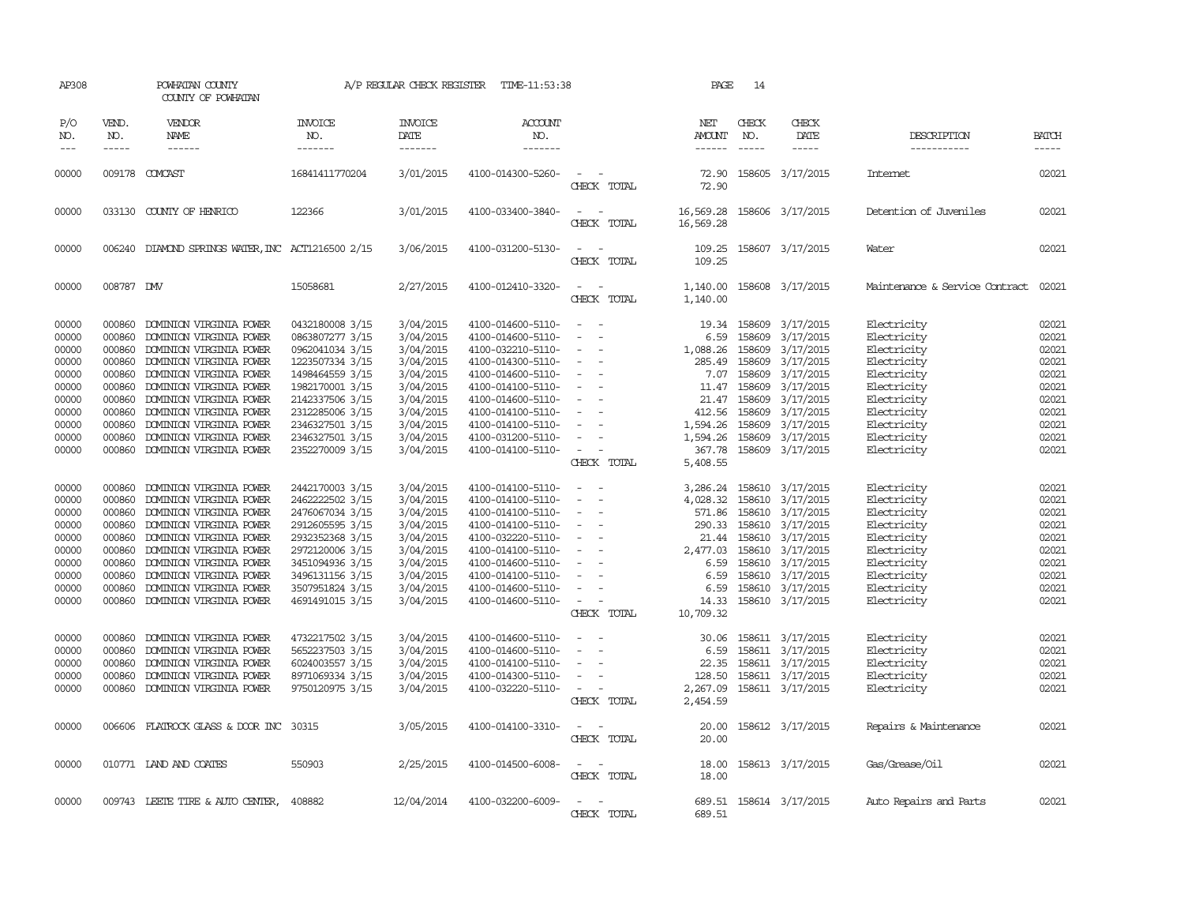AP308 POWHATAN COUNTY A/P REGULAR CHECK REGISTER TIME-11:53:38 PAGE 14

COUNTY OF POWHATAN

| P/O NO. | VEND. NO. | VENDOR NAME | INVOICE NO. | INVOICE DATE | ACCOUNT NO. | | NET AMOUNT | CHECK NO. | CHECK DATE | DESCRIPTION | BATCH |
|---|---|---|---|---|---|---|---|---|---|---|---|
| 00000 | 009178 | COMCAST | 16841411770204 | 3/01/2015 | 4100-014300-5260- | - - | 72.90 | 158605 | 3/17/2015 | Internet | 02021 |
| | | | | | | CHECK TOTAL | 72.90 | | | | |
| 00000 | 033130 | COUNTY OF HENRICO | 122366 | 3/01/2015 | 4100-033400-3840- | - - | 16,569.28 | 158606 | 3/17/2015 | Detention of Juveniles | 02021 |
| | | | | | | CHECK TOTAL | 16,569.28 | | | | |
| 00000 | 006240 | DIAMOND SPRINGS WATER,INC | ACT1216500 2/15 | 3/06/2015 | 4100-031200-5130- | - - | 109.25 | 158607 | 3/17/2015 | Water | 02021 |
| | | | | | | CHECK TOTAL | 109.25 | | | | |
| 00000 | 008787 | DMV | 15058681 | 2/27/2015 | 4100-012410-3320- | - - | 1,140.00 | 158608 | 3/17/2015 | Maintenance & Service Contract | 02021 |
| | | | | | | CHECK TOTAL | 1,140.00 | | | | |
| 00000 | 000860 | DOMINION VIRGINIA POWER | 0432180008 3/15 | 3/04/2015 | 4100-014600-5110- | - - | 19.34 | 158609 | 3/17/2015 | Electricity | 02021 |
| 00000 | 000860 | DOMINION VIRGINIA POWER | 0863807277 3/15 | 3/04/2015 | 4100-014600-5110- | - - | 6.59 | 158609 | 3/17/2015 | Electricity | 02021 |
| 00000 | 000860 | DOMINION VIRGINIA POWER | 0962041034 3/15 | 3/04/2015 | 4100-032210-5110- | - - | 1,088.26 | 158609 | 3/17/2015 | Electricity | 02021 |
| 00000 | 000860 | DOMINION VIRGINIA POWER | 1223507334 3/15 | 3/04/2015 | 4100-014300-5110- | - - | 285.49 | 158609 | 3/17/2015 | Electricity | 02021 |
| 00000 | 000860 | DOMINION VIRGINIA POWER | 1498464559 3/15 | 3/04/2015 | 4100-014600-5110- | - - | 7.07 | 158609 | 3/17/2015 | Electricity | 02021 |
| 00000 | 000860 | DOMINION VIRGINIA POWER | 1982170001 3/15 | 3/04/2015 | 4100-014100-5110- | - - | 11.47 | 158609 | 3/17/2015 | Electricity | 02021 |
| 00000 | 000860 | DOMINION VIRGINIA POWER | 2142337506 3/15 | 3/04/2015 | 4100-014600-5110- | - - | 21.47 | 158609 | 3/17/2015 | Electricity | 02021 |
| 00000 | 000860 | DOMINION VIRGINIA POWER | 2312285006 3/15 | 3/04/2015 | 4100-014100-5110- | - - | 412.56 | 158609 | 3/17/2015 | Electricity | 02021 |
| 00000 | 000860 | DOMINION VIRGINIA POWER | 2346327501 3/15 | 3/04/2015 | 4100-014100-5110- | - - | 1,594.26 | 158609 | 3/17/2015 | Electricity | 02021 |
| 00000 | 000860 | DOMINION VIRGINIA POWER | 2346327501 3/15 | 3/04/2015 | 4100-031200-5110- | - - | 1,594.26 | 158609 | 3/17/2015 | Electricity | 02021 |
| 00000 | 000860 | DOMINION VIRGINIA POWER | 2352270009 3/15 | 3/04/2015 | 4100-014100-5110- | - - | 367.78 | 158609 | 3/17/2015 | Electricity | 02021 |
| | | | | | | CHECK TOTAL | 5,408.55 | | | | |
| 00000 | 000860 | DOMINION VIRGINIA POWER | 2442170003 3/15 | 3/04/2015 | 4100-014100-5110- | - - | 3,286.24 | 158610 | 3/17/2015 | Electricity | 02021 |
| 00000 | 000860 | DOMINION VIRGINIA POWER | 2462222502 3/15 | 3/04/2015 | 4100-014100-5110- | - - | 4,028.32 | 158610 | 3/17/2015 | Electricity | 02021 |
| 00000 | 000860 | DOMINION VIRGINIA POWER | 2476067034 3/15 | 3/04/2015 | 4100-014100-5110- | - - | 571.86 | 158610 | 3/17/2015 | Electricity | 02021 |
| 00000 | 000860 | DOMINION VIRGINIA POWER | 2912605595 3/15 | 3/04/2015 | 4100-014100-5110- | - - | 290.33 | 158610 | 3/17/2015 | Electricity | 02021 |
| 00000 | 000860 | DOMINION VIRGINIA POWER | 2932352368 3/15 | 3/04/2015 | 4100-032220-5110- | - - | 21.44 | 158610 | 3/17/2015 | Electricity | 02021 |
| 00000 | 000860 | DOMINION VIRGINIA POWER | 2972120006 3/15 | 3/04/2015 | 4100-014100-5110- | - - | 2,477.03 | 158610 | 3/17/2015 | Electricity | 02021 |
| 00000 | 000860 | DOMINION VIRGINIA POWER | 3451094936 3/15 | 3/04/2015 | 4100-014600-5110- | - - | 6.59 | 158610 | 3/17/2015 | Electricity | 02021 |
| 00000 | 000860 | DOMINION VIRGINIA POWER | 3496131156 3/15 | 3/04/2015 | 4100-014100-5110- | - - | 6.59 | 158610 | 3/17/2015 | Electricity | 02021 |
| 00000 | 000860 | DOMINION VIRGINIA POWER | 3507951824 3/15 | 3/04/2015 | 4100-014600-5110- | - - | 6.59 | 158610 | 3/17/2015 | Electricity | 02021 |
| 00000 | 000860 | DOMINION VIRGINIA POWER | 4691491015 3/15 | 3/04/2015 | 4100-014600-5110- | - - | 14.33 | 158610 | 3/17/2015 | Electricity | 02021 |
| | | | | | | CHECK TOTAL | 10,709.32 | | | | |
| 00000 | 000860 | DOMINION VIRGINIA POWER | 4732217502 3/15 | 3/04/2015 | 4100-014600-5110- | - - | 30.06 | 158611 | 3/17/2015 | Electricity | 02021 |
| 00000 | 000860 | DOMINION VIRGINIA POWER | 5652237503 3/15 | 3/04/2015 | 4100-014600-5110- | - - | 6.59 | 158611 | 3/17/2015 | Electricity | 02021 |
| 00000 | 000860 | DOMINION VIRGINIA POWER | 6024003557 3/15 | 3/04/2015 | 4100-014100-5110- | - - | 22.35 | 158611 | 3/17/2015 | Electricity | 02021 |
| 00000 | 000860 | DOMINION VIRGINIA POWER | 8971069334 3/15 | 3/04/2015 | 4100-014300-5110- | - - | 128.50 | 158611 | 3/17/2015 | Electricity | 02021 |
| 00000 | 000860 | DOMINION VIRGINIA POWER | 9750120975 3/15 | 3/04/2015 | 4100-032220-5110- | - - | 2,267.09 | 158611 | 3/17/2015 | Electricity | 02021 |
| | | | | | | CHECK TOTAL | 2,454.59 | | | | |
| 00000 | 006606 | FLATROCK GLASS & DOOR INC | 30315 | 3/05/2015 | 4100-014100-3310- | - - | 20.00 | 158612 | 3/17/2015 | Repairs & Maintenance | 02021 |
| | | | | | | CHECK TOTAL | 20.00 | | | | |
| 00000 | 010771 | LAND AND COATES | 550903 | 2/25/2015 | 4100-014500-6008- | - - | 18.00 | 158613 | 3/17/2015 | Gas/Grease/Oil | 02021 |
| | | | | | | CHECK TOTAL | 18.00 | | | | |
| 00000 | 009743 | LEETE TIRE & AUTO CENTER, | 408882 | 12/04/2014 | 4100-032200-6009- | - - | 689.51 | 158614 | 3/17/2015 | Auto Repairs and Parts | 02021 |
| | | | | | | CHECK TOTAL | 689.51 | | | | |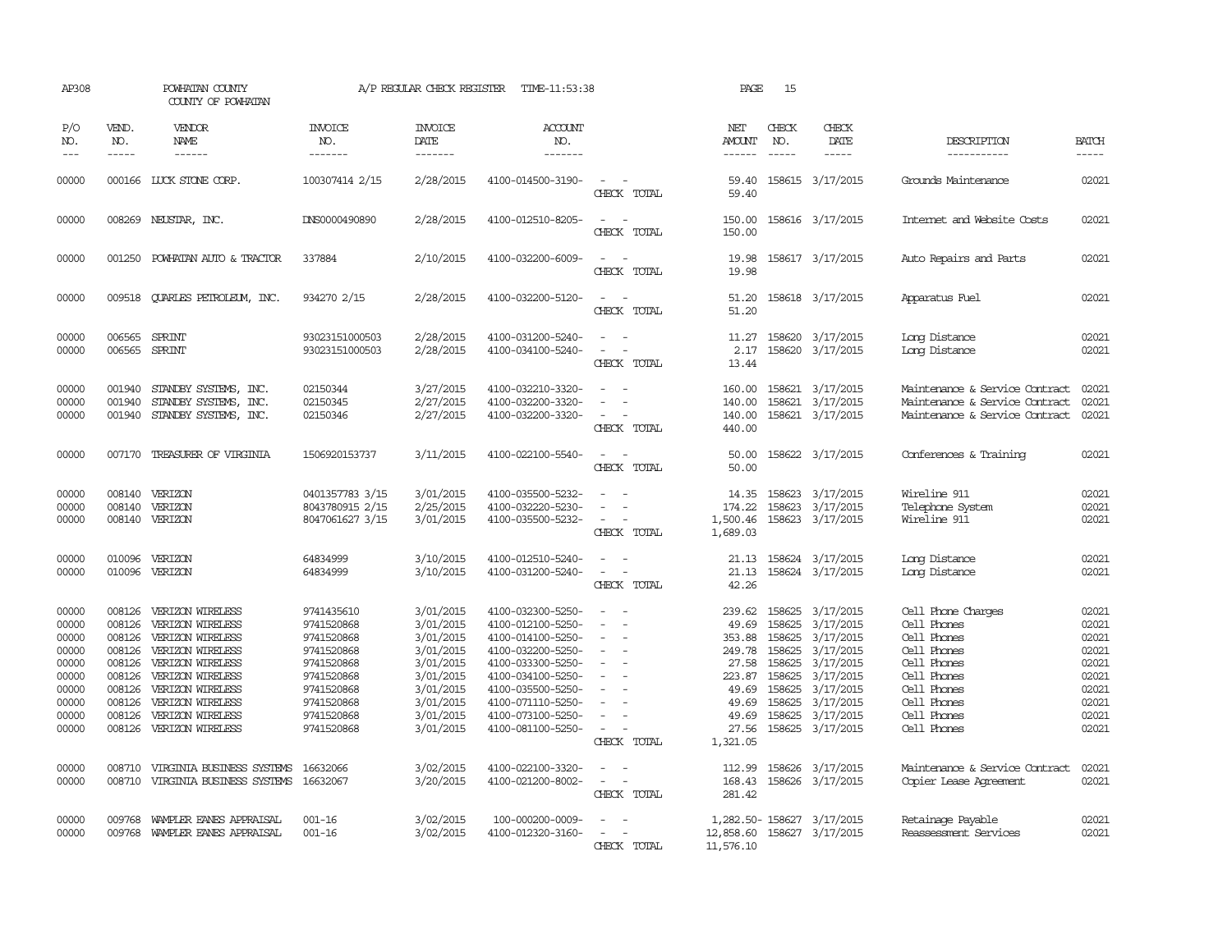AP308 POWHATAN COUNTY A/P REGULAR CHECK REGISTER TIME-11:53:38
COUNTY OF POWHATAN

| P/O NO. | VEND. NO. | VENDOR NAME | INVOICE NO. | INVOICE DATE | ACCOUNT NO. | | NET AMOUNT | CHECK NO. | CHECK DATE | DESCRIPTION | BATCH |
|---|---|---|---|---|---|---|---|---|---|---|---|
| 00000 | 000166 | LUCK STONE CORP. | 100307414 2/15 | 2/28/2015 | 4100-014500-3190- | - - | 59.40 | 158615 | 3/17/2015 | Grounds Maintenance | 02021 |
| | | | | | | CHECK TOTAL | 59.40 | | | | |
| 00000 | 008269 | NEUSTAR, INC. | DNS0000490890 | 2/28/2015 | 4100-012510-8205- | - - | 150.00 | 158616 | 3/17/2015 | Internet and Website Costs | 02021 |
| | | | | | | CHECK TOTAL | 150.00 | | | | |
| 00000 | 001250 | POWHATAN AUTO & TRACTOR | 337884 | 2/10/2015 | 4100-032200-6009- | - - | 19.98 | 158617 | 3/17/2015 | Auto Repairs and Parts | 02021 |
| | | | | | | CHECK TOTAL | 19.98 | | | | |
| 00000 | 009518 | QUARLES PETROLEUM, INC. | 934270 2/15 | 2/28/2015 | 4100-032200-5120- | - - | 51.20 | 158618 | 3/17/2015 | Apparatus Fuel | 02021 |
| | | | | | | CHECK TOTAL | 51.20 | | | | |
| 00000 | 006565 | SPRINT | 93023151000503 | 2/28/2015 | 4100-031200-5240- | - - | 11.27 | 158620 | 3/17/2015 | Long Distance | 02021 |
| 00000 | 006565 | SPRINT | 93023151000503 | 2/28/2015 | 4100-034100-5240- | - - | 2.17 | 158620 | 3/17/2015 | Long Distance | 02021 |
| | | | | | | CHECK TOTAL | 13.44 | | | | |
| 00000 | 001940 | STANDBY SYSTEMS, INC. | 02150344 | 3/27/2015 | 4100-032210-3320- | - - | 160.00 | 158621 | 3/17/2015 | Maintenance & Service Contract | 02021 |
| 00000 | 001940 | STANDBY SYSTEMS, INC. | 02150345 | 2/27/2015 | 4100-032200-3320- | - - | 140.00 | 158621 | 3/17/2015 | Maintenance & Service Contract | 02021 |
| 00000 | 001940 | STANDBY SYSTEMS, INC. | 02150346 | 2/27/2015 | 4100-032200-3320- | - - | 140.00 | 158621 | 3/17/2015 | Maintenance & Service Contract | 02021 |
| | | | | | | CHECK TOTAL | 440.00 | | | | |
| 00000 | 007170 | TREASURER OF VIRGINIA | 1506920153737 | 3/11/2015 | 4100-022100-5540- | - - | 50.00 | 158622 | 3/17/2015 | Conferences & Training | 02021 |
| | | | | | | CHECK TOTAL | 50.00 | | | | |
| 00000 | 008140 | VERIZON | 0401357783 3/15 | 3/01/2015 | 4100-035500-5232- | - - | 14.35 | 158623 | 3/17/2015 | Wireline 911 | 02021 |
| 00000 | 008140 | VERIZON | 8043780915 2/15 | 2/25/2015 | 4100-032220-5230- | - - | 174.22 | 158623 | 3/17/2015 | Telephone System | 02021 |
| 00000 | 008140 | VERIZON | 8047061627 3/15 | 3/01/2015 | 4100-035500-5232- | - - | 1,500.46 | 158623 | 3/17/2015 | Wireline 911 | 02021 |
| | | | | | | CHECK TOTAL | 1,689.03 | | | | |
| 00000 | 010096 | VERIZON | 64834999 | 3/10/2015 | 4100-012510-5240- | - - | 21.13 | 158624 | 3/17/2015 | Long Distance | 02021 |
| 00000 | 010096 | VERIZON | 64834999 | 3/10/2015 | 4100-031200-5240- | - - | 21.13 | 158624 | 3/17/2015 | Long Distance | 02021 |
| | | | | | | CHECK TOTAL | 42.26 | | | | |
| 00000 | 008126 | VERIZON WIRELESS | 9741435610 | 3/01/2015 | 4100-032300-5250- | - - | 239.62 | 158625 | 3/17/2015 | Cell Phone Charges | 02021 |
| 00000 | 008126 | VERIZON WIRELESS | 9741520868 | 3/01/2015 | 4100-012100-5250- | - - | 49.69 | 158625 | 3/17/2015 | Cell Phones | 02021 |
| 00000 | 008126 | VERIZON WIRELESS | 9741520868 | 3/01/2015 | 4100-014100-5250- | - - | 353.88 | 158625 | 3/17/2015 | Cell Phones | 02021 |
| 00000 | 008126 | VERIZON WIRELESS | 9741520868 | 3/01/2015 | 4100-032200-5250- | - - | 249.78 | 158625 | 3/17/2015 | Cell Phones | 02021 |
| 00000 | 008126 | VERIZON WIRELESS | 9741520868 | 3/01/2015 | 4100-033300-5250- | - - | 27.58 | 158625 | 3/17/2015 | Cell Phones | 02021 |
| 00000 | 008126 | VERIZON WIRELESS | 9741520868 | 3/01/2015 | 4100-034100-5250- | - - | 223.87 | 158625 | 3/17/2015 | Cell Phones | 02021 |
| 00000 | 008126 | VERIZON WIRELESS | 9741520868 | 3/01/2015 | 4100-035500-5250- | - - | 49.69 | 158625 | 3/17/2015 | Cell Phones | 02021 |
| 00000 | 008126 | VERIZON WIRELESS | 9741520868 | 3/01/2015 | 4100-071110-5250- | - - | 49.69 | 158625 | 3/17/2015 | Cell Phones | 02021 |
| 00000 | 008126 | VERIZON WIRELESS | 9741520868 | 3/01/2015 | 4100-073100-5250- | - - | 49.69 | 158625 | 3/17/2015 | Cell Phones | 02021 |
| 00000 | 008126 | VERIZON WIRELESS | 9741520868 | 3/01/2015 | 4100-081100-5250- | - - | 27.56 | 158625 | 3/17/2015 | Cell Phones | 02021 |
| | | | | | | CHECK TOTAL | 1,321.05 | | | | |
| 00000 | 008710 | VIRGINIA BUSINESS SYSTEMS | 16632066 | 3/02/2015 | 4100-022100-3320- | - - | 112.99 | 158626 | 3/17/2015 | Maintenance & Service Contract | 02021 |
| 00000 | 008710 | VIRGINIA BUSINESS SYSTEMS | 16632067 | 3/20/2015 | 4100-021200-8002- | - - | 168.43 | 158626 | 3/17/2015 | Copier Lease Agreement | 02021 |
| | | | | | | CHECK TOTAL | 281.42 | | | | |
| 00000 | 009768 | WAMPLER EANES APPRAISAL | 001-16 | 3/02/2015 | 100-000200-0009- | - - | 1,282.50- | 158627 | 3/17/2015 | Retainage Payable | 02021 |
| 00000 | 009768 | WAMPLER EANES APPRAISAL | 001-16 | 3/02/2015 | 4100-012320-3160- | - - | 12,858.60 | 158627 | 3/17/2015 | Reassessment Services | 02021 |
| | | | | | | CHECK TOTAL | 11,576.10 | | | | |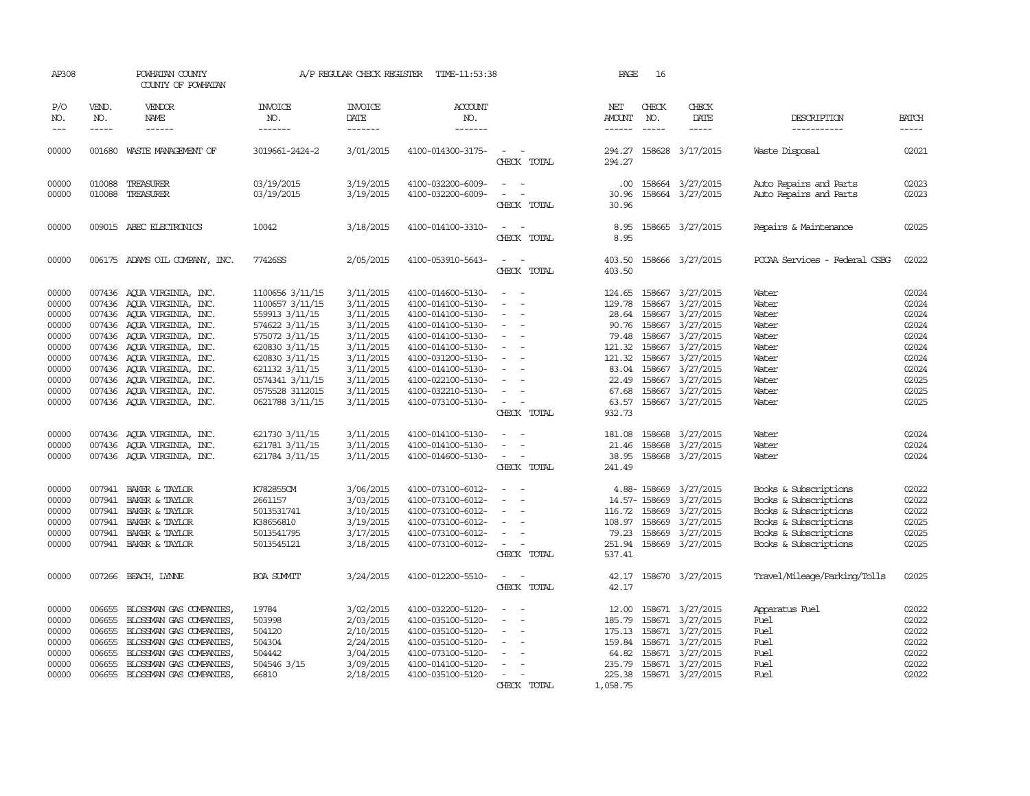AP308 POWHATAN COUNTY COUNTY OF POWHATAN A/P REGULAR CHECK REGISTER TIME-11:53:38 PAGE 16

| P/O NO. | VEND. NO. | VENDOR NAME | INVOICE NO. | INVOICE DATE | ACCOUNT NO. | | NET AMOUNT | CHECK NO. | CHECK DATE | DESCRIPTION | BATCH |
|---|---|---|---|---|---|---|---|---|---|---|---|
| 00000 | 001680 | WASTE MANAGEMENT OF | 3019661-2424-2 | 3/01/2015 | 4100-014300-3175- | - - | 294.27 | 158628 | 3/17/2015 | Waste Disposal | 02021 |
| | | | | | | CHECK TOTAL | 294.27 | | | | |
| 00000 | 010088 | TREASURER | 03/19/2015 | 3/19/2015 | 4100-032200-6009- | - - | .00 | 158664 | 3/27/2015 | Auto Repairs and Parts | 02023 |
| 00000 | 010088 | TREASURER | 03/19/2015 | 3/19/2015 | 4100-032200-6009- | - - | 30.96 | 158664 | 3/27/2015 | Auto Repairs and Parts | 02023 |
| | | | | | | CHECK TOTAL | 30.96 | | | | |
| 00000 | 009015 | ABEC ELECTRONICS | 10042 | 3/18/2015 | 4100-014100-3310- | - - | 8.95 | 158665 | 3/27/2015 | Repairs & Maintenance | 02025 |
| | | | | | | CHECK TOTAL | 8.95 | | | | |
| 00000 | 006175 | ADAMS OIL COMPANY, INC. | 77426SS | 2/05/2015 | 4100-053910-5643- | - - | 403.50 | 158666 | 3/27/2015 | PCCAA Services - Federal CSBG | 02022 |
| | | | | | | CHECK TOTAL | 403.50 | | | | |
| 00000 | 007436 | AQUA VIRGINIA, INC. | 1100656 3/11/15 | 3/11/2015 | 4100-014600-5130- | - - | 124.65 | 158667 | 3/27/2015 | Water | 02024 |
| 00000 | 007436 | AQUA VIRGINIA, INC. | 1100657 3/11/15 | 3/11/2015 | 4100-014100-5130- | - - | 129.78 | 158667 | 3/27/2015 | Water | 02024 |
| 00000 | 007436 | AQUA VIRGINIA, INC. | 559913 3/11/15 | 3/11/2015 | 4100-014100-5130- | - - | 28.64 | 158667 | 3/27/2015 | Water | 02024 |
| 00000 | 007436 | AQUA VIRGINIA, INC. | 574622 3/11/15 | 3/11/2015 | 4100-014100-5130- | - - | 90.76 | 158667 | 3/27/2015 | Water | 02024 |
| 00000 | 007436 | AQUA VIRGINIA, INC. | 575072 3/11/15 | 3/11/2015 | 4100-014100-5130- | - - | 79.48 | 158667 | 3/27/2015 | Water | 02024 |
| 00000 | 007436 | AQUA VIRGINIA, INC. | 620830 3/11/15 | 3/11/2015 | 4100-014100-5130- | - - | 121.32 | 158667 | 3/27/2015 | Water | 02024 |
| 00000 | 007436 | AQUA VIRGINIA, INC. | 620830 3/11/15 | 3/11/2015 | 4100-031200-5130- | - - | 121.32 | 158667 | 3/27/2015 | Water | 02024 |
| 00000 | 007436 | AQUA VIRGINIA, INC. | 621132 3/11/15 | 3/11/2015 | 4100-014100-5130- | - - | 83.04 | 158667 | 3/27/2015 | Water | 02024 |
| 00000 | 007436 | AQUA VIRGINIA, INC. | 0574341 3/11/15 | 3/11/2015 | 4100-022100-5130- | - - | 22.49 | 158667 | 3/27/2015 | Water | 02025 |
| 00000 | 007436 | AQUA VIRGINIA, INC. | 0575528 3112015 | 3/11/2015 | 4100-032210-5130- | - - | 67.68 | 158667 | 3/27/2015 | Water | 02025 |
| 00000 | 007436 | AQUA VIRGINIA, INC. | 0621788 3/11/15 | 3/11/2015 | 4100-073100-5130- | - - | 63.57 | 158667 | 3/27/2015 | Water | 02025 |
| | | | | | | CHECK TOTAL | 932.73 | | | | |
| 00000 | 007436 | AQUA VIRGINIA, INC. | 621730 3/11/15 | 3/11/2015 | 4100-014100-5130- | - - | 181.08 | 158668 | 3/27/2015 | Water | 02024 |
| 00000 | 007436 | AQUA VIRGINIA, INC. | 621781 3/11/15 | 3/11/2015 | 4100-014100-5130- | - - | 21.46 | 158668 | 3/27/2015 | Water | 02024 |
| 00000 | 007436 | AQUA VIRGINIA, INC. | 621784 3/11/15 | 3/11/2015 | 4100-014600-5130- | - - | 38.95 | 158668 | 3/27/2015 | Water | 02024 |
| | | | | | | CHECK TOTAL | 241.49 | | | | |
| 00000 | 007941 | BAKER & TAYLOR | K782855CM | 3/06/2015 | 4100-073100-6012- | - - | 4.88- | 158669 | 3/27/2015 | Books & Subscriptions | 02022 |
| 00000 | 007941 | BAKER & TAYLOR | 2661157 | 3/03/2015 | 4100-073100-6012- | - - | 14.57- | 158669 | 3/27/2015 | Books & Subscriptions | 02022 |
| 00000 | 007941 | BAKER & TAYLOR | 5013531741 | 3/10/2015 | 4100-073100-6012- | - - | 116.72 | 158669 | 3/27/2015 | Books & Subscriptions | 02022 |
| 00000 | 007941 | BAKER & TAYLOR | K38656810 | 3/19/2015 | 4100-073100-6012- | - - | 108.97 | 158669 | 3/27/2015 | Books & Subscriptions | 02025 |
| 00000 | 007941 | BAKER & TAYLOR | 5013541795 | 3/17/2015 | 4100-073100-6012- | - - | 79.23 | 158669 | 3/27/2015 | Books & Subscriptions | 02025 |
| 00000 | 007941 | BAKER & TAYLOR | 5013545121 | 3/18/2015 | 4100-073100-6012- | - - | 251.94 | 158669 | 3/27/2015 | Books & Subscriptions | 02025 |
| | | | | | | CHECK TOTAL | 537.41 | | | | |
| 00000 | 007266 | BEACH, LYNNE | BOA SUMMIT | 3/24/2015 | 4100-012200-5510- | - - | 42.17 | 158670 | 3/27/2015 | Travel/Mileage/Parking/Tolls | 02025 |
| | | | | | | CHECK TOTAL | 42.17 | | | | |
| 00000 | 006655 | BLOSSMAN GAS COMPANIES, | 19784 | 3/02/2015 | 4100-032200-5120- | - - | 12.00 | 158671 | 3/27/2015 | Apparatus Fuel | 02022 |
| 00000 | 006655 | BLOSSMAN GAS COMPANIES, | 503998 | 2/03/2015 | 4100-035100-5120- | - - | 185.79 | 158671 | 3/27/2015 | Fuel | 02022 |
| 00000 | 006655 | BLOSSMAN GAS COMPANIES, | 504120 | 2/10/2015 | 4100-035100-5120- | - - | 175.13 | 158671 | 3/27/2015 | Fuel | 02022 |
| 00000 | 006655 | BLOSSMAN GAS COMPANIES, | 504304 | 2/24/2015 | 4100-035100-5120- | - - | 159.84 | 158671 | 3/27/2015 | Fuel | 02022 |
| 00000 | 006655 | BLOSSMAN GAS COMPANIES, | 504442 | 3/04/2015 | 4100-073100-5120- | - - | 64.82 | 158671 | 3/27/2015 | Fuel | 02022 |
| 00000 | 006655 | BLOSSMAN GAS COMPANIES, | 504546 3/15 | 3/09/2015 | 4100-014100-5120- | - - | 235.79 | 158671 | 3/27/2015 | Fuel | 02022 |
| 00000 | 006655 | BLOSSMAN GAS COMPANIES, | 66810 | 2/18/2015 | 4100-035100-5120- | - - | 225.38 | 158671 | 3/27/2015 | Fuel | 02022 |
| | | | | | | CHECK TOTAL | 1,058.75 | | | | |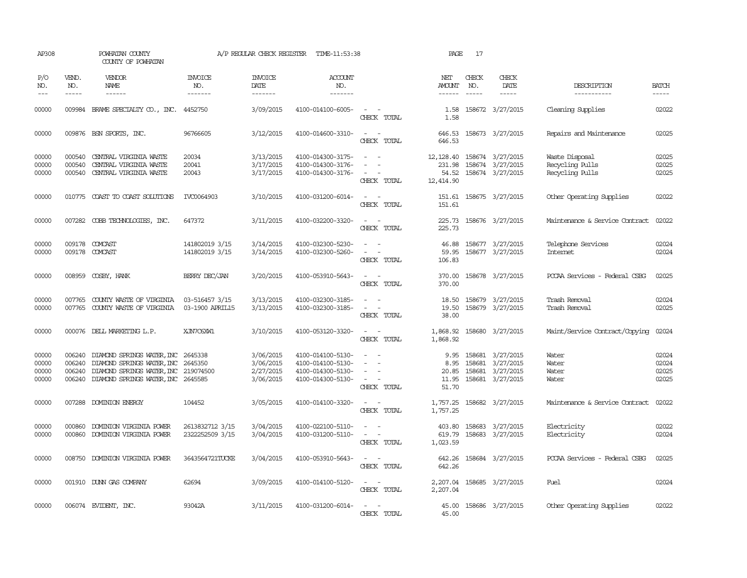AP308 POWHATAN COUNTY A/P REGULAR CHECK REGISTER TIME-11:53:38 PAGE 17
COUNTY OF POWHATAN

| P/O NO. | VEND. NO. | VENDOR NAME | INVOICE NO. | INVOICE DATE | ACCOUNT NO. | | NET AMOUNT | CHECK NO. | CHECK DATE | DESCRIPTION | BATCH |
|---|---|---|---|---|---|---|---|---|---|---|---|
| 00000 | 009984 | BRAME SPECIALTY CO., INC. | 4452750 | 3/09/2015 | 4100-014100-6005- | - - | 1.58 | 158672 | 3/27/2015 | Cleaning Supplies | 02022 |
| | | | | | | CHECK TOTAL | 1.58 | | | | |
| 00000 | 009876 | BSN SPORTS, INC. | 96766605 | 3/12/2015 | 4100-014600-3310- | - - | 646.53 | 158673 | 3/27/2015 | Repairs and Maintenance | 02025 |
| | | | | | | CHECK TOTAL | 646.53 | | | | |
| 00000 | 000540 | CENTRAL VIRGINIA WASTE | 20034 | 3/13/2015 | 4100-014300-3175- | - - | 12,128.40 | 158674 | 3/27/2015 | Waste Disposal | 02025 |
| 00000 | 000540 | CENTRAL VIRGINIA WASTE | 20041 | 3/17/2015 | 4100-014300-3176- | - - | 231.98 | 158674 | 3/27/2015 | Recycling Pulls | 02025 |
| 00000 | 000540 | CENTRAL VIRGINIA WASTE | 20043 | 3/17/2015 | 4100-014300-3176- | - - | 54.52 | 158674 | 3/27/2015 | Recycling Pulls | 02025 |
| | | | | | | CHECK TOTAL | 12,414.90 | | | | |
| 00000 | 010775 | COAST TO COAST SOLUTIONS | IVC0064903 | 3/10/2015 | 4100-031200-6014- | - - | 151.61 | 158675 | 3/27/2015 | Other Operating Supplies | 02022 |
| | | | | | | CHECK TOTAL | 151.61 | | | | |
| 00000 | 007282 | COBB TECHNOLOGIES, INC. | 647372 | 3/11/2015 | 4100-032200-3320- | - - | 225.73 | 158676 | 3/27/2015 | Maintenance & Service Contract | 02022 |
| | | | | | | CHECK TOTAL | 225.73 | | | | |
| 00000 | 009178 | COMCAST | 141802019 3/15 | 3/14/2015 | 4100-032300-5230- | - - | 46.88 | 158677 | 3/27/2015 | Telephone Services | 02024 |
| 00000 | 009178 | COMCAST | 141802019 3/15 | 3/14/2015 | 4100-032300-5260- | - - | 59.95 | 158677 | 3/27/2015 | Internet | 02024 |
| | | | | | | CHECK TOTAL | 106.83 | | | | |
| 00000 | 008959 | COSBY, HANK | BERRY DEC/JAN | 3/20/2015 | 4100-053910-5643- | - - | 370.00 | 158678 | 3/27/2015 | PCCAA Services - Federal CSBG | 02025 |
| | | | | | | CHECK TOTAL | 370.00 | | | | |
| 00000 | 007765 | COUNTY WASTE OF VIRGINIA | 03-516457 3/15 | 3/13/2015 | 4100-032300-3185- | - - | 18.50 | 158679 | 3/27/2015 | Trash Removal | 02024 |
| 00000 | 007765 | COUNTY WASTE OF VIRGINIA | 03-1900 APRIL15 | 3/13/2015 | 4100-032300-3185- | - - | 19.50 | 158679 | 3/27/2015 | Trash Removal | 02025 |
| | | | | | | CHECK TOTAL | 38.00 | | | | |
| 00000 | 000076 | DELL MARKETING L.P. | XJN7C6XW1 | 3/10/2015 | 4100-053120-3320- | - - | 1,868.92 | 158680 | 3/27/2015 | Maint/Service Contract/Copying | 02024 |
| | | | | | | CHECK TOTAL | 1,868.92 | | | | |
| 00000 | 006240 | DIAMOND SPRINGS WATER,INC | 2645338 | 3/06/2015 | 4100-014100-5130- | - - | 9.95 | 158681 | 3/27/2015 | Water | 02024 |
| 00000 | 006240 | DIAMOND SPRINGS WATER,INC | 2645350 | 3/06/2015 | 4100-014100-5130- | - - | 8.95 | 158681 | 3/27/2015 | Water | 02024 |
| 00000 | 006240 | DIAMOND SPRINGS WATER,INC | 219074500 | 2/27/2015 | 4100-014300-5130- | - - | 20.85 | 158681 | 3/27/2015 | Water | 02025 |
| 00000 | 006240 | DIAMOND SPRINGS WATER,INC | 2645585 | 3/06/2015 | 4100-014300-5130- | - - | 11.95 | 158681 | 3/27/2015 | Water | 02025 |
| | | | | | | CHECK TOTAL | 51.70 | | | | |
| 00000 | 007288 | DOMINION ENERGY | 104452 | 3/05/2015 | 4100-014100-3320- | - - | 1,757.25 | 158682 | 3/27/2015 | Maintenance & Service Contract | 02022 |
| | | | | | | CHECK TOTAL | 1,757.25 | | | | |
| 00000 | 000860 | DOMINION VIRGINIA POWER | 2613832712 3/15 | 3/04/2015 | 4100-022100-5110- | - - | 403.80 | 158683 | 3/27/2015 | Electricity | 02022 |
| 00000 | 000860 | DOMINION VIRGINIA POWER | 2322252509 3/15 | 3/04/2015 | 4100-031200-5110- | - - | 619.79 | 158683 | 3/27/2015 | Electricity | 02024 |
| | | | | | | CHECK TOTAL | 1,023.59 | | | | |
| 00000 | 008750 | DOMINION VIRGINIA POWER | 3643564721TUCKE | 3/04/2015 | 4100-053910-5643- | - - | 642.26 | 158684 | 3/27/2015 | PCCAA Services - Federal CSBG | 02025 |
| | | | | | | CHECK TOTAL | 642.26 | | | | |
| 00000 | 001910 | DUNN GAS COMPANY | 62694 | 3/09/2015 | 4100-014100-5120- | - - | 2,207.04 | 158685 | 3/27/2015 | Fuel | 02024 |
| | | | | | | CHECK TOTAL | 2,207.04 | | | | |
| 00000 | 006074 | EVIDENT, INC. | 93042A | 3/11/2015 | 4100-031200-6014- | - - | 45.00 | 158686 | 3/27/2015 | Other Operating Supplies | 02022 |
| | | | | | | CHECK TOTAL | 45.00 | | | | |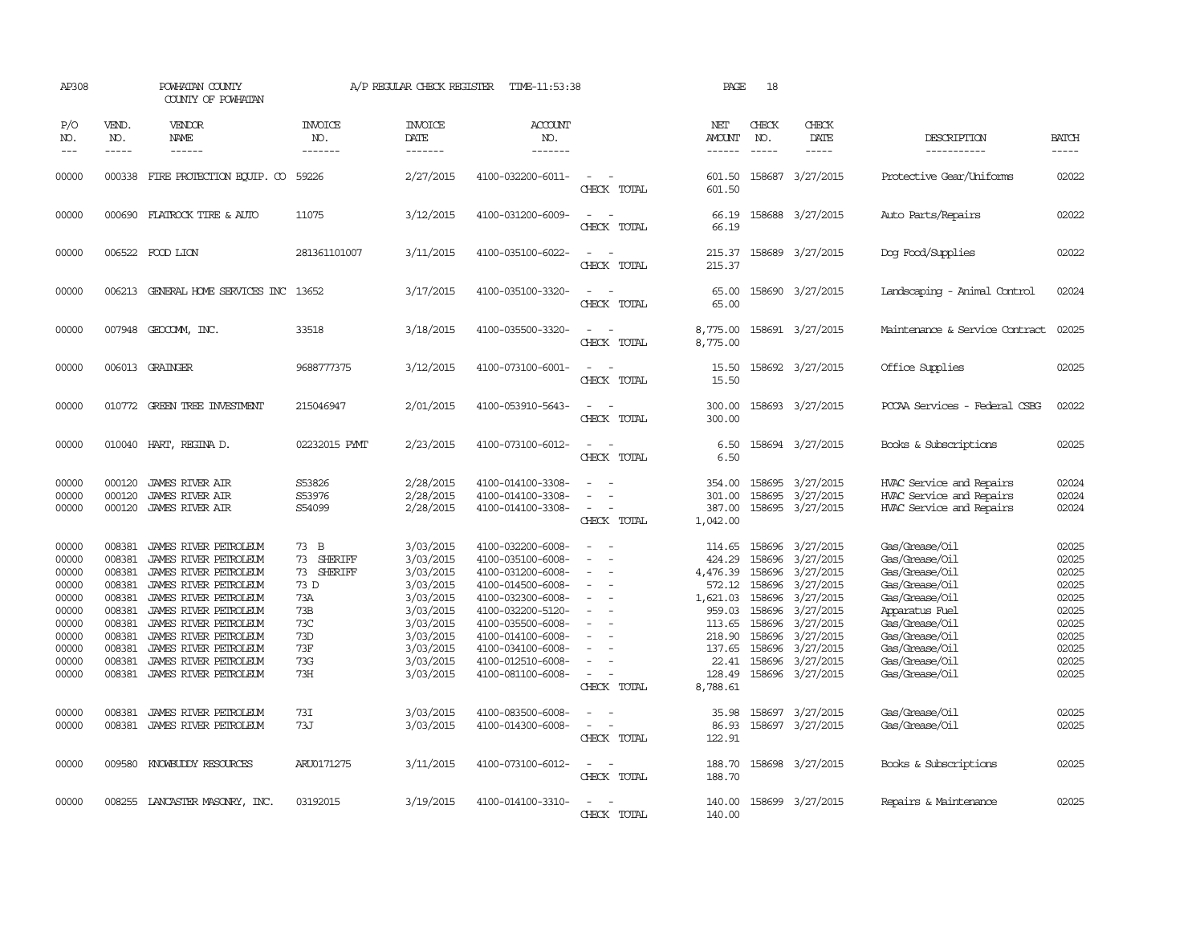AP308 POWHATAN COUNTY COUNTY OF POWHATAN A/P REGULAR CHECK REGISTER TIME-11:53:38 PAGE 18

| P/O NO. | VEND. NO. | VENDOR NAME | INVOICE NO. | INVOICE DATE | ACCOUNT NO. | | NET AMOUNT | CHECK NO. | CHECK DATE | DESCRIPTION | BATCH |
|---|---|---|---|---|---|---|---|---|---|---|---|
| 00000 | 000338 | FIRE PROTECTION EQUIP. CO | 59226 | 2/27/2015 | 4100-032200-6011- | - - | 601.50 | 158687 | 3/27/2015 | Protective Gear/Uniforms | 02022 |
| | | | | | | CHECK TOTAL | 601.50 | | | | |
| 00000 | 000690 | FLATROCK TIRE & AUTO | 11075 | 3/12/2015 | 4100-031200-6009- | - - | 66.19 | 158688 | 3/27/2015 | Auto Parts/Repairs | 02022 |
| | | | | | | CHECK TOTAL | 66.19 | | | | |
| 00000 | 006522 | FOOD LION | 281361101007 | 3/11/2015 | 4100-035100-6022- | - - | 215.37 | 158689 | 3/27/2015 | Dog Food/Supplies | 02022 |
| | | | | | | CHECK TOTAL | 215.37 | | | | |
| 00000 | 006213 | GENERAL HOME SERVICES INC | 13652 | 3/17/2015 | 4100-035100-3320- | - - | 65.00 | 158690 | 3/27/2015 | Landscaping - Animal Control | 02024 |
| | | | | | | CHECK TOTAL | 65.00 | | | | |
| 00000 | 007948 | GEOCOMM, INC. | 33518 | 3/18/2015 | 4100-035500-3320- | - - | 8,775.00 | 158691 | 3/27/2015 | Maintenance & Service Contract | 02025 |
| | | | | | | CHECK TOTAL | 8,775.00 | | | | |
| 00000 | 006013 | GRAINGER | 9688777375 | 3/12/2015 | 4100-073100-6001- | - - | 15.50 | 158692 | 3/27/2015 | Office Supplies | 02025 |
| | | | | | | CHECK TOTAL | 15.50 | | | | |
| 00000 | 010772 | GREEN TREE INVESTMENT | 215046947 | 2/01/2015 | 4100-053910-5643- | - - | 300.00 | 158693 | 3/27/2015 | PCCAA Services - Federal CSBG | 02022 |
| | | | | | | CHECK TOTAL | 300.00 | | | | |
| 00000 | 010040 | HART, REGINA D. | 02232015 PYMT | 2/23/2015 | 4100-073100-6012- | - - | 6.50 | 158694 | 3/27/2015 | Books & Subscriptions | 02025 |
| | | | | | | CHECK TOTAL | 6.50 | | | | |
| 00000 | 000120 | JAMES RIVER AIR | S53826 | 2/28/2015 | 4100-014100-3308- | - - | 354.00 | 158695 | 3/27/2015 | HVAC Service and Repairs | 02024 |
| 00000 | 000120 | JAMES RIVER AIR | S53976 | 2/28/2015 | 4100-014100-3308- | - - | 301.00 | 158695 | 3/27/2015 | HVAC Service and Repairs | 02024 |
| 00000 | 000120 | JAMES RIVER AIR | S54099 | 2/28/2015 | 4100-014100-3308- | - - | 387.00 | 158695 | 3/27/2015 | HVAC Service and Repairs | 02024 |
| | | | | | | CHECK TOTAL | 1,042.00 | | | | |
| 00000 | 008381 | JAMES RIVER PETROLEUM | 73 B | 3/03/2015 | 4100-032200-6008- | - - | 114.65 | 158696 | 3/27/2015 | Gas/Grease/Oil | 02025 |
| 00000 | 008381 | JAMES RIVER PETROLEUM | 73 SHERIFF | 3/03/2015 | 4100-035100-6008- | - - | 424.29 | 158696 | 3/27/2015 | Gas/Grease/Oil | 02025 |
| 00000 | 008381 | JAMES RIVER PETROLEUM | 73 SHERIFF | 3/03/2015 | 4100-031200-6008- | - - | 4,476.39 | 158696 | 3/27/2015 | Gas/Grease/Oil | 02025 |
| 00000 | 008381 | JAMES RIVER PETROLEUM | 73 D | 3/03/2015 | 4100-014500-6008- | - - | 572.12 | 158696 | 3/27/2015 | Gas/Grease/Oil | 02025 |
| 00000 | 008381 | JAMES RIVER PETROLEUM | 73A | 3/03/2015 | 4100-032300-6008- | - - | 1,621.03 | 158696 | 3/27/2015 | Gas/Grease/Oil | 02025 |
| 00000 | 008381 | JAMES RIVER PETROLEUM | 73B | 3/03/2015 | 4100-032200-5120- | - - | 959.03 | 158696 | 3/27/2015 | Apparatus Fuel | 02025 |
| 00000 | 008381 | JAMES RIVER PETROLEUM | 73C | 3/03/2015 | 4100-035500-6008- | - - | 113.65 | 158696 | 3/27/2015 | Gas/Grease/Oil | 02025 |
| 00000 | 008381 | JAMES RIVER PETROLEUM | 73D | 3/03/2015 | 4100-014100-6008- | - - | 218.90 | 158696 | 3/27/2015 | Gas/Grease/Oil | 02025 |
| 00000 | 008381 | JAMES RIVER PETROLEUM | 73F | 3/03/2015 | 4100-034100-6008- | - - | 137.65 | 158696 | 3/27/2015 | Gas/Grease/Oil | 02025 |
| 00000 | 008381 | JAMES RIVER PETROLEUM | 73G | 3/03/2015 | 4100-012510-6008- | - - | 22.41 | 158696 | 3/27/2015 | Gas/Grease/Oil | 02025 |
| 00000 | 008381 | JAMES RIVER PETROLEUM | 73H | 3/03/2015 | 4100-081100-6008- | - - | 128.49 | 158696 | 3/27/2015 | Gas/Grease/Oil | 02025 |
| | | | | | | CHECK TOTAL | 8,788.61 | | | | |
| 00000 | 008381 | JAMES RIVER PETROLEUM | 73I | 3/03/2015 | 4100-083500-6008- | - - | 35.98 | 158697 | 3/27/2015 | Gas/Grease/Oil | 02025 |
| 00000 | 008381 | JAMES RIVER PETROLEUM | 73J | 3/03/2015 | 4100-014300-6008- | - - | 86.93 | 158697 | 3/27/2015 | Gas/Grease/Oil | 02025 |
| | | | | | | CHECK TOTAL | 122.91 | | | | |
| 00000 | 009580 | KNOWBUDDY RESOURCES | ARU0171275 | 3/11/2015 | 4100-073100-6012- | - - | 188.70 | 158698 | 3/27/2015 | Books & Subscriptions | 02025 |
| | | | | | | CHECK TOTAL | 188.70 | | | | |
| 00000 | 008255 | LANCASTER MASONRY, INC. | 03192015 | 3/19/2015 | 4100-014100-3310- | - - | 140.00 | 158699 | 3/27/2015 | Repairs & Maintenance | 02025 |
| | | | | | | CHECK TOTAL | 140.00 | | | | |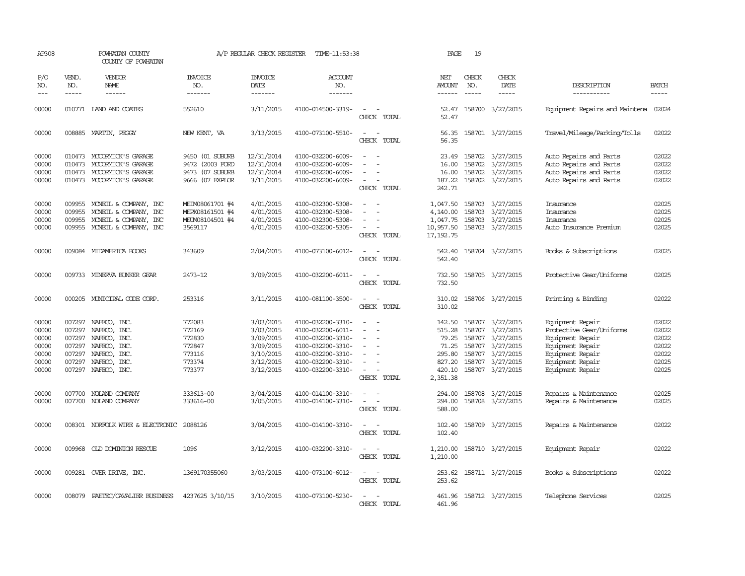AP308 POWHATAN COUNTY A/P REGULAR CHECK REGISTER TIME-11:53:38 PAGE 19

COUNTY OF POWHATAN

| P/O NO. | VEND. NO. | VENDOR NAME | INVOICE NO. | INVOICE DATE | ACCOUNT NO. | | NET AMOUNT | CHECK NO. | CHECK DATE | DESCRIPTION | BATCH |
|---|---|---|---|---|---|---|---|---|---|---|---|
| 00000 | 010771 | LAND AND COATES | 552610 | 3/11/2015 | 4100-014500-3319- | - - | 52.47 | 158700 | 3/27/2015 | Equipment Repairs and Maintena | 02024 |
| | | | | | | CHECK TOTAL | 52.47 | | | | |
| 00000 | 008885 | MARTIN, PEGGY | NEW KENT, VA | 3/13/2015 | 4100-073100-5510- | - - | 56.35 | 158701 | 3/27/2015 | Travel/Mileage/Parking/Tolls | 02022 |
| | | | | | | CHECK TOTAL | 56.35 | | | | |
| 00000 | 010473 | MCCORMICK'S GARAGE | 9450 (01 SUBURB | 12/31/2014 | 4100-032200-6009- | - - | 23.49 | 158702 | 3/27/2015 | Auto Repairs and Parts | 02022 |
| 00000 | 010473 | MCCORMICK'S GARAGE | 9472 (2003 FORD | 12/31/2014 | 4100-032200-6009- | - - | 16.00 | 158702 | 3/27/2015 | Auto Repairs and Parts | 02022 |
| 00000 | 010473 | MCCORMICK'S GARAGE | 9473 (07 SUBURB | 12/31/2014 | 4100-032200-6009- | - - | 16.00 | 158702 | 3/27/2015 | Auto Repairs and Parts | 02022 |
| 00000 | 010473 | MCCORMICK'S GARAGE | 9666 (07 EXPLOR | 3/11/2015 | 4100-032200-6009- | - - | 187.22 | 158702 | 3/27/2015 | Auto Repairs and Parts | 02022 |
| | | | | | | CHECK TOTAL | 242.71 | | | | |
| 00000 | 009955 | MCNEIL & COMPANY, INC | MEIM08061701 #4 | 4/01/2015 | 4100-032300-5308- | - - | 1,047.50 | 158703 | 3/27/2015 | Insurance | 02025 |
| 00000 | 009955 | MCNEIL & COMPANY, INC | MEPK08161501 #4 | 4/01/2015 | 4100-032300-5308- | - - | 4,140.00 | 158703 | 3/27/2015 | Insurance | 02025 |
| 00000 | 009955 | MCNEIL & COMPANY, INC | MEUM08104501 #4 | 4/01/2015 | 4100-032300-5308- | - - | 1,047.75 | 158703 | 3/27/2015 | Insurance | 02025 |
| 00000 | 009955 | MCNEIL & COMPANY, INC | 3569117 | 4/01/2015 | 4100-032200-5305- | - - | 10,957.50 | 158703 | 3/27/2015 | Auto Insurance Premium | 02025 |
| | | | | | | CHECK TOTAL | 17,192.75 | | | | |
| 00000 | 009084 | MIDAMERICA BOOKS | 343609 | 2/04/2015 | 4100-073100-6012- | - - | 542.40 | 158704 | 3/27/2015 | Books & Subscriptions | 02025 |
| | | | | | | CHECK TOTAL | 542.40 | | | | |
| 00000 | 009733 | MINERVA BUNKER GEAR | 2473-12 | 3/09/2015 | 4100-032200-6011- | - - | 732.50 | 158705 | 3/27/2015 | Protective Gear/Uniforms | 02025 |
| | | | | | | CHECK TOTAL | 732.50 | | | | |
| 00000 | 000205 | MUNICIPAL CODE CORP. | 253316 | 3/11/2015 | 4100-081100-3500- | - - | 310.02 | 158706 | 3/27/2015 | Printing & Binding | 02022 |
| | | | | | | CHECK TOTAL | 310.02 | | | | |
| 00000 | 007297 | NAFECO, INC. | 772083 | 3/03/2015 | 4100-032200-3310- | - - | 142.50 | 158707 | 3/27/2015 | Equipment Repair | 02022 |
| 00000 | 007297 | NAFECO, INC. | 772169 | 3/03/2015 | 4100-032200-6011- | - - | 515.28 | 158707 | 3/27/2015 | Protective Gear/Uniforms | 02022 |
| 00000 | 007297 | NAFECO, INC. | 772830 | 3/09/2015 | 4100-032200-3310- | - - | 79.25 | 158707 | 3/27/2015 | Equipment Repair | 02022 |
| 00000 | 007297 | NAFECO, INC. | 772847 | 3/09/2015 | 4100-032200-3310- | - - | 71.25 | 158707 | 3/27/2015 | Equipment Repair | 02022 |
| 00000 | 007297 | NAFECO, INC. | 773116 | 3/10/2015 | 4100-032200-3310- | - - | 295.80 | 158707 | 3/27/2015 | Equipment Repair | 02022 |
| 00000 | 007297 | NAFECO, INC. | 773374 | 3/12/2015 | 4100-032200-3310- | - - | 827.20 | 158707 | 3/27/2015 | Equipment Repair | 02025 |
| 00000 | 007297 | NAFECO, INC. | 773377 | 3/12/2015 | 4100-032200-3310- | - - | 420.10 | 158707 | 3/27/2015 | Equipment Repair | 02025 |
| | | | | | | CHECK TOTAL | 2,351.38 | | | | |
| 00000 | 007700 | NOLAND COMPANY | 333613-00 | 3/04/2015 | 4100-014100-3310- | - - | 294.00 | 158708 | 3/27/2015 | Repairs & Maintenance | 02025 |
| 00000 | 007700 | NOLAND COMPANY | 333616-00 | 3/05/2015 | 4100-014100-3310- | - - | 294.00 | 158708 | 3/27/2015 | Repairs & Maintenance | 02025 |
| | | | | | | CHECK TOTAL | 588.00 | | | | |
| 00000 | 008301 | NORFOLK WIRE & ELECTRONIC | 2088126 | 3/04/2015 | 4100-014100-3310- | - - | 102.40 | 158709 | 3/27/2015 | Repairs & Maintenance | 02022 |
| | | | | | | CHECK TOTAL | 102.40 | | | | |
| 00000 | 009968 | OLD DOMINION RESCUE | 1096 | 3/12/2015 | 4100-032200-3310- | - - | 1,210.00 | 158710 | 3/27/2015 | Equipment Repair | 02022 |
| | | | | | | CHECK TOTAL | 1,210.00 | | | | |
| 00000 | 009281 | OVER DRIVE, INC. | 1369170355060 | 3/03/2015 | 4100-073100-6012- | - - | 253.62 | 158711 | 3/27/2015 | Books & Subscriptions | 02022 |
| | | | | | | CHECK TOTAL | 253.62 | | | | |
| 00000 | 008079 | PAETEC/CAVALIER BUSINESS | 4237625 3/10/15 | 3/10/2015 | 4100-073100-5230- | - - | 461.96 | 158712 | 3/27/2015 | Telephone Services | 02025 |
| | | | | | | CHECK TOTAL | 461.96 | | | | |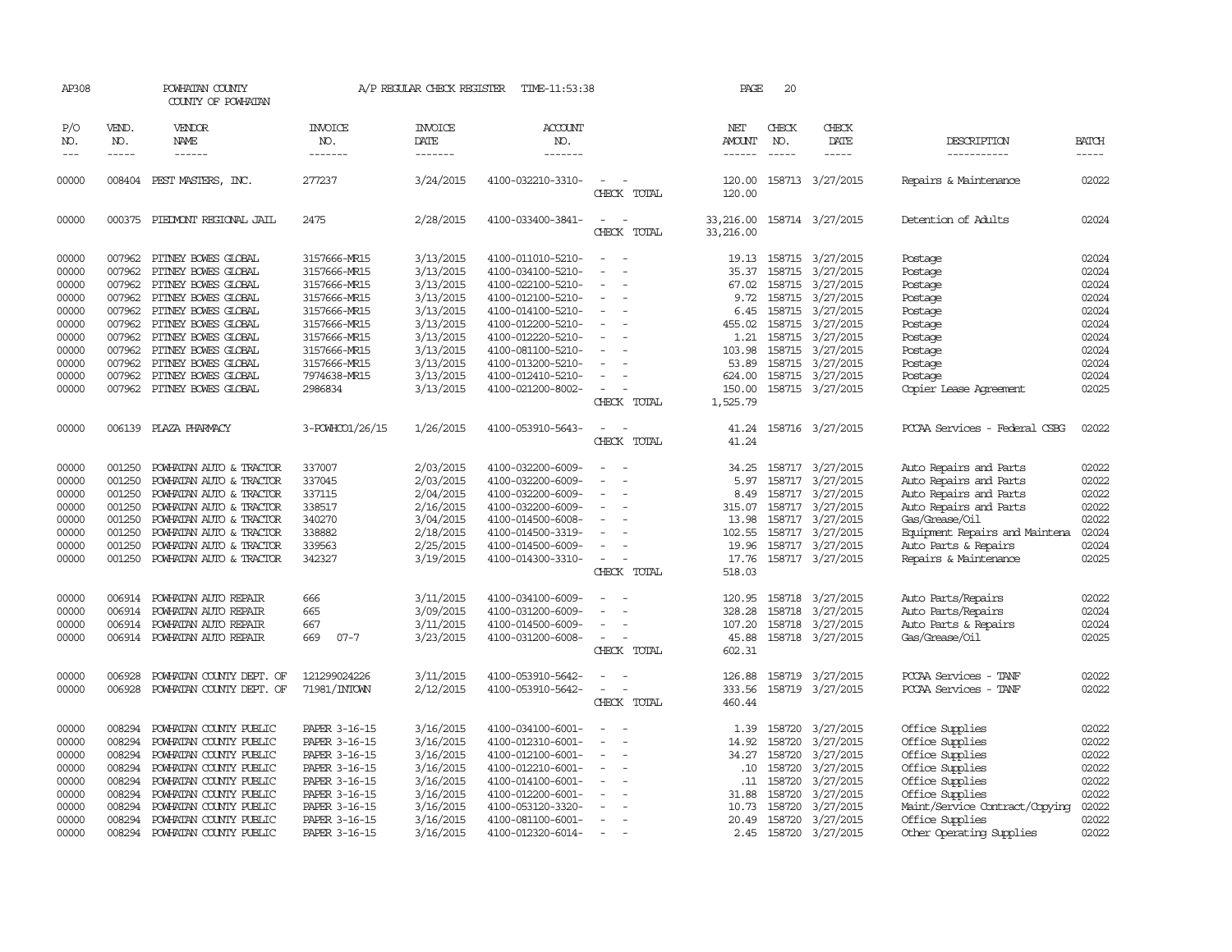AP308 POWHATAN COUNTY A/P REGULAR CHECK REGISTER TIME-11:53:38 PAGE 20

COUNTY OF POWHATAN

| P/O NO. | VEND. NO. | VENDOR NAME | INVOICE NO. | INVOICE DATE | ACCOUNT NO. | | NET AMOUNT | CHECK NO. | CHECK DATE | DESCRIPTION | BATCH |
|---|---|---|---|---|---|---|---|---|---|---|---|
| --- | ----- | ------ | ------- | ------- | ------- | | ------ | ----- | ----- | ----------- | ----- |
| 00000 | 008404 | PEST MASTERS, INC. | 277237 | 3/24/2015 | 4100-032210-3310- | - - | 120.00 | 158713 | 3/27/2015 | Repairs & Maintenance | 02022 |
| | | | | | | CHECK TOTAL | 120.00 | | | | |
| 00000 | 000375 | PIEDMONT REGIONAL JAIL | 2475 | 2/28/2015 | 4100-033400-3841- | - - | 33,216.00 | 158714 | 3/27/2015 | Detention of Adults | 02024 |
| | | | | | | CHECK TOTAL | 33,216.00 | | | | |
| 00000 | 007962 | PITNEY BOWES GLOBAL | 3157666-MR15 | 3/13/2015 | 4100-011010-5210- | - - | 19.13 | 158715 | 3/27/2015 | Postage | 02024 |
| 00000 | 007962 | PITNEY BOWES GLOBAL | 3157666-MR15 | 3/13/2015 | 4100-034100-5210- | - - | 35.37 | 158715 | 3/27/2015 | Postage | 02024 |
| 00000 | 007962 | PITNEY BOWES GLOBAL | 3157666-MR15 | 3/13/2015 | 4100-022100-5210- | - - | 67.02 | 158715 | 3/27/2015 | Postage | 02024 |
| 00000 | 007962 | PITNEY BOWES GLOBAL | 3157666-MR15 | 3/13/2015 | 4100-012100-5210- | - - | 9.72 | 158715 | 3/27/2015 | Postage | 02024 |
| 00000 | 007962 | PITNEY BOWES GLOBAL | 3157666-MR15 | 3/13/2015 | 4100-014100-5210- | - - | 6.45 | 158715 | 3/27/2015 | Postage | 02024 |
| 00000 | 007962 | PITNEY BOWES GLOBAL | 3157666-MR15 | 3/13/2015 | 4100-012200-5210- | - - | 455.02 | 158715 | 3/27/2015 | Postage | 02024 |
| 00000 | 007962 | PITNEY BOWES GLOBAL | 3157666-MR15 | 3/13/2015 | 4100-012220-5210- | - - | 1.21 | 158715 | 3/27/2015 | Postage | 02024 |
| 00000 | 007962 | PITNEY BOWES GLOBAL | 3157666-MR15 | 3/13/2015 | 4100-081100-5210- | - - | 103.98 | 158715 | 3/27/2015 | Postage | 02024 |
| 00000 | 007962 | PITNEY BOWES GLOBAL | 3157666-MR15 | 3/13/2015 | 4100-013200-5210- | - - | 53.89 | 158715 | 3/27/2015 | Postage | 02024 |
| 00000 | 007962 | PITNEY BOWES GLOBAL | 7974638-MR15 | 3/13/2015 | 4100-012410-5210- | - - | 624.00 | 158715 | 3/27/2015 | Postage | 02024 |
| 00000 | 007962 | PITNEY BOWES GLOBAL | 2986834 | 3/13/2015 | 4100-021200-8002- | - - | 150.00 | 158715 | 3/27/2015 | Copier Lease Agreement | 02025 |
| | | | | | | CHECK TOTAL | 1,525.79 | | | | |
| 00000 | 006139 | PLAZA PHARMACY | 3-POWHCO1/26/15 | 1/26/2015 | 4100-053910-5643- | - - | 41.24 | 158716 | 3/27/2015 | PCCAA Services - Federal CSBG | 02022 |
| | | | | | | CHECK TOTAL | 41.24 | | | | |
| 00000 | 001250 | POWHATAN AUTO & TRACTOR | 337007 | 2/03/2015 | 4100-032200-6009- | - - | 34.25 | 158717 | 3/27/2015 | Auto Repairs and Parts | 02022 |
| 00000 | 001250 | POWHATAN AUTO & TRACTOR | 337045 | 2/03/2015 | 4100-032200-6009- | - - | 5.97 | 158717 | 3/27/2015 | Auto Repairs and Parts | 02022 |
| 00000 | 001250 | POWHATAN AUTO & TRACTOR | 337115 | 2/04/2015 | 4100-032200-6009- | - - | 8.49 | 158717 | 3/27/2015 | Auto Repairs and Parts | 02022 |
| 00000 | 001250 | POWHATAN AUTO & TRACTOR | 338517 | 2/16/2015 | 4100-032200-6009- | - - | 315.07 | 158717 | 3/27/2015 | Auto Repairs and Parts | 02022 |
| 00000 | 001250 | POWHATAN AUTO & TRACTOR | 340270 | 3/04/2015 | 4100-014500-6008- | - - | 13.98 | 158717 | 3/27/2015 | Gas/Grease/Oil | 02022 |
| 00000 | 001250 | POWHATAN AUTO & TRACTOR | 338882 | 2/18/2015 | 4100-014500-3319- | - - | 102.55 | 158717 | 3/27/2015 | Equipment Repairs and Maintena | 02024 |
| 00000 | 001250 | POWHATAN AUTO & TRACTOR | 339563 | 2/25/2015 | 4100-014500-6009- | - - | 19.96 | 158717 | 3/27/2015 | Auto Parts & Repairs | 02024 |
| 00000 | 001250 | POWHATAN AUTO & TRACTOR | 342327 | 3/19/2015 | 4100-014300-3310- | - - | 17.76 | 158717 | 3/27/2015 | Repairs & Maintenance | 02025 |
| | | | | | | CHECK TOTAL | 518.03 | | | | |
| 00000 | 006914 | POWHATAN AUTO REPAIR | 666 | 3/11/2015 | 4100-034100-6009- | - - | 120.95 | 158718 | 3/27/2015 | Auto Parts/Repairs | 02022 |
| 00000 | 006914 | POWHATAN AUTO REPAIR | 665 | 3/09/2015 | 4100-031200-6009- | - - | 328.28 | 158718 | 3/27/2015 | Auto Parts/Repairs | 02024 |
| 00000 | 006914 | POWHATAN AUTO REPAIR | 667 | 3/11/2015 | 4100-014500-6009- | - - | 107.20 | 158718 | 3/27/2015 | Auto Parts & Repairs | 02024 |
| 00000 | 006914 | POWHATAN AUTO REPAIR | 669 07-7 | 3/23/2015 | 4100-031200-6008- | - - | 45.88 | 158718 | 3/27/2015 | Gas/Grease/Oil | 02025 |
| | | | | | | CHECK TOTAL | 602.31 | | | | |
| 00000 | 006928 | POWHATAN COUNTY DEPT. OF | 121299024226 | 3/11/2015 | 4100-053910-5642- | - - | 126.88 | 158719 | 3/27/2015 | PCCAA Services - TANF | 02022 |
| 00000 | 006928 | POWHATAN COUNTY DEPT. OF | 71981/INTOWN | 2/12/2015 | 4100-053910-5642- | - - | 333.56 | 158719 | 3/27/2015 | PCCAA Services - TANF | 02022 |
| | | | | | | CHECK TOTAL | 460.44 | | | | |
| 00000 | 008294 | POWHATAN COUNTY PUBLIC | PAPER 3-16-15 | 3/16/2015 | 4100-034100-6001- | - - | 1.39 | 158720 | 3/27/2015 | Office Supplies | 02022 |
| 00000 | 008294 | POWHATAN COUNTY PUBLIC | PAPER 3-16-15 | 3/16/2015 | 4100-012310-6001- | - - | 14.92 | 158720 | 3/27/2015 | Office Supplies | 02022 |
| 00000 | 008294 | POWHATAN COUNTY PUBLIC | PAPER 3-16-15 | 3/16/2015 | 4100-012100-6001- | - - | 34.27 | 158720 | 3/27/2015 | Office Supplies | 02022 |
| 00000 | 008294 | POWHATAN COUNTY PUBLIC | PAPER 3-16-15 | 3/16/2015 | 4100-012210-6001- | - - | .10 | 158720 | 3/27/2015 | Office Supplies | 02022 |
| 00000 | 008294 | POWHATAN COUNTY PUBLIC | PAPER 3-16-15 | 3/16/2015 | 4100-014100-6001- | - - | .11 | 158720 | 3/27/2015 | Office Supplies | 02022 |
| 00000 | 008294 | POWHATAN COUNTY PUBLIC | PAPER 3-16-15 | 3/16/2015 | 4100-012200-6001- | - - | 31.88 | 158720 | 3/27/2015 | Office Supplies | 02022 |
| 00000 | 008294 | POWHATAN COUNTY PUBLIC | PAPER 3-16-15 | 3/16/2015 | 4100-053120-3320- | - - | 10.73 | 158720 | 3/27/2015 | Maint/Service Contract/Copying | 02022 |
| 00000 | 008294 | POWHATAN COUNTY PUBLIC | PAPER 3-16-15 | 3/16/2015 | 4100-081100-6001- | - - | 20.49 | 158720 | 3/27/2015 | Office Supplies | 02022 |
| 00000 | 008294 | POWHATAN COUNTY PUBLIC | PAPER 3-16-15 | 3/16/2015 | 4100-012320-6014- | - - | 2.45 | 158720 | 3/27/2015 | Other Operating Supplies | 02022 |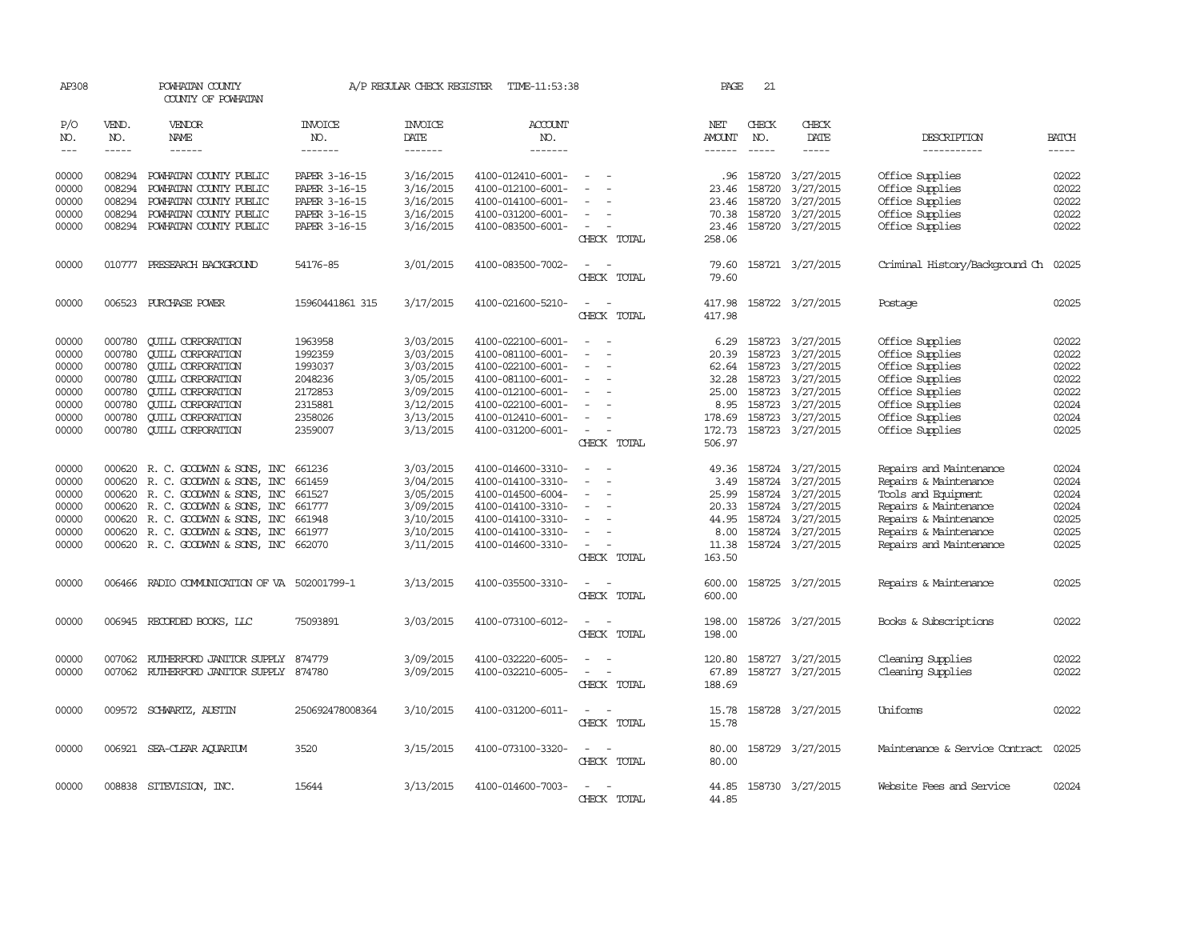AP308 POWHATAN COUNTY A/P REGULAR CHECK REGISTER TIME-11:53:38 PAGE 21

COUNTY OF POWHATAN

| P/O NO. | VEND. NO. | VENDOR NAME | INVOICE NO. | INVOICE DATE | ACCOUNT NO. | | NET AMOUNT | CHECK NO. | CHECK DATE | DESCRIPTION | BATCH |
|---|---|---|---|---|---|---|---|---|---|---|---|
| 00000 | 008294 | POWHATAN COUNTY PUBLIC | PAPER 3-16-15 | 3/16/2015 | 4100-012410-6001- | - - | .96 | 158720 | 3/27/2015 | Office Supplies | 02022 |
| 00000 | 008294 | POWHATAN COUNTY PUBLIC | PAPER 3-16-15 | 3/16/2015 | 4100-012100-6001- | - - | 23.46 | 158720 | 3/27/2015 | Office Supplies | 02022 |
| 00000 | 008294 | POWHATAN COUNTY PUBLIC | PAPER 3-16-15 | 3/16/2015 | 4100-014100-6001- | - - | 23.46 | 158720 | 3/27/2015 | Office Supplies | 02022 |
| 00000 | 008294 | POWHATAN COUNTY PUBLIC | PAPER 3-16-15 | 3/16/2015 | 4100-031200-6001- | - - | 70.38 | 158720 | 3/27/2015 | Office Supplies | 02022 |
| 00000 | 008294 | POWHATAN COUNTY PUBLIC | PAPER 3-16-15 | 3/16/2015 | 4100-083500-6001- | - - | 23.46 | 158720 | 3/27/2015 | Office Supplies | 02022 |
| | | | | | | CHECK TOTAL | 258.06 | | | | |
| 00000 | 010777 | PRESEARCH BACKGROUND | 54176-85 | 3/01/2015 | 4100-083500-7002- | - - | 79.60 | 158721 | 3/27/2015 | Criminal History/Background Ch | 02025 |
| | | | | | | CHECK TOTAL | 79.60 | | | | |
| 00000 | 006523 | PURCHASE POWER | 15960441861 315 | 3/17/2015 | 4100-021600-5210- | - - | 417.98 | 158722 | 3/27/2015 | Postage | 02025 |
| | | | | | | CHECK TOTAL | 417.98 | | | | |
| 00000 | 000780 | QUILL CORPORATION | 1963958 | 3/03/2015 | 4100-022100-6001- | - - | 6.29 | 158723 | 3/27/2015 | Office Supplies | 02022 |
| 00000 | 000780 | QUILL CORPORATION | 1992359 | 3/03/2015 | 4100-081100-6001- | - - | 20.39 | 158723 | 3/27/2015 | Office Supplies | 02022 |
| 00000 | 000780 | QUILL CORPORATION | 1993037 | 3/03/2015 | 4100-022100-6001- | - - | 62.64 | 158723 | 3/27/2015 | Office Supplies | 02022 |
| 00000 | 000780 | QUILL CORPORATION | 2048236 | 3/05/2015 | 4100-081100-6001- | - - | 32.28 | 158723 | 3/27/2015 | Office Supplies | 02022 |
| 00000 | 000780 | QUILL CORPORATION | 2172853 | 3/09/2015 | 4100-012100-6001- | - - | 25.00 | 158723 | 3/27/2015 | Office Supplies | 02022 |
| 00000 | 000780 | QUILL CORPORATION | 2315881 | 3/12/2015 | 4100-022100-6001- | - - | 8.95 | 158723 | 3/27/2015 | Office Supplies | 02024 |
| 00000 | 000780 | QUILL CORPORATION | 2358026 | 3/13/2015 | 4100-012410-6001- | - - | 178.69 | 158723 | 3/27/2015 | Office Supplies | 02024 |
| 00000 | 000780 | QUILL CORPORATION | 2359007 | 3/13/2015 | 4100-031200-6001- | - - | 172.73 | 158723 | 3/27/2015 | Office Supplies | 02025 |
| | | | | | | CHECK TOTAL | 506.97 | | | | |
| 00000 | 000620 | R. C. GOODWYN & SONS, INC | 661236 | 3/03/2015 | 4100-014600-3310- | - - | 49.36 | 158724 | 3/27/2015 | Repairs and Maintenance | 02024 |
| 00000 | 000620 | R. C. GOODWYN & SONS, INC | 661459 | 3/04/2015 | 4100-014100-3310- | - - | 3.49 | 158724 | 3/27/2015 | Repairs & Maintenance | 02024 |
| 00000 | 000620 | R. C. GOODWYN & SONS, INC | 661527 | 3/05/2015 | 4100-014500-6004- | - - | 25.99 | 158724 | 3/27/2015 | Tools and Equipment | 02024 |
| 00000 | 000620 | R. C. GOODWYN & SONS, INC | 661777 | 3/09/2015 | 4100-014100-3310- | - - | 20.33 | 158724 | 3/27/2015 | Repairs & Maintenance | 02024 |
| 00000 | 000620 | R. C. GOODWYN & SONS, INC | 661948 | 3/10/2015 | 4100-014100-3310- | - - | 44.95 | 158724 | 3/27/2015 | Repairs & Maintenance | 02025 |
| 00000 | 000620 | R. C. GOODWYN & SONS, INC | 661977 | 3/10/2015 | 4100-014100-3310- | - - | 8.00 | 158724 | 3/27/2015 | Repairs & Maintenance | 02025 |
| 00000 | 000620 | R. C. GOODWYN & SONS, INC | 662070 | 3/11/2015 | 4100-014600-3310- | - - | 11.38 | 158724 | 3/27/2015 | Repairs and Maintenance | 02025 |
| | | | | | | CHECK TOTAL | 163.50 | | | | |
| 00000 | 006466 | RADIO COMMUNICATION OF VA | 502001799-1 | 3/13/2015 | 4100-035500-3310- | - - | 600.00 | 158725 | 3/27/2015 | Repairs & Maintenance | 02025 |
| | | | | | | CHECK TOTAL | 600.00 | | | | |
| 00000 | 006945 | RECORDED BOOKS, LLC | 75093891 | 3/03/2015 | 4100-073100-6012- | - - | 198.00 | 158726 | 3/27/2015 | Books & Subscriptions | 02022 |
| | | | | | | CHECK TOTAL | 198.00 | | | | |
| 00000 | 007062 | RUTHERFORD JANITOR SUPPLY | 874779 | 3/09/2015 | 4100-032220-6005- | - - | 120.80 | 158727 | 3/27/2015 | Cleaning Supplies | 02022 |
| 00000 | 007062 | RUTHERFORD JANITOR SUPPLY | 874780 | 3/09/2015 | 4100-032210-6005- | - - | 67.89 | 158727 | 3/27/2015 | Cleaning Supplies | 02022 |
| | | | | | | CHECK TOTAL | 188.69 | | | | |
| 00000 | 009572 | SCHWARTZ, AUSTIN | 250692478008364 | 3/10/2015 | 4100-031200-6011- | - - | 15.78 | 158728 | 3/27/2015 | Uniforms | 02022 |
| | | | | | | CHECK TOTAL | 15.78 | | | | |
| 00000 | 006921 | SEA-CLEAR AQUARIUM | 3520 | 3/15/2015 | 4100-073100-3320- | - - | 80.00 | 158729 | 3/27/2015 | Maintenance & Service Contract | 02025 |
| | | | | | | CHECK TOTAL | 80.00 | | | | |
| 00000 | 008838 | SITEVISION, INC. | 15644 | 3/13/2015 | 4100-014600-7003- | - - | 44.85 | 158730 | 3/27/2015 | Website Fees and Service | 02024 |
| | | | | | | CHECK TOTAL | 44.85 | | | | |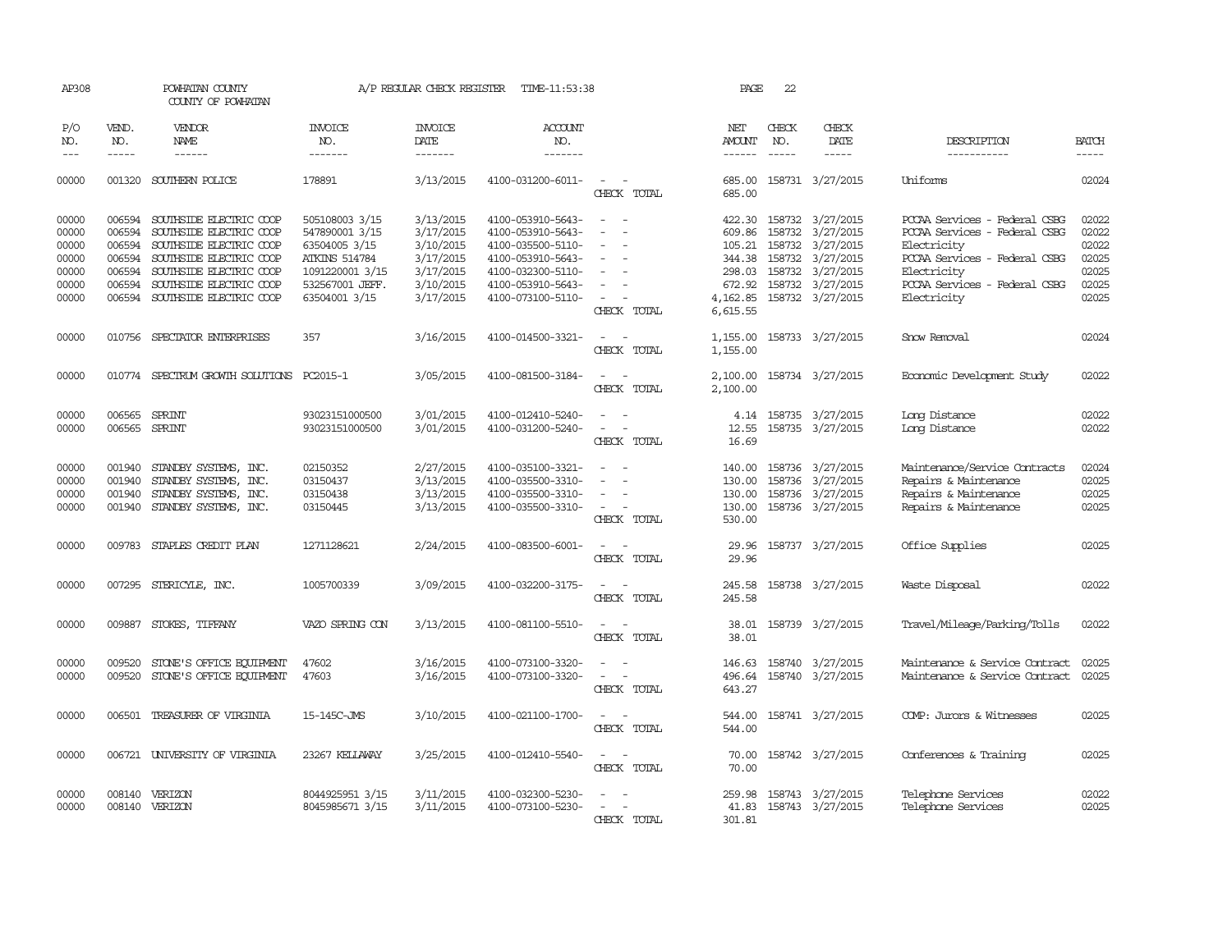AP308 POWHATAN COUNTY A/P REGULAR CHECK REGISTER TIME-11:53:38 PAGE 22
COUNTY OF POWHATAN

| P/O NO. | VEND. NO. | VENDOR NAME | INVOICE NO. | INVOICE DATE | ACCOUNT NO. | | NET AMOUNT | CHECK NO. | CHECK DATE | DESCRIPTION | BATCH |
|---|---|---|---|---|---|---|---|---|---|---|---|
| 00000 | 001320 | SOUTHERN POLICE | 178891 | 3/13/2015 | 4100-031200-6011- | - - | 685.00 | 158731 | 3/27/2015 | Uniforms | 02024 |
| | | | | | | CHECK TOTAL | 685.00 | | | | |
| 00000 | 006594 | SOUTHSIDE ELECTRIC COOP | 505108003 3/15 | 3/13/2015 | 4100-053910-5643- | - - | 422.30 | 158732 | 3/27/2015 | PCCAA Services - Federal CSBG | 02022 |
| 00000 | 006594 | SOUTHSIDE ELECTRIC COOP | 547890001 3/15 | 3/17/2015 | 4100-053910-5643- | - - | 609.86 | 158732 | 3/27/2015 | PCCAA Services - Federal CSBG | 02022 |
| 00000 | 006594 | SOUTHSIDE ELECTRIC COOP | 63504005 3/15 | 3/10/2015 | 4100-035500-5110- | - - | 105.21 | 158732 | 3/27/2015 | Electricity | 02022 |
| 00000 | 006594 | SOUTHSIDE ELECTRIC COOP | ATKINS 514784 | 3/17/2015 | 4100-053910-5643- | - - | 344.38 | 158732 | 3/27/2015 | PCCAA Services - Federal CSBG | 02025 |
| 00000 | 006594 | SOUTHSIDE ELECTRIC COOP | 1091220001 3/15 | 3/17/2015 | 4100-032300-5110- | - - | 298.03 | 158732 | 3/27/2015 | Electricity | 02025 |
| 00000 | 006594 | SOUTHSIDE ELECTRIC COOP | 532567001 JEFF. | 3/10/2015 | 4100-053910-5643- | - - | 672.92 | 158732 | 3/27/2015 | PCCAA Services - Federal CSBG | 02025 |
| 00000 | 006594 | SOUTHSIDE ELECTRIC COOP | 63504001 3/15 | 3/17/2015 | 4100-073100-5110- | - - | 4,162.85 | 158732 | 3/27/2015 | Electricity | 02025 |
| | | | | | | CHECK TOTAL | 6,615.55 | | | | |
| 00000 | 010756 | SPECTATOR ENTERPRISES | 357 | 3/16/2015 | 4100-014500-3321- | - - | 1,155.00 | 158733 | 3/27/2015 | Snow Removal | 02024 |
| | | | | | | CHECK TOTAL | 1,155.00 | | | | |
| 00000 | 010774 | SPECTRUM GROWTH SOLUTIONS | PC2015-1 | 3/05/2015 | 4100-081500-3184- | - - | 2,100.00 | 158734 | 3/27/2015 | Economic Development Study | 02022 |
| | | | | | | CHECK TOTAL | 2,100.00 | | | | |
| 00000 | 006565 | SPRINT | 93023151000500 | 3/01/2015 | 4100-012410-5240- | - - | 4.14 | 158735 | 3/27/2015 | Long Distance | 02022 |
| 00000 | 006565 | SPRINT | 93023151000500 | 3/01/2015 | 4100-031200-5240- | - - | 12.55 | 158735 | 3/27/2015 | Long Distance | 02022 |
| | | | | | | CHECK TOTAL | 16.69 | | | | |
| 00000 | 001940 | STANDBY SYSTEMS, INC. | 02150352 | 2/27/2015 | 4100-035100-3321- | - - | 140.00 | 158736 | 3/27/2015 | Maintenance/Service Contracts | 02024 |
| 00000 | 001940 | STANDBY SYSTEMS, INC. | 03150437 | 3/13/2015 | 4100-035500-3310- | - - | 130.00 | 158736 | 3/27/2015 | Repairs & Maintenance | 02025 |
| 00000 | 001940 | STANDBY SYSTEMS, INC. | 03150438 | 3/13/2015 | 4100-035500-3310- | - - | 130.00 | 158736 | 3/27/2015 | Repairs & Maintenance | 02025 |
| 00000 | 001940 | STANDBY SYSTEMS, INC. | 03150445 | 3/13/2015 | 4100-035500-3310- | - - | 130.00 | 158736 | 3/27/2015 | Repairs & Maintenance | 02025 |
| | | | | | | CHECK TOTAL | 530.00 | | | | |
| 00000 | 009783 | STAPLES CREDIT PLAN | 1271128621 | 2/24/2015 | 4100-083500-6001- | - - | 29.96 | 158737 | 3/27/2015 | Office Supplies | 02025 |
| | | | | | | CHECK TOTAL | 29.96 | | | | |
| 00000 | 007295 | STERICYLE, INC. | 1005700339 | 3/09/2015 | 4100-032200-3175- | - - | 245.58 | 158738 | 3/27/2015 | Waste Disposal | 02022 |
| | | | | | | CHECK TOTAL | 245.58 | | | | |
| 00000 | 009887 | STOKES, TIFFANY | VAZO SPRING CON | 3/13/2015 | 4100-081100-5510- | - - | 38.01 | 158739 | 3/27/2015 | Travel/Mileage/Parking/Tolls | 02022 |
| | | | | | | CHECK TOTAL | 38.01 | | | | |
| 00000 | 009520 | STONE'S OFFICE EQUIPMENT | 47602 | 3/16/2015 | 4100-073100-3320- | - - | 146.63 | 158740 | 3/27/2015 | Maintenance & Service Contract | 02025 |
| 00000 | 009520 | STONE'S OFFICE EQUIPMENT | 47603 | 3/16/2015 | 4100-073100-3320- | - - | 496.64 | 158740 | 3/27/2015 | Maintenance & Service Contract | 02025 |
| | | | | | | CHECK TOTAL | 643.27 | | | | |
| 00000 | 006501 | TREASURER OF VIRGINIA | 15-145C-JMS | 3/10/2015 | 4100-021100-1700- | - - | 544.00 | 158741 | 3/27/2015 | COMP: Jurors & Witnesses | 02025 |
| | | | | | | CHECK TOTAL | 544.00 | | | | |
| 00000 | 006721 | UNIVERSITY OF VIRGINIA | 23267 KELLAWAY | 3/25/2015 | 4100-012410-5540- | - - | 70.00 | 158742 | 3/27/2015 | Conferences & Training | 02025 |
| | | | | | | CHECK TOTAL | 70.00 | | | | |
| 00000 | 008140 | VERIZON | 8044925951 3/15 | 3/11/2015 | 4100-032300-5230- | - - | 259.98 | 158743 | 3/27/2015 | Telephone Services | 02022 |
| 00000 | 008140 | VERIZON | 8045985671 3/15 | 3/11/2015 | 4100-073100-5230- | - - | 41.83 | 158743 | 3/27/2015 | Telephone Services | 02025 |
| | | | | | | CHECK TOTAL | 301.81 | | | | |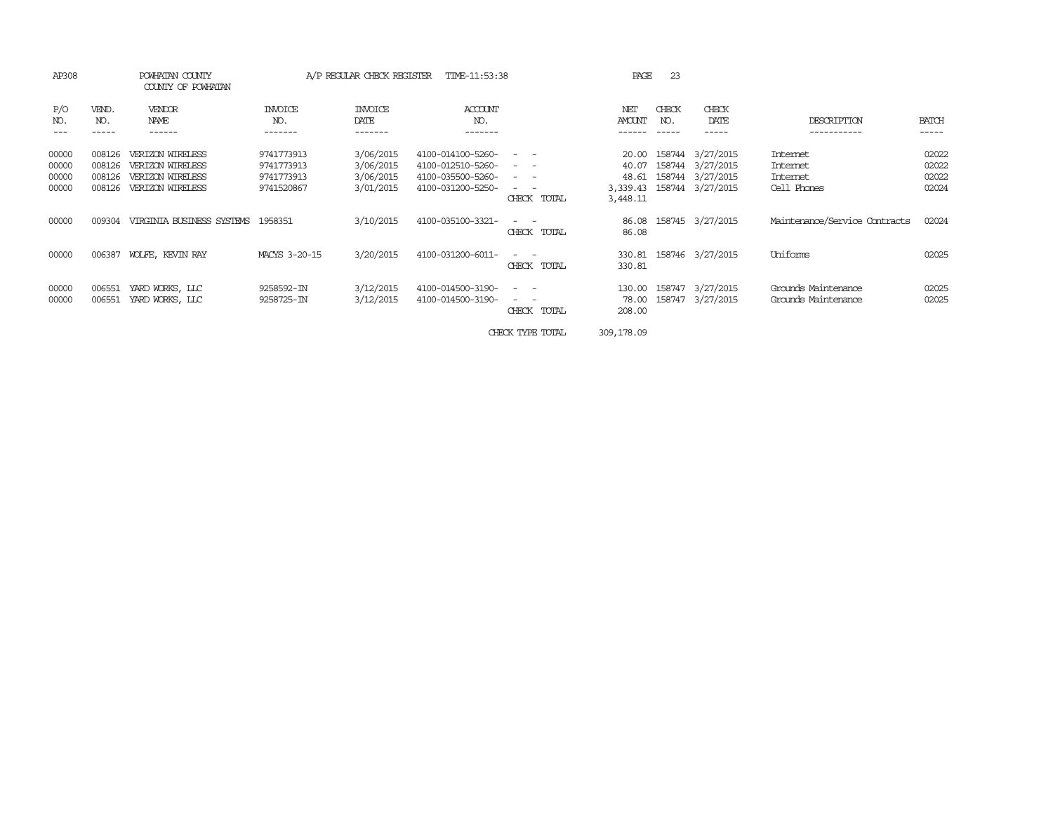AP308 POWHATAN COUNTY A/P REGULAR CHECK REGISTER TIME-11:53:38

COUNTY OF POWHATAN

| P/O NO. | VEND. NO. | VENDOR NAME | INVOICE NO. | INVOICE DATE | ACCOUNT NO. | | NET AMOUNT | CHECK NO. | CHECK DATE | DESCRIPTION | BATCH |
|---|---|---|---|---|---|---|---|---|---|---|---|
| 00000 | 008126 | VERIZON WIRELESS | 9741773913 | 3/06/2015 | 4100-014100-5260- | - - | 20.00 | 158744 | 3/27/2015 | Internet | 02022 |
| 00000 | 008126 | VERIZON WIRELESS | 9741773913 | 3/06/2015 | 4100-012510-5260- | - - | 40.07 | 158744 | 3/27/2015 | Internet | 02022 |
| 00000 | 008126 | VERIZON WIRELESS | 9741773913 | 3/06/2015 | 4100-035500-5260- | - - | 48.61 | 158744 | 3/27/2015 | Internet | 02022 |
| 00000 | 008126 | VERIZON WIRELESS | 9741520867 | 3/01/2015 | 4100-031200-5250- | - - | 3,339.43 | 158744 | 3/27/2015 | Cell Phones | 02024 |
| | | | | | | CHECK TOTAL | 3,448.11 | | | | |
| 00000 | 009304 | VIRGINIA BUSINESS SYSTEMS | 1958351 | 3/10/2015 | 4100-035100-3321- | - - | 86.08 | 158745 | 3/27/2015 | Maintenance/Service Contracts | 02024 |
| | | | | | | CHECK TOTAL | 86.08 | | | | |
| 00000 | 006387 | WOLFE, KEVIN RAY | MACYS 3-20-15 | 3/20/2015 | 4100-031200-6011- | - - | 330.81 | 158746 | 3/27/2015 | Uniforms | 02025 |
| | | | | | | CHECK TOTAL | 330.81 | | | | |
| 00000 | 006551 | YARD WORKS, LLC | 9258592-IN | 3/12/2015 | 4100-014500-3190- | - - | 130.00 | 158747 | 3/27/2015 | Grounds Maintenance | 02025 |
| 00000 | 006551 | YARD WORKS, LLC | 9258725-IN | 3/12/2015 | 4100-014500-3190- | - - | 78.00 | 158747 | 3/27/2015 | Grounds Maintenance | 02025 |
| | | | | | | CHECK TOTAL | 208.00 | | | | |
| | | | | | | CHECK TYPE TOTAL | 309,178.09 | | | | |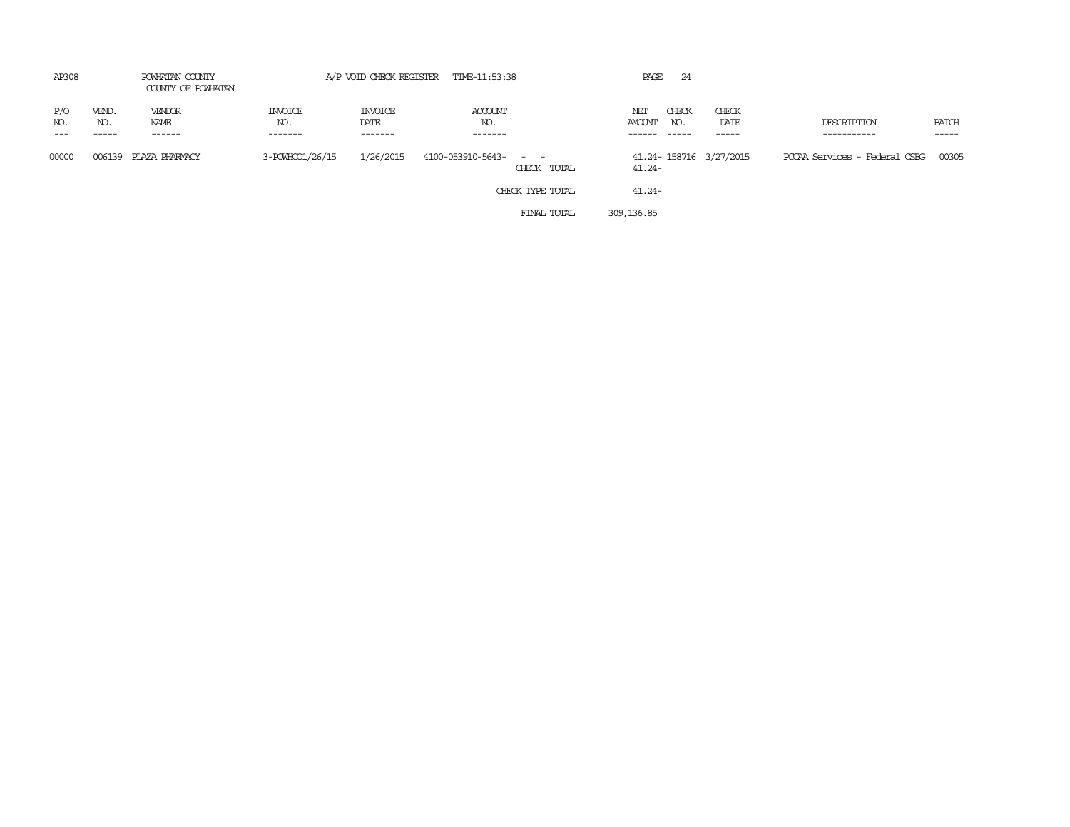AP308 POWHATAN COUNTY A/P VOID CHECK REGISTER TIME-11:53:38

COUNTY OF POWHATAN

| P/O NO. | VEND. NO. | VENDOR NAME | INVOICE NO. | INVOICE DATE | ACCOUNT NO. | | NET AMOUNT | CHECK NO. | CHECK DATE | DESCRIPTION | BATCH |
|---|---|---|---|---|---|---|---|---|---|---|---|
| 00000 | 006139 | PLAZA PHARMACY | 3-POWHCO1/26/15 | 1/26/2015 | 4100-053910-5643- - - | | 41.24- | 158716 | 3/27/2015 | PCCAA Services - Federal CSBG | 00305 |
| | | | | | | CHECK TOTAL | 41.24- | | | | |
| | | | | | | CHECK TYPE TOTAL | 41.24- | | | | |
| | | | | | | FINAL TOTAL | 309,136.85 | | | | |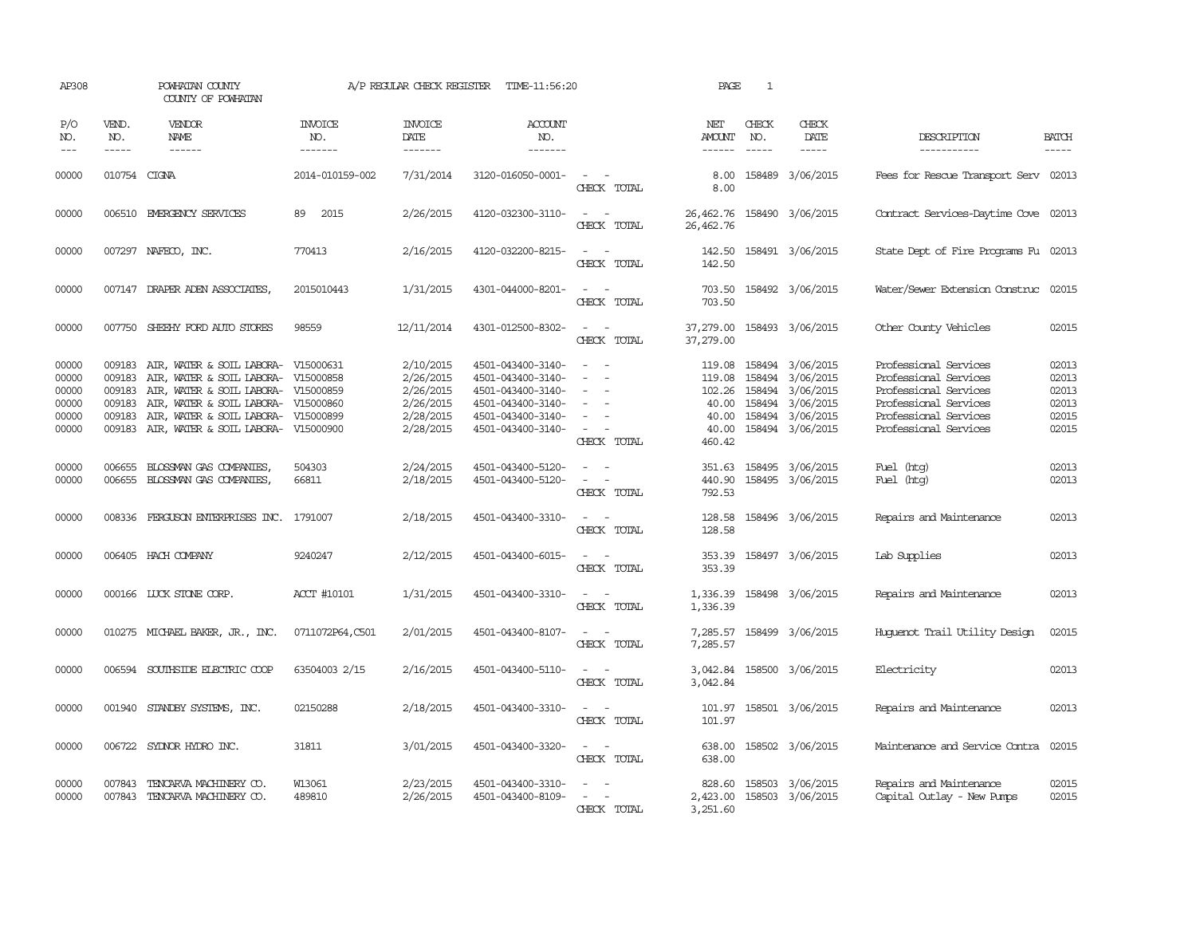AP308 POWHATAN COUNTY COUNTY OF POWHATAN A/P REGULAR CHECK REGISTER TIME-11:56:20 PAGE 1

| P/O NO. | VEND. NO. | VENDOR NAME | INVOICE NO. | INVOICE DATE | ACCOUNT NO. | | NET AMOUNT | CHECK NO. | CHECK DATE | DESCRIPTION | BATCH |
|---|---|---|---|---|---|---|---|---|---|---|---|
| 00000 | 010754 | CIGNA | 2014-010159-002 | 7/31/2014 | 3120-016050-0001- | - - | 8.00 | 158489 | 3/06/2015 | Fees for Rescue Transport Serv | 02013 |
| | | | | | | CHECK TOTAL | 8.00 | | | | |
| 00000 | 006510 | EMERGENCY SERVICES | 89 2015 | 2/26/2015 | 4120-032300-3110- | - - | 26,462.76 | 158490 | 3/06/2015 | Contract Services-Daytime Cove | 02013 |
| | | | | | | CHECK TOTAL | 26,462.76 | | | | |
| 00000 | 007297 | NAFECO, INC. | 770413 | 2/16/2015 | 4120-032200-8215- | - - | 142.50 | 158491 | 3/06/2015 | State Dept of Fire Programs Fu | 02013 |
| | | | | | | CHECK TOTAL | 142.50 | | | | |
| 00000 | 007147 | DRAPER ADEN ASSOCIATES, | 2015010443 | 1/31/2015 | 4301-044000-8201- | - - | 703.50 | 158492 | 3/06/2015 | Water/Sewer Extension Construc | 02015 |
| | | | | | | CHECK TOTAL | 703.50 | | | | |
| 00000 | 007750 | SHEEHY FORD AUTO STORES | 98559 | 12/11/2014 | 4301-012500-8302- | - - | 37,279.00 | 158493 | 3/06/2015 | Other County Vehicles | 02015 |
| | | | | | | CHECK TOTAL | 37,279.00 | | | | |
| 00000 | 009183 | AIR, WATER & SOIL LABORA- | V15000631 | 2/10/2015 | 4501-043400-3140- | - - | 119.08 | 158494 | 3/06/2015 | Professional Services | 02013 |
| 00000 | 009183 | AIR, WATER & SOIL LABORA- | V15000858 | 2/26/2015 | 4501-043400-3140- | - - | 119.08 | 158494 | 3/06/2015 | Professional Services | 02013 |
| 00000 | 009183 | AIR, WATER & SOIL LABORA- | V15000859 | 2/26/2015 | 4501-043400-3140- | - - | 102.26 | 158494 | 3/06/2015 | Professional Services | 02013 |
| 00000 | 009183 | AIR, WATER & SOIL LABORA- | V15000860 | 2/26/2015 | 4501-043400-3140- | - - | 40.00 | 158494 | 3/06/2015 | Professional Services | 02013 |
| 00000 | 009183 | AIR, WATER & SOIL LABORA- | V15000899 | 2/28/2015 | 4501-043400-3140- | - - | 40.00 | 158494 | 3/06/2015 | Professional Services | 02015 |
| 00000 | 009183 | AIR, WATER & SOIL LABORA- | V15000900 | 2/28/2015 | 4501-043400-3140- | - - | 40.00 | 158494 | 3/06/2015 | Professional Services | 02015 |
| | | | | | | CHECK TOTAL | 460.42 | | | | |
| 00000 | 006655 | BLOSSMAN GAS COMPANIES, | 504303 | 2/24/2015 | 4501-043400-5120- | - - | 351.63 | 158495 | 3/06/2015 | Fuel (htg) | 02013 |
| 00000 | 006655 | BLOSSMAN GAS COMPANIES, | 66811 | 2/18/2015 | 4501-043400-5120- | - - | 440.90 | 158495 | 3/06/2015 | Fuel (htg) | 02013 |
| | | | | | | CHECK TOTAL | 792.53 | | | | |
| 00000 | 008336 | FERGUSON ENTERPRISES INC. | 1791007 | 2/18/2015 | 4501-043400-3310- | - - | 128.58 | 158496 | 3/06/2015 | Repairs and Maintenance | 02013 |
| | | | | | | CHECK TOTAL | 128.58 | | | | |
| 00000 | 006405 | HACH COMPANY | 9240247 | 2/12/2015 | 4501-043400-6015- | - - | 353.39 | 158497 | 3/06/2015 | Lab Supplies | 02013 |
| | | | | | | CHECK TOTAL | 353.39 | | | | |
| 00000 | 000166 | LUCK STONE CORP. | ACCT #10101 | 1/31/2015 | 4501-043400-3310- | - - | 1,336.39 | 158498 | 3/06/2015 | Repairs and Maintenance | 02013 |
| | | | | | | CHECK TOTAL | 1,336.39 | | | | |
| 00000 | 010275 | MICHAEL BAKER, JR., INC. | 0711072P64,C501 | 2/01/2015 | 4501-043400-8107- | - - | 7,285.57 | 158499 | 3/06/2015 | Huguenot Trail Utility Design | 02015 |
| | | | | | | CHECK TOTAL | 7,285.57 | | | | |
| 00000 | 006594 | SOUTHSIDE ELECTRIC COOP | 63504003 2/15 | 2/16/2015 | 4501-043400-5110- | - - | 3,042.84 | 158500 | 3/06/2015 | Electricity | 02013 |
| | | | | | | CHECK TOTAL | 3,042.84 | | | | |
| 00000 | 001940 | STANDBY SYSTEMS, INC. | 02150288 | 2/18/2015 | 4501-043400-3310- | - - | 101.97 | 158501 | 3/06/2015 | Repairs and Maintenance | 02013 |
| | | | | | | CHECK TOTAL | 101.97 | | | | |
| 00000 | 006722 | SYDNOR HYDRO INC. | 31811 | 3/01/2015 | 4501-043400-3320- | - - | 638.00 | 158502 | 3/06/2015 | Maintenance and Service Contra | 02015 |
| | | | | | | CHECK TOTAL | 638.00 | | | | |
| 00000 | 007843 | TENCARVA MACHINERY CO. | W13061 | 2/23/2015 | 4501-043400-3310- | - - | 828.60 | 158503 | 3/06/2015 | Repairs and Maintenance | 02015 |
| 00000 | 007843 | TENCARVA MACHINERY CO. | 489810 | 2/26/2015 | 4501-043400-8109- | - - | 2,423.00 | 158503 | 3/06/2015 | Capital Outlay - New Pumps | 02015 |
| | | | | | | CHECK TOTAL | 3,251.60 | | | | |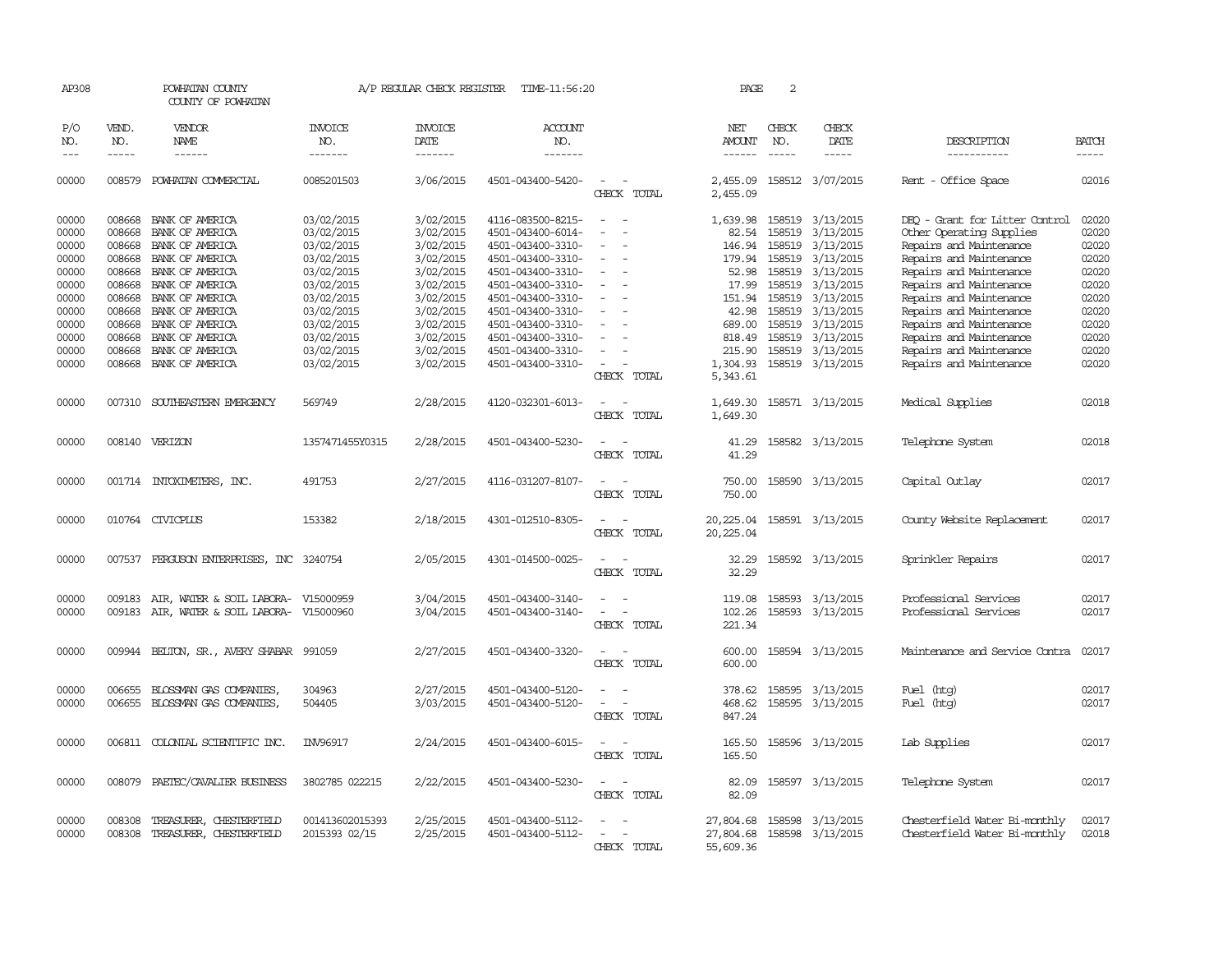AP308 POWHATAN COUNTY A/P REGULAR CHECK REGISTER TIME-11:56:20 PAGE 2

COUNTY OF POWHATAN

| P/O NO. | VEND. NO. | VENDOR NAME | INVOICE NO. | INVOICE DATE | ACCOUNT NO. | | NET AMOUNT | CHECK NO. | CHECK DATE | DESCRIPTION | BATCH |
|---|---|---|---|---|---|---|---|---|---|---|---|
| 00000 | 008579 | POWHATAN COMMERCIAL | 0085201503 | 3/06/2015 | 4501-043400-5420- | - - | 2,455.09 | 158512 | 3/07/2015 | Rent - Office Space | 02016 |
| | | | | | | CHECK TOTAL | 2,455.09 | | | | |
| 00000 | 008668 | BANK OF AMERICA | 03/02/2015 | 3/02/2015 | 4116-083500-8215- | - - | 1,639.98 | 158519 | 3/13/2015 | DEQ - Grant for Litter Control | 02020 |
| 00000 | 008668 | BANK OF AMERICA | 03/02/2015 | 3/02/2015 | 4501-043400-6014- | - - | 82.54 | 158519 | 3/13/2015 | Other Operating Supplies | 02020 |
| 00000 | 008668 | BANK OF AMERICA | 03/02/2015 | 3/02/2015 | 4501-043400-3310- | - - | 146.94 | 158519 | 3/13/2015 | Repairs and Maintenance | 02020 |
| 00000 | 008668 | BANK OF AMERICA | 03/02/2015 | 3/02/2015 | 4501-043400-3310- | - - | 179.94 | 158519 | 3/13/2015 | Repairs and Maintenance | 02020 |
| 00000 | 008668 | BANK OF AMERICA | 03/02/2015 | 3/02/2015 | 4501-043400-3310- | - - | 52.98 | 158519 | 3/13/2015 | Repairs and Maintenance | 02020 |
| 00000 | 008668 | BANK OF AMERICA | 03/02/2015 | 3/02/2015 | 4501-043400-3310- | - - | 17.99 | 158519 | 3/13/2015 | Repairs and Maintenance | 02020 |
| 00000 | 008668 | BANK OF AMERICA | 03/02/2015 | 3/02/2015 | 4501-043400-3310- | - - | 151.94 | 158519 | 3/13/2015 | Repairs and Maintenance | 02020 |
| 00000 | 008668 | BANK OF AMERICA | 03/02/2015 | 3/02/2015 | 4501-043400-3310- | - - | 42.98 | 158519 | 3/13/2015 | Repairs and Maintenance | 02020 |
| 00000 | 008668 | BANK OF AMERICA | 03/02/2015 | 3/02/2015 | 4501-043400-3310- | - - | 689.00 | 158519 | 3/13/2015 | Repairs and Maintenance | 02020 |
| 00000 | 008668 | BANK OF AMERICA | 03/02/2015 | 3/02/2015 | 4501-043400-3310- | - - | 818.49 | 158519 | 3/13/2015 | Repairs and Maintenance | 02020 |
| 00000 | 008668 | BANK OF AMERICA | 03/02/2015 | 3/02/2015 | 4501-043400-3310- | - - | 215.90 | 158519 | 3/13/2015 | Repairs and Maintenance | 02020 |
| 00000 | 008668 | BANK OF AMERICA | 03/02/2015 | 3/02/2015 | 4501-043400-3310- | - - | 1,304.93 | 158519 | 3/13/2015 | Repairs and Maintenance | 02020 |
| | | | | | | CHECK TOTAL | 5,343.61 | | | | |
| 00000 | 007310 | SOUTHEASTERN EMERGENCY | 569749 | 2/28/2015 | 4120-032301-6013- | - - | 1,649.30 | 158571 | 3/13/2015 | Medical Supplies | 02018 |
| | | | | | | CHECK TOTAL | 1,649.30 | | | | |
| 00000 | 008140 | VERIZON | 1357471455Y0315 | 2/28/2015 | 4501-043400-5230- | - - | 41.29 | 158582 | 3/13/2015 | Telephone System | 02018 |
| | | | | | | CHECK TOTAL | 41.29 | | | | |
| 00000 | 001714 | INTOXIMETERS, INC. | 491753 | 2/27/2015 | 4116-031207-8107- | - - | 750.00 | 158590 | 3/13/2015 | Capital Outlay | 02017 |
| | | | | | | CHECK TOTAL | 750.00 | | | | |
| 00000 | 010764 | CIVICPLUS | 153382 | 2/18/2015 | 4301-012510-8305- | - - | 20,225.04 | 158591 | 3/13/2015 | County Website Replacement | 02017 |
| | | | | | | CHECK TOTAL | 20,225.04 | | | | |
| 00000 | 007537 | FERGUSON ENTERPRISES, INC | 3240754 | 2/05/2015 | 4301-014500-0025- | - - | 32.29 | 158592 | 3/13/2015 | Sprinkler Repairs | 02017 |
| | | | | | | CHECK TOTAL | 32.29 | | | | |
| 00000 | 009183 | AIR, WATER & SOIL LABORA- | V15000959 | 3/04/2015 | 4501-043400-3140- | - - | 119.08 | 158593 | 3/13/2015 | Professional Services | 02017 |
| 00000 | 009183 | AIR, WATER & SOIL LABORA- | V15000960 | 3/04/2015 | 4501-043400-3140- | - - | 102.26 | 158593 | 3/13/2015 | Professional Services | 02017 |
| | | | | | | CHECK TOTAL | 221.34 | | | | |
| 00000 | 009944 | BELTON, SR., AVERY SHABAR | 991059 | 2/27/2015 | 4501-043400-3320- | - - | 600.00 | 158594 | 3/13/2015 | Maintenance and Service Contra | 02017 |
| | | | | | | CHECK TOTAL | 600.00 | | | | |
| 00000 | 006655 | BLOSSMAN GAS COMPANIES, | 304963 | 2/27/2015 | 4501-043400-5120- | - - | 378.62 | 158595 | 3/13/2015 | Fuel (htg) | 02017 |
| 00000 | 006655 | BLOSSMAN GAS COMPANIES, | 504405 | 3/03/2015 | 4501-043400-5120- | - - | 468.62 | 158595 | 3/13/2015 | Fuel (htg) | 02017 |
| | | | | | | CHECK TOTAL | 847.24 | | | | |
| 00000 | 006811 | COLONIAL SCIENTIFIC INC. | INV96917 | 2/24/2015 | 4501-043400-6015- | - - | 165.50 | 158596 | 3/13/2015 | Lab Supplies | 02017 |
| | | | | | | CHECK TOTAL | 165.50 | | | | |
| 00000 | 008079 | PAETEC/CAVALIER BUSINESS | 3802785 022215 | 2/22/2015 | 4501-043400-5230- | - - | 82.09 | 158597 | 3/13/2015 | Telephone System | 02017 |
| | | | | | | CHECK TOTAL | 82.09 | | | | |
| 00000 | 008308 | TREASURER, CHESTERFIELD | 001413602015393 | 2/25/2015 | 4501-043400-5112- | - - | 27,804.68 | 158598 | 3/13/2015 | Chesterfield Water Bi-monthly | 02017 |
| 00000 | 008308 | TREASURER, CHESTERFIELD | 2015393 02/15 | 2/25/2015 | 4501-043400-5112- | - - | 27,804.68 | 158598 | 3/13/2015 | Chesterfield Water Bi-monthly | 02018 |
| | | | | | | CHECK TOTAL | 55,609.36 | | | | |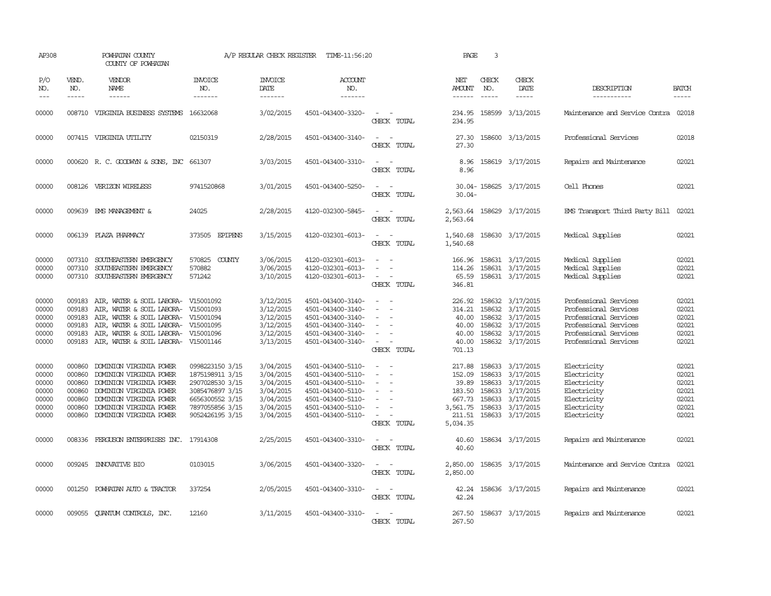AP308 POWHATAN COUNTY A/P REGULAR CHECK REGISTER TIME-11:56:20 PAGE 3

COUNTY OF POWHATAN

| P/O NO. | VEND. NO. | VENDOR NAME | INVOICE NO. | INVOICE DATE | ACCOUNT NO. | | NET AMOUNT | CHECK NO. | CHECK DATE | DESCRIPTION | BATCH |
|---|---|---|---|---|---|---|---|---|---|---|---|
| 00000 | 008710 | VIRGINIA BUSINESS SYSTEMS | 16632068 | 3/02/2015 | 4501-043400-3320- | - - | 234.95 | 158599 | 3/13/2015 | Maintenance and Service Contra | 02018 |
| | | | | | | CHECK TOTAL | 234.95 | | | | |
| 00000 | 007415 | VIRGINIA UTILITY | 02150319 | 2/28/2015 | 4501-043400-3140- | - - | 27.30 | 158600 | 3/13/2015 | Professional Services | 02018 |
| | | | | | | CHECK TOTAL | 27.30 | | | | |
| 00000 | 000620 | R. C. GOODWYN & SONS, INC | 661307 | 3/03/2015 | 4501-043400-3310- | - - | 8.96 | 158619 | 3/17/2015 | Repairs and Maintenance | 02021 |
| | | | | | | CHECK TOTAL | 8.96 | | | | |
| 00000 | 008126 | VERIZON WIRELESS | 9741520868 | 3/01/2015 | 4501-043400-5250- | - - | 30.04- | 158625 | 3/17/2015 | Cell Phones | 02021 |
| | | | | | | CHECK TOTAL | 30.04- | | | | |
| 00000 | 009639 | EMS MANAGEMENT & | 24025 | 2/28/2015 | 4120-032300-5845- | - - | 2,563.64 | 158629 | 3/17/2015 | EMS Transport Third Party Bill | 02021 |
| | | | | | | CHECK TOTAL | 2,563.64 | | | | |
| 00000 | 006139 | PLAZA PHARMACY | 373505 EPIPENS | 3/15/2015 | 4120-032301-6013- | - - | 1,540.68 | 158630 | 3/17/2015 | Medical Supplies | 02021 |
| | | | | | | CHECK TOTAL | 1,540.68 | | | | |
| 00000 | 007310 | SOUTHEASTERN EMERGENCY | 570825 COUNTY | 3/06/2015 | 4120-032301-6013- | - - | 166.96 | 158631 | 3/17/2015 | Medical Supplies | 02021 |
| 00000 | 007310 | SOUTHEASTERN EMERGENCY | 570882 | 3/06/2015 | 4120-032301-6013- | - - | 114.26 | 158631 | 3/17/2015 | Medical Supplies | 02021 |
| 00000 | 007310 | SOUTHEASTERN EMERGENCY | 571242 | 3/10/2015 | 4120-032301-6013- | - - | 65.59 | 158631 | 3/17/2015 | Medical Supplies | 02021 |
| | | | | | | CHECK TOTAL | 346.81 | | | | |
| 00000 | 009183 | AIR, WATER & SOIL LABORA- | V15001092 | 3/12/2015 | 4501-043400-3140- | - - | 226.92 | 158632 | 3/17/2015 | Professional Services | 02021 |
| 00000 | 009183 | AIR, WATER & SOIL LABORA- | V15001093 | 3/12/2015 | 4501-043400-3140- | - - | 314.21 | 158632 | 3/17/2015 | Professional Services | 02021 |
| 00000 | 009183 | AIR, WATER & SOIL LABORA- | V15001094 | 3/12/2015 | 4501-043400-3140- | - - | 40.00 | 158632 | 3/17/2015 | Professional Services | 02021 |
| 00000 | 009183 | AIR, WATER & SOIL LABORA- | V15001095 | 3/12/2015 | 4501-043400-3140- | - - | 40.00 | 158632 | 3/17/2015 | Professional Services | 02021 |
| 00000 | 009183 | AIR, WATER & SOIL LABORA- | V15001096 | 3/12/2015 | 4501-043400-3140- | - - | 40.00 | 158632 | 3/17/2015 | Professional Services | 02021 |
| 00000 | 009183 | AIR, WATER & SOIL LABORA- | V15001146 | 3/13/2015 | 4501-043400-3140- | - - | 40.00 | 158632 | 3/17/2015 | Professional Services | 02021 |
| | | | | | | CHECK TOTAL | 701.13 | | | | |
| 00000 | 000860 | DOMINION VIRGINIA POWER | 0998223150 3/15 | 3/04/2015 | 4501-043400-5110- | - - | 217.88 | 158633 | 3/17/2015 | Electricity | 02021 |
| 00000 | 000860 | DOMINION VIRGINIA POWER | 1875198911 3/15 | 3/04/2015 | 4501-043400-5110- | - - | 152.09 | 158633 | 3/17/2015 | Electricity | 02021 |
| 00000 | 000860 | DOMINION VIRGINIA POWER | 2907028530 3/15 | 3/04/2015 | 4501-043400-5110- | - - | 39.89 | 158633 | 3/17/2015 | Electricity | 02021 |
| 00000 | 000860 | DOMINION VIRGINIA POWER | 3085476897 3/15 | 3/04/2015 | 4501-043400-5110- | - - | 183.50 | 158633 | 3/17/2015 | Electricity | 02021 |
| 00000 | 000860 | DOMINION VIRGINIA POWER | 6656300552 3/15 | 3/04/2015 | 4501-043400-5110- | - - | 667.73 | 158633 | 3/17/2015 | Electricity | 02021 |
| 00000 | 000860 | DOMINION VIRGINIA POWER | 7897055856 3/15 | 3/04/2015 | 4501-043400-5110- | - - | 3,561.75 | 158633 | 3/17/2015 | Electricity | 02021 |
| 00000 | 000860 | DOMINION VIRGINIA POWER | 9052426195 3/15 | 3/04/2015 | 4501-043400-5110- | - - | 211.51 | 158633 | 3/17/2015 | Electricity | 02021 |
| | | | | | | CHECK TOTAL | 5,034.35 | | | | |
| 00000 | 008336 | FERGUSON ENTERPRISES INC. | 17914308 | 2/25/2015 | 4501-043400-3310- | - - | 40.60 | 158634 | 3/17/2015 | Repairs and Maintenance | 02021 |
| | | | | | | CHECK TOTAL | 40.60 | | | | |
| 00000 | 009245 | INNOVATIVE BIO | 0103015 | 3/06/2015 | 4501-043400-3320- | - - | 2,850.00 | 158635 | 3/17/2015 | Maintenance and Service Contra | 02021 |
| | | | | | | CHECK TOTAL | 2,850.00 | | | | |
| 00000 | 001250 | POWHATAN AUTO & TRACTOR | 337254 | 2/05/2015 | 4501-043400-3310- | - - | 42.24 | 158636 | 3/17/2015 | Repairs and Maintenance | 02021 |
| | | | | | | CHECK TOTAL | 42.24 | | | | |
| 00000 | 009055 | QUANTUM CONTROLS, INC. | 12160 | 3/11/2015 | 4501-043400-3310- | - - | 267.50 | 158637 | 3/17/2015 | Repairs and Maintenance | 02021 |
| | | | | | | CHECK TOTAL | 267.50 | | | | |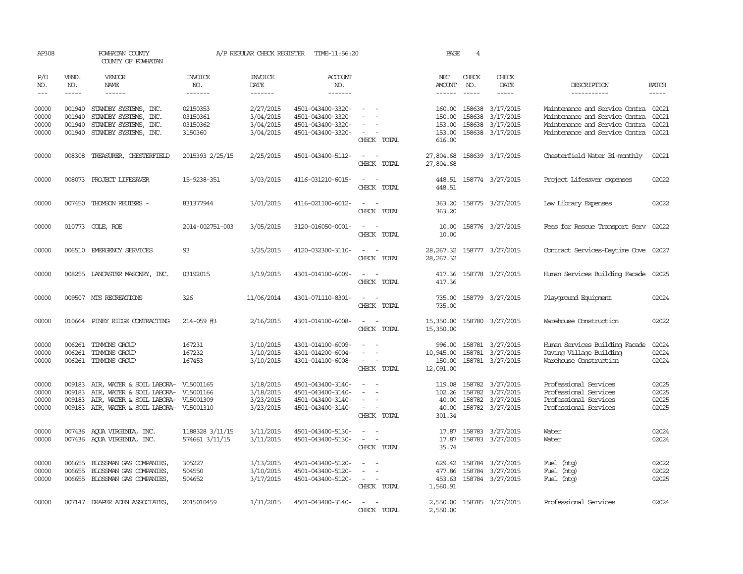AP308 POWHATAN COUNTY A/P REGULAR CHECK REGISTER TIME-11:56:20 PAGE 4
COUNTY OF POWHATAN

| P/O NO. | VEND. NO. | VENDOR NAME | INVOICE NO. | INVOICE DATE | ACCOUNT NO. | | NET AMOUNT | CHECK NO. | CHECK DATE | DESCRIPTION | BATCH |
|---|---|---|---|---|---|---|---|---|---|---|---|
| 00000 | 001940 | STANDBY SYSTEMS, INC. | 02150353 | 2/27/2015 | 4501-043400-3320- | - - | 160.00 | 158638 | 3/17/2015 | Maintenance and Service Contra | 02021 |
| 00000 | 001940 | STANDBY SYSTEMS, INC. | 03150361 | 3/04/2015 | 4501-043400-3320- | - - | 150.00 | 158638 | 3/17/2015 | Maintenance and Service Contra | 02021 |
| 00000 | 001940 | STANDBY SYSTEMS, INC. | 03150362 | 3/04/2015 | 4501-043400-3320- | - - | 153.00 | 158638 | 3/17/2015 | Maintenance and Service Contra | 02021 |
| 00000 | 001940 | STANDBY SYSTEMS, INC. | 3150360 | 3/04/2015 | 4501-043400-3320- | - - | 153.00 | 158638 | 3/17/2015 | Maintenance and Service Contra | 02021 |
| | | | | | | CHECK TOTAL | 616.00 | | | | |
| 00000 | 008308 | TREASURER, CHESTERFIELD | 2015393 2/25/15 | 2/25/2015 | 4501-043400-5112- | - - | 27,804.68 | 158639 | 3/17/2015 | Chesterfield Water Bi-monthly | 02021 |
| | | | | | | CHECK TOTAL | 27,804.68 | | | | |
| 00000 | 008073 | PROJECT LIFESAVER | 15-9238-351 | 3/03/2015 | 4116-031210-6015- | - - | 448.51 | 158774 | 3/27/2015 | Project Lifesaver expenses | 02022 |
| | | | | | | CHECK TOTAL | 448.51 | | | | |
| 00000 | 007450 | THOMSON REUTERS - | 831377944 | 3/01/2015 | 4116-021100-6012- | - - | 363.20 | 158775 | 3/27/2015 | Law Library Expenses | 02022 |
| | | | | | | CHECK TOTAL | 363.20 | | | | |
| 00000 | 010773 | COLE, ROE | 2014-002751-003 | 3/05/2015 | 3120-016050-0001- | - - | 10.00 | 158776 | 3/27/2015 | Fees for Rescue Transport Serv | 02022 |
| | | | | | | CHECK TOTAL | 10.00 | | | | |
| 00000 | 006510 | EMERGENCY SERVICES | 93 | 3/25/2015 | 4120-032300-3110- | - - | 28,267.32 | 158777 | 3/27/2015 | Contract Services-Daytime Cove | 02027 |
| | | | | | | CHECK TOTAL | 28,267.32 | | | | |
| 00000 | 008255 | LANCASTER MASONRY, INC. | 03192015 | 3/19/2015 | 4301-014100-6009- | - - | 417.36 | 158778 | 3/27/2015 | Human Services Building Facade | 02025 |
| | | | | | | CHECK TOTAL | 417.36 | | | | |
| 00000 | 009507 | MTS RECREATIONS | 326 | 11/06/2014 | 4301-071110-8301- | - - | 735.00 | 158779 | 3/27/2015 | Playground Equipment | 02024 |
| | | | | | | CHECK TOTAL | 735.00 | | | | |
| 00000 | 010664 | PINEY RIDGE CONTRACTING | 214-059 #3 | 2/16/2015 | 4301-014100-6008- | - - | 15,350.00 | 158780 | 3/27/2015 | Warehouse Construction | 02022 |
| | | | | | | CHECK TOTAL | 15,350.00 | | | | |
| 00000 | 006261 | TIMMONS GROUP | 167231 | 3/10/2015 | 4301-014100-6009- | - - | 996.00 | 158781 | 3/27/2015 | Human Services Building Facade | 02024 |
| 00000 | 006261 | TIMMONS GROUP | 167232 | 3/10/2015 | 4301-014200-6004- | - - | 10,945.00 | 158781 | 3/27/2015 | Paving Village Building | 02024 |
| 00000 | 006261 | TIMMONS GROUP | 167453 | 3/10/2015 | 4301-014100-6008- | - - | 150.00 | 158781 | 3/27/2015 | Warehouse Construction | 02024 |
| | | | | | | CHECK TOTAL | 12,091.00 | | | | |
| 00000 | 009183 | AIR, WATER & SOIL LABORA- | V15001165 | 3/18/2015 | 4501-043400-3140- | - - | 119.08 | 158782 | 3/27/2015 | Professional Services | 02025 |
| 00000 | 009183 | AIR, WATER & SOIL LABORA- | V15001166 | 3/18/2015 | 4501-043400-3140- | - - | 102.26 | 158782 | 3/27/2015 | Professional Services | 02025 |
| 00000 | 009183 | AIR, WATER & SOIL LABORA- | V15001309 | 3/23/2015 | 4501-043400-3140- | - - | 40.00 | 158782 | 3/27/2015 | Professional Services | 02025 |
| 00000 | 009183 | AIR, WATER & SOIL LABORA- | V15001310 | 3/23/2015 | 4501-043400-3140- | - - | 40.00 | 158782 | 3/27/2015 | Professional Services | 02025 |
| | | | | | | CHECK TOTAL | 301.34 | | | | |
| 00000 | 007436 | AQUA VIRGINIA, INC. | 1188328 3/11/15 | 3/11/2015 | 4501-043400-5130- | - - | 17.87 | 158783 | 3/27/2015 | Water | 02024 |
| 00000 | 007436 | AQUA VIRGINIA, INC. | 574661 3/11/15 | 3/11/2015 | 4501-043400-5130- | - - | 17.87 | 158783 | 3/27/2015 | Water | 02024 |
| | | | | | | CHECK TOTAL | 35.74 | | | | |
| 00000 | 006655 | BLOSSMAN GAS COMPANIES, | 305227 | 3/13/2015 | 4501-043400-5120- | - - | 629.42 | 158784 | 3/27/2015 | Fuel (htg) | 02022 |
| 00000 | 006655 | BLOSSMAN GAS COMPANIES, | 504550 | 3/10/2015 | 4501-043400-5120- | - - | 477.86 | 158784 | 3/27/2015 | Fuel (htg) | 02022 |
| 00000 | 006655 | BLOSSMAN GAS COMPANIES, | 504652 | 3/17/2015 | 4501-043400-5120- | - - | 453.63 | 158784 | 3/27/2015 | Fuel (htg) | 02025 |
| | | | | | | CHECK TOTAL | 1,560.91 | | | | |
| 00000 | 007147 | DRAPER ADEN ASSOCIATES, | 2015010459 | 1/31/2015 | 4501-043400-3140- | - - | 2,550.00 | 158785 | 3/27/2015 | Professional Services | 02024 |
| | | | | | | CHECK TOTAL | 2,550.00 | | | | |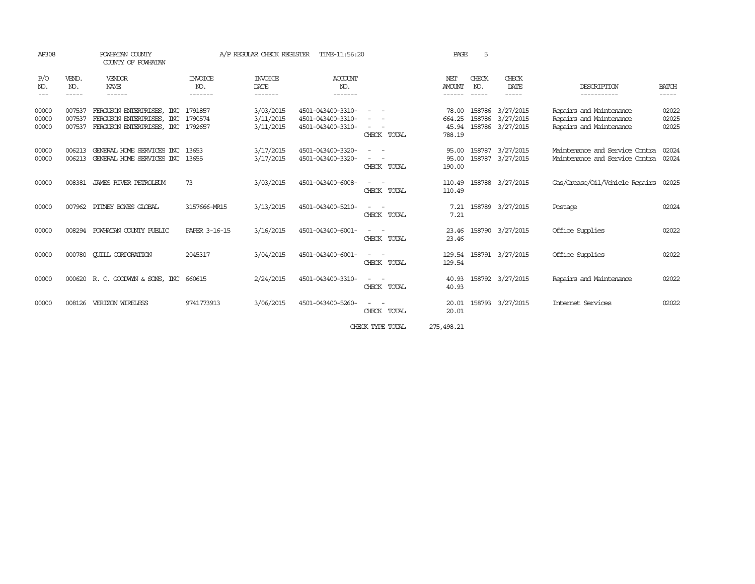AP308 POWHATAN COUNTY A/P REGULAR CHECK REGISTER TIME-11:56:20

COUNTY OF POWHATAN

| P/O NO. | VEND. NO. | VENDOR NAME | INVOICE NO. | INVOICE DATE | ACCOUNT NO. | | NET AMOUNT | CHECK NO. | CHECK DATE | DESCRIPTION | BATCH |
|---|---|---|---|---|---|---|---|---|---|---|---|
| 00000 | 007537 | FERGUSON ENTERPRISES, INC | 1791857 | 3/03/2015 | 4501-043400-3310- | - - | 78.00 | 158786 | 3/27/2015 | Repairs and Maintenance | 02022 |
| 00000 | 007537 | FERGUSON ENTERPRISES, INC | 1790574 | 3/11/2015 | 4501-043400-3310- | - - | 664.25 | 158786 | 3/27/2015 | Repairs and Maintenance | 02025 |
| 00000 | 007537 | FERGUSON ENTERPRISES, INC | 1792657 | 3/11/2015 | 4501-043400-3310- | - - | 45.94 | 158786 | 3/27/2015 | Repairs and Maintenance | 02025 |
| | | | | | | CHECK TOTAL | 788.19 | | | | |
| 00000 | 006213 | GENERAL HOME SERVICES INC | 13653 | 3/17/2015 | 4501-043400-3320- | - - | 95.00 | 158787 | 3/27/2015 | Maintenance and Service Contra | 02024 |
| 00000 | 006213 | GENERAL HOME SERVICES INC | 13655 | 3/17/2015 | 4501-043400-3320- | - - | 95.00 | 158787 | 3/27/2015 | Maintenance and Service Contra | 02024 |
| | | | | | | CHECK TOTAL | 190.00 | | | | |
| 00000 | 008381 | JAMES RIVER PETROLEUM | 73 | 3/03/2015 | 4501-043400-6008- | - - | 110.49 | 158788 | 3/27/2015 | Gas/Grease/Oil/Vehicle Repairs | 02025 |
| | | | | | | CHECK TOTAL | 110.49 | | | | |
| 00000 | 007962 | PITNEY BOWES GLOBAL | 3157666-MR15 | 3/13/2015 | 4501-043400-5210- | - - | 7.21 | 158789 | 3/27/2015 | Postage | 02024 |
| | | | | | | CHECK TOTAL | 7.21 | | | | |
| 00000 | 008294 | POWHATAN COUNTY PUBLIC | PAPER 3-16-15 | 3/16/2015 | 4501-043400-6001- | - - | 23.46 | 158790 | 3/27/2015 | Office Supplies | 02022 |
| | | | | | | CHECK TOTAL | 23.46 | | | | |
| 00000 | 000780 | QUILL CORPORATION | 2045317 | 3/04/2015 | 4501-043400-6001- | - - | 129.54 | 158791 | 3/27/2015 | Office Supplies | 02022 |
| | | | | | | CHECK TOTAL | 129.54 | | | | |
| 00000 | 000620 | R. C. GOODWYN & SONS, INC | 660615 | 2/24/2015 | 4501-043400-3310- | - - | 40.93 | 158792 | 3/27/2015 | Repairs and Maintenance | 02022 |
| | | | | | | CHECK TOTAL | 40.93 | | | | |
| 00000 | 008126 | VERIZON WIRELESS | 9741773913 | 3/06/2015 | 4501-043400-5260- | - - | 20.01 | 158793 | 3/27/2015 | Internet Services | 02022 |
| | | | | | | CHECK TOTAL | 20.01 | | | | |
| | | | | | | CHECK TYPE TOTAL | 275,498.21 | | | | |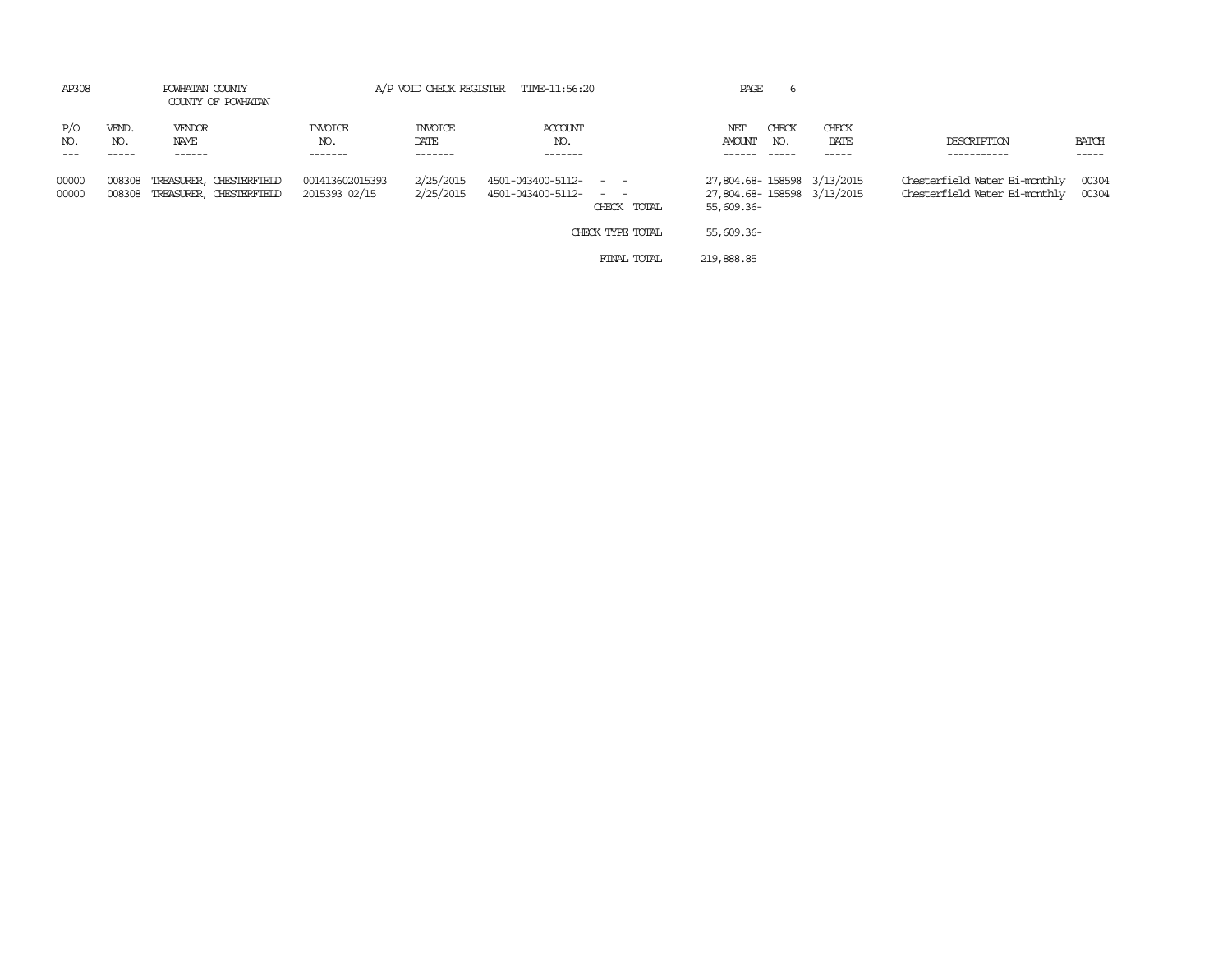AP308 POWHATAN COUNTY A/P VOID CHECK REGISTER TIME-11:56:20

COUNTY OF POWHATAN

| P/O NO. | VEND. NO. | VENDOR NAME | INVOICE NO. | INVOICE DATE | ACCOUNT NO. | | NET AMOUNT | CHECK NO. | CHECK DATE | DESCRIPTION | BATCH |
|---|---|---|---|---|---|---|---|---|---|---|---|
| 00000 | 008308 | TREASURER, CHESTERFIELD | 001413602015393 | 2/25/2015 | 4501-043400-5112- | - - | 27,804.68- | 158598 | 3/13/2015 | Chesterfield Water Bi-monthly | 00304 |
| 00000 | 008308 | TREASURER, CHESTERFIELD | 2015393 02/15 | 2/25/2015 | 4501-043400-5112- | - - | 27,804.68- | 158598 | 3/13/2015 | Chesterfield Water Bi-monthly | 00304 |
| | | | | | | CHECK TOTAL | 55,609.36- | | | | |
| | | | | | | CHECK TYPE TOTAL | 55,609.36- | | | | |
| | | | | | | FINAL TOTAL | 219,888.85 | | | | |